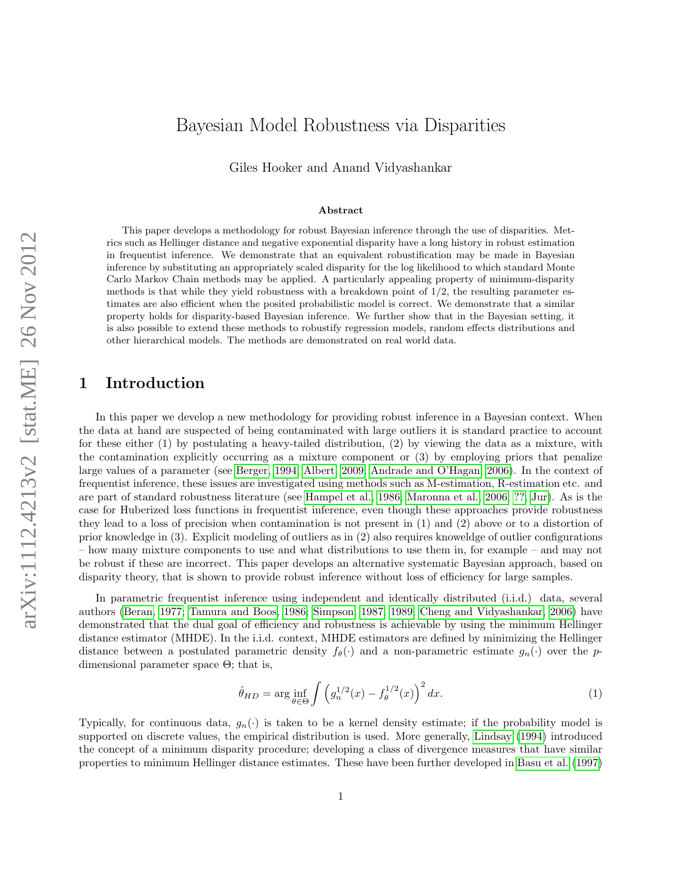# Bayesian Model Robustness via Disparities

Giles Hooker and Anand Vidyashankar

### Abstract

This paper develops a methodology for robust Bayesian inference through the use of disparities. Metrics such as Hellinger distance and negative exponential disparity have a long history in robust estimation in frequentist inference. We demonstrate that an equivalent robustification may be made in Bayesian inference by substituting an appropriately scaled disparity for the log likelihood to which standard Monte Carlo Markov Chain methods may be applied. A particularly appealing property of minimum-disparity methods is that while they yield robustness with a breakdown point of 1/2, the resulting parameter estimates are also efficient when the posited probabilistic model is correct. We demonstrate that a similar property holds for disparity-based Bayesian inference. We further show that in the Bayesian setting, it is also possible to extend these methods to robustify regression models, random effects distributions and other hierarchical models. The methods are demonstrated on real world data.

## 1 Introduction

In this paper we develop a new methodology for providing robust inference in a Bayesian context. When the data at hand are suspected of being contaminated with large outliers it is standard practice to account for these either (1) by postulating a heavy-tailed distribution, (2) by viewing the data as a mixture, with the contamination explicitly occurring as a mixture component or (3) by employing priors that penalize large values of a parameter (see Berger, 1994; Albert, 2009; Andrade and O'Hagan, 2006). In the context of frequentist inference, these issues are investigated using methods such as M-estimation, R-estimation etc. and are part of standard robustness literature (see Hampel et al., 1986; Maronna et al., 2006; ??; Jur). As is the case for Huberized loss functions in frequentist inference, even though these approaches provide robustness they lead to a loss of precision when contamination is not present in (1) and (2) above or to a distortion of prior knowledge in (3). Explicit modeling of outliers as in (2) also requires knoweldge of outlier configurations – how many mixture components to use and what distributions to use them in, for example – and may not be robust if these are incorrect. This paper develops an alternative systematic Bayesian approach, based on disparity theory, that is shown to provide robust inference without loss of efficiency for large samples.

In parametric frequentist inference using independent and identically distributed (i.i.d.) data, several authors (Beran, 1977; Tamura and Boos, 1986; Simpson, 1987, 1989; Cheng and Vidyashankar, 2006) have demonstrated that the dual goal of efficiency and robustness is achievable by using the minimum Hellinger distance estimator (MHDE). In the i.i.d. context, MHDE estimators are defined by minimizing the Hellinger distance between a postulated parametric density $f_\theta(\cdot)$ and a non-parametric estimate $g_n(\cdot)$ over the $p$-dimensional parameter space $\Theta$; that is,

$$\hat{\theta}_{HD} = \arg \inf_{\theta \in \Theta} \int \left( g_n^{1/2}(x) - f_\theta^{1/2}(x) \right)^2 dx. \tag{1}$$

Typically, for continuous data, $g_n(\cdot)$ is taken to be a kernel density estimate; if the probability model is supported on discrete values, the empirical distribution is used. More generally, Lindsay (1994) introduced the concept of a minimum disparity procedure; developing a class of divergence measures that have similar properties to minimum Hellinger distance estimates. These have been further developed in Basu et al. (1997)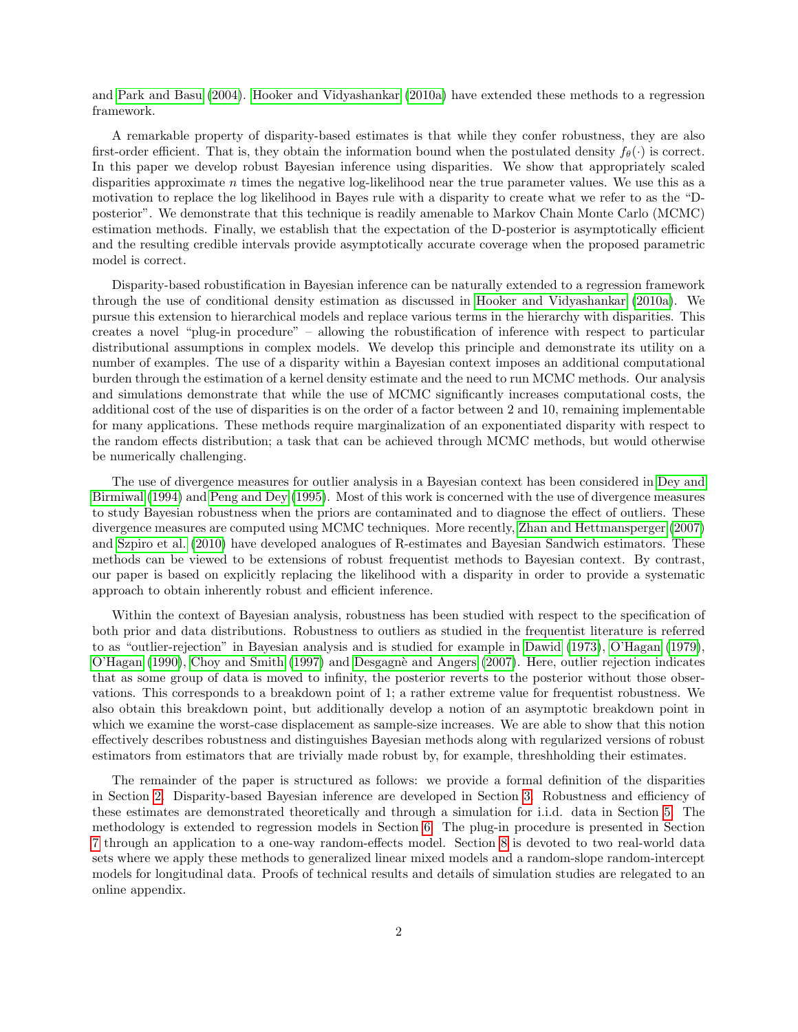and Park and Basu (2004). Hooker and Vidyashankar (2010a) have extended these methods to a regression framework.

A remarkable property of disparity-based estimates is that while they confer robustness, they are also first-order efficient. That is, they obtain the information bound when the postulated density $f_\theta(\cdot)$ is correct. In this paper we develop robust Bayesian inference using disparities. We show that appropriately scaled disparities approximate $n$ times the negative log-likelihood near the true parameter values. We use this as a motivation to replace the log likelihood in Bayes rule with a disparity to create what we refer to as the "D-posterior". We demonstrate that this technique is readily amenable to Markov Chain Monte Carlo (MCMC) estimation methods. Finally, we establish that the expectation of the D-posterior is asymptotically efficient and the resulting credible intervals provide asymptotically accurate coverage when the proposed parametric model is correct.

Disparity-based robustification in Bayesian inference can be naturally extended to a regression framework through the use of conditional density estimation as discussed in Hooker and Vidyashankar (2010a). We pursue this extension to hierarchical models and replace various terms in the hierarchy with disparities. This creates a novel "plug-in procedure" – allowing the robustification of inference with respect to particular distributional assumptions in complex models. We develop this principle and demonstrate its utility on a number of examples. The use of a disparity within a Bayesian context imposes an additional computational burden through the estimation of a kernel density estimate and the need to run MCMC methods. Our analysis and simulations demonstrate that while the use of MCMC significantly increases computational costs, the additional cost of the use of disparities is on the order of a factor between 2 and 10, remaining implementable for many applications. These methods require marginalization of an exponentiated disparity with respect to the random effects distribution; a task that can be achieved through MCMC methods, but would otherwise be numerically challenging.

The use of divergence measures for outlier analysis in a Bayesian context has been considered in Dey and Birmiwal (1994) and Peng and Dey (1995). Most of this work is concerned with the use of divergence measures to study Bayesian robustness when the priors are contaminated and to diagnose the effect of outliers. These divergence measures are computed using MCMC techniques. More recently, Zhan and Hettmansperger (2007) and Szpiro et al. (2010) have developed analogues of R-estimates and Bayesian Sandwich estimators. These methods can be viewed to be extensions of robust frequentist methods to Bayesian context. By contrast, our paper is based on explicitly replacing the likelihood with a disparity in order to provide a systematic approach to obtain inherently robust and efficient inference.

Within the context of Bayesian analysis, robustness has been studied with respect to the specification of both prior and data distributions. Robustness to outliers as studied in the frequentist literature is referred to as "outlier-rejection" in Bayesian analysis and is studied for example in Dawid (1973), O'Hagan (1979), O'Hagan (1990), Choy and Smith (1997) and Desgagnè and Angers (2007). Here, outlier rejection indicates that as some group of data is moved to infinity, the posterior reverts to the posterior without those observations. This corresponds to a breakdown point of 1; a rather extreme value for frequentist robustness. We also obtain this breakdown point, but additionally develop a notion of an asymptotic breakdown point in which we examine the worst-case displacement as sample-size increases. We are able to show that this notion effectively describes robustness and distinguishes Bayesian methods along with regularized versions of robust estimators from estimators that are trivially made robust by, for example, threshholding their estimates.

The remainder of the paper is structured as follows: we provide a formal definition of the disparities in Section 2. Disparity-based Bayesian inference are developed in Section 3. Robustness and efficiency of these estimates are demonstrated theoretically and through a simulation for i.i.d. data in Section 5. The methodology is extended to regression models in Section 6. The plug-in procedure is presented in Section 7 through an application to a one-way random-effects model. Section 8 is devoted to two real-world data sets where we apply these methods to generalized linear mixed models and a random-slope random-intercept models for longitudinal data. Proofs of technical results and details of simulation studies are relegated to an online appendix.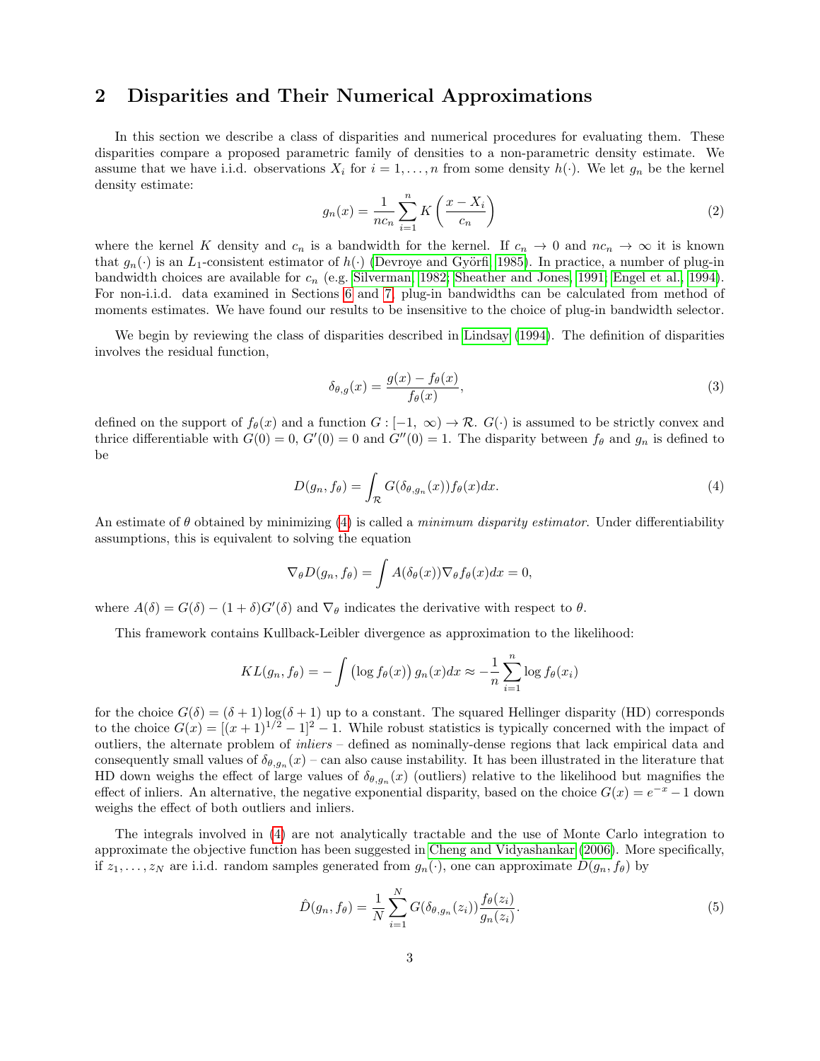## 2 Disparities and Their Numerical Approximations

In this section we describe a class of disparities and numerical procedures for evaluating them. These disparities compare a proposed parametric family of densities to a non-parametric density estimate. We assume that we have i.i.d. observations $X_i$ for $i = 1, \ldots, n$ from some density $h(\cdot)$. We let $g_n$ be the kernel density estimate:

$$g_n(x) = \frac{1}{nc_n} \sum_{i=1}^{n} K\left(\frac{x - X_i}{c_n}\right) \tag{2}$$

where the kernel $K$ density and $c_n$ is a bandwidth for the kernel. If $c_n \to 0$ and $nc_n \to \infty$ it is known that $g_n(\cdot)$ is an $L_1$-consistent estimator of $h(\cdot)$ (Devroye and Györfi, 1985). In practice, a number of plug-in bandwidth choices are available for $c_n$ (e.g. Silverman, 1982; Sheather and Jones, 1991; Engel et al., 1994). For non-i.i.d. data examined in Sections 6 and 7, plug-in bandwidths can be calculated from method of moments estimates. We have found our results to be insensitive to the choice of plug-in bandwidth selector.

We begin by reviewing the class of disparities described in Lindsay (1994). The definition of disparities involves the residual function,

$$\delta_{\theta,g}(x) = \frac{g(x) - f_\theta(x)}{f_\theta(x)}, \tag{3}$$

defined on the support of $f_\theta(x)$ and a function $G : [-1, \infty) \to \mathcal{R}$. $G(\cdot)$ is assumed to be strictly convex and thrice differentiable with $G(0) = 0$, $G'(0) = 0$ and $G''(0) = 1$. The disparity between $f_\theta$ and $g_n$ is defined to be

$$D(g_n, f_\theta) = \int_{\mathcal{R}} G(\delta_{\theta,g_n}(x)) f_\theta(x) dx. \tag{4}$$

An estimate of $\theta$ obtained by minimizing (4) is called a *minimum disparity estimator*. Under differentiability assumptions, this is equivalent to solving the equation

$$\nabla_\theta D(g_n, f_\theta) = \int A(\delta_\theta(x)) \nabla_\theta f_\theta(x) dx = 0,$$

where $A(\delta) = G(\delta) - (1 + \delta)G'(\delta)$ and $\nabla_\theta$ indicates the derivative with respect to $\theta$.

This framework contains Kullback-Leibler divergence as approximation to the likelihood:

$$KL(g_n, f_\theta) = -\int \left(\log f_\theta(x)\right) g_n(x) dx \approx -\frac{1}{n} \sum_{i=1}^{n} \log f_\theta(x_i)$$

for the choice $G(\delta) = (\delta + 1)\log(\delta + 1)$ up to a constant. The squared Hellinger disparity (HD) corresponds to the choice $G(x) = [(x + 1)^{1/2} - 1]^2 - 1$. While robust statistics is typically concerned with the impact of outliers, the alternate problem of *inliers* – defined as nominally-dense regions that lack empirical data and consequently small values of $\delta_{\theta,g_n}(x)$ – can also cause instability. It has been illustrated in the literature that HD down weighs the effect of large values of $\delta_{\theta,g_n}(x)$ (outliers) relative to the likelihood but magnifies the effect of inliers. An alternative, the negative exponential disparity, based on the choice $G(x) = e^{-x} - 1$ down weighs the effect of both outliers and inliers.

The integrals involved in (4) are not analytically tractable and the use of Monte Carlo integration to approximate the objective function has been suggested in Cheng and Vidyashankar (2006). More specifically, if $z_1, \ldots, z_N$ are i.i.d. random samples generated from $g_n(\cdot)$, one can approximate $D(g_n, f_\theta)$ by

$$\hat{D}(g_n, f_\theta) = \frac{1}{N} \sum_{i=1}^{N} G(\delta_{\theta,g_n}(z_i)) \frac{f_\theta(z_i)}{g_n(z_i)}. \tag{5}$$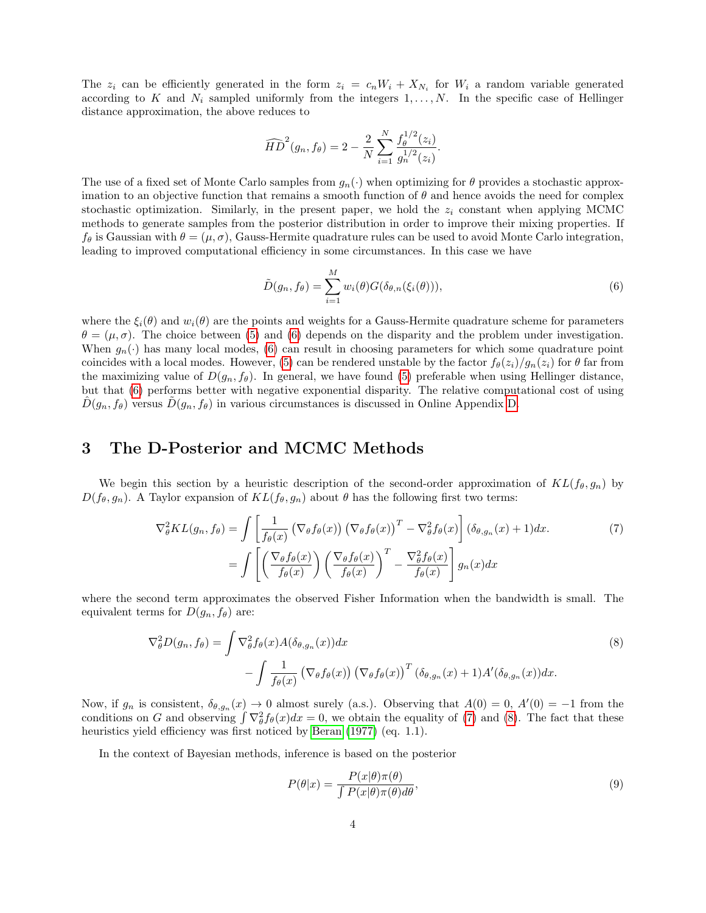The $z_i$ can be efficiently generated in the form $z_i = c_n W_i + X_{N_i}$ for $W_i$ a random variable generated according to $K$ and $N_i$ sampled uniformly from the integers $1, \ldots, N$. In the specific case of Hellinger distance approximation, the above reduces to

$$\widehat{HD}^2(g_n, f_\theta) = 2 - \frac{2}{N} \sum_{i=1}^{N} \frac{f_\theta^{1/2}(z_i)}{g_n^{1/2}(z_i)}.$$

The use of a fixed set of Monte Carlo samples from $g_n(\cdot)$ when optimizing for $\theta$ provides a stochastic approximation to an objective function that remains a smooth function of $\theta$ and hence avoids the need for complex stochastic optimization. Similarly, in the present paper, we hold the $z_i$ constant when applying MCMC methods to generate samples from the posterior distribution in order to improve their mixing properties. If $f_\theta$ is Gaussian with $\theta = (\mu, \sigma)$, Gauss-Hermite quadrature rules can be used to avoid Monte Carlo integration, leading to improved computational efficiency in some circumstances. In this case we have

$$\tilde{D}(g_n, f_\theta) = \sum_{i=1}^{M} w_i(\theta) G(\delta_{\theta,n}(\xi_i(\theta))), \tag{6}$$

where the $\xi_i(\theta)$ and $w_i(\theta)$ are the points and weights for a Gauss-Hermite quadrature scheme for parameters $\theta = (\mu, \sigma)$. The choice between (5) and (6) depends on the disparity and the problem under investigation. When $g_n(\cdot)$ has many local modes, (6) can result in choosing parameters for which some quadrature point coincides with a local modes. However, (5) can be rendered unstable by the factor $f_\theta(z_i)/g_n(z_i)$ for $\theta$ far from the maximizing value of $D(g_n, f_\theta)$. In general, we have found (5) preferable when using Hellinger distance, but that (6) performs better with negative exponential disparity. The relative computational cost of using $\hat{D}(g_n, f_\theta)$ versus $\tilde{D}(g_n, f_\theta)$ in various circumstances is discussed in Online Appendix D.

# 3 The D-Posterior and MCMC Methods

We begin this section by a heuristic description of the second-order approximation of $KL(f_\theta, g_n)$ by $D(f_\theta, g_n)$. A Taylor expansion of $KL(f_\theta, g_n)$ about $\theta$ has the following first two terms:

$$\begin{aligned}
\nabla_\theta^2 KL(g_n, f_\theta) &= \int \left[ \frac{1}{f_\theta(x)} \left(\nabla_\theta f_\theta(x)\right) \left(\nabla_\theta f_\theta(x)\right)^T - \nabla_\theta^2 f_\theta(x) \right] (\delta_{\theta, g_n}(x) + 1) dx. \\
&= \int \left[ \left( \frac{\nabla_\theta f_\theta(x)}{f_\theta(x)} \right) \left( \frac{\nabla_\theta f_\theta(x)}{f_\theta(x)} \right)^T - \frac{\nabla_\theta^2 f_\theta(x)}{f_\theta(x)} \right] g_n(x) dx
\end{aligned} \tag{7}$$

where the second term approximates the observed Fisher Information when the bandwidth is small. The equivalent terms for $D(g_n, f_\theta)$ are:

$$\begin{aligned}
\nabla_\theta^2 D(g_n, f_\theta) &= \int \nabla_\theta^2 f_\theta(x) A(\delta_{\theta, g_n}(x)) dx \\
&\quad - \int \frac{1}{f_\theta(x)} \left(\nabla_\theta f_\theta(x)\right) \left(\nabla_\theta f_\theta(x)\right)^T (\delta_{\theta, g_n}(x) + 1) A'(\delta_{\theta, g_n}(x)) dx.
\end{aligned} \tag{8}$$

Now, if $g_n$ is consistent, $\delta_{\theta, g_n}(x) \to 0$ almost surely (a.s.). Observing that $A(0) = 0$, $A'(0) = -1$ from the conditions on $G$ and observing $\int \nabla_\theta^2 f_\theta(x) dx = 0$, we obtain the equality of (7) and (8). The fact that these heuristics yield efficiency was first noticed by Beran (1977) (eq. 1.1).

In the context of Bayesian methods, inference is based on the posterior

$$P(\theta|x) = \frac{P(x|\theta)\pi(\theta)}{\int P(x|\theta)\pi(\theta) d\theta}, \tag{9}$$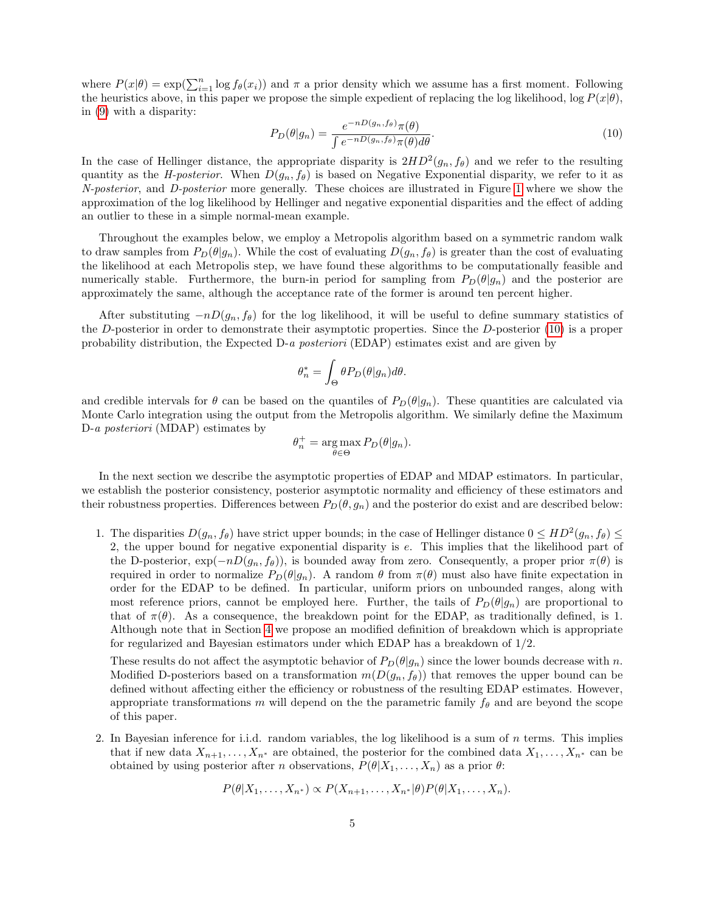where $P(x|\theta) = \exp(\sum_{i=1}^{n} \log f_\theta(x_i))$ and $\pi$ a prior density which we assume has a first moment. Following the heuristics above, in this paper we propose the simple expedient of replacing the log likelihood, $\log P(x|\theta)$, in (9) with a disparity:

$$P_D(\theta|g_n) = \frac{e^{-nD(g_n, f_\theta)}\pi(\theta)}{\int e^{-nD(g_n, f_\theta)}\pi(\theta)d\theta}. \tag{10}$$

In the case of Hellinger distance, the appropriate disparity is $2HD^2(g_n, f_\theta)$ and we refer to the resulting quantity as the *H-posterior*. When $D(g_n, f_\theta)$ is based on Negative Exponential disparity, we refer to it as *N-posterior*, and *D-posterior* more generally. These choices are illustrated in Figure 1 where we show the approximation of the log likelihood by Hellinger and negative exponential disparities and the effect of adding an outlier to these in a simple normal-mean example.

Throughout the examples below, we employ a Metropolis algorithm based on a symmetric random walk to draw samples from $P_D(\theta|g_n)$. While the cost of evaluating $D(g_n, f_\theta)$ is greater than the cost of evaluating the likelihood at each Metropolis step, we have found these algorithms to be computationally feasible and numerically stable. Furthermore, the burn-in period for sampling from $P_D(\theta|g_n)$ and the posterior are approximately the same, although the acceptance rate of the former is around ten percent higher.

After substituting $-nD(g_n, f_\theta)$ for the log likelihood, it will be useful to define summary statistics of the $D$-posterior in order to demonstrate their asymptotic properties. Since the $D$-posterior (10) is a proper probability distribution, the Expected D-*a posteriori* (EDAP) estimates exist and are given by

$$\theta_n^* = \int_\Theta \theta P_D(\theta|g_n)d\theta.$$

and credible intervals for $\theta$ can be based on the quantiles of $P_D(\theta|g_n)$. These quantities are calculated via Monte Carlo integration using the output from the Metropolis algorithm. We similarly define the Maximum D-*a posteriori* (MDAP) estimates by

$$\theta_n^+ = \arg\max_{\theta \in \Theta} P_D(\theta|g_n).$$

In the next section we describe the asymptotic properties of EDAP and MDAP estimators. In particular, we establish the posterior consistency, posterior asymptotic normality and efficiency of these estimators and their robustness properties. Differences between $P_D(\theta, g_n)$ and the posterior do exist and are described below:

1. The disparities $D(g_n, f_\theta)$ have strict upper bounds; in the case of Hellinger distance $0 \leq HD^2(g_n, f_\theta) \leq 2$, the upper bound for negative exponential disparity is $e$. This implies that the likelihood part of the D-posterior, $\exp(-nD(g_n, f_\theta))$, is bounded away from zero. Consequently, a proper prior $\pi(\theta)$ is required in order to normalize $P_D(\theta|g_n)$. A random $\theta$ from $\pi(\theta)$ must also have finite expectation in order for the EDAP to be defined. In particular, uniform priors on unbounded ranges, along with most reference priors, cannot be employed here. Further, the tails of $P_D(\theta|g_n)$ are proportional to that of $\pi(\theta)$. As a consequence, the breakdown point for the EDAP, as traditionally defined, is 1. Although note that in Section 4 we propose an modified definition of breakdown which is appropriate for regularized and Bayesian estimators under which EDAP has a breakdown of 1/2.

   These results do not affect the asymptotic behavior of $P_D(\theta|g_n)$ since the lower bounds decrease with $n$. Modified D-posteriors based on a transformation $m(D(g_n, f_\theta))$ that removes the upper bound can be defined without affecting either the efficiency or robustness of the resulting EDAP estimates. However, appropriate transformations $m$ will depend on the the parametric family $f_\theta$ and are beyond the scope of this paper.

2. In Bayesian inference for i.i.d. random variables, the log likelihood is a sum of $n$ terms. This implies that if new data $X_{n+1}, \ldots, X_{n^*}$ are obtained, the posterior for the combined data $X_1, \ldots, X_{n^*}$ can be obtained by using posterior after $n$ observations, $P(\theta|X_1, \ldots, X_n)$ as a prior $\theta$:

$$P(\theta|X_1, \ldots, X_{n^*}) \propto P(X_{n+1}, \ldots, X_{n^*}|\theta)P(\theta|X_1, \ldots, X_n).$$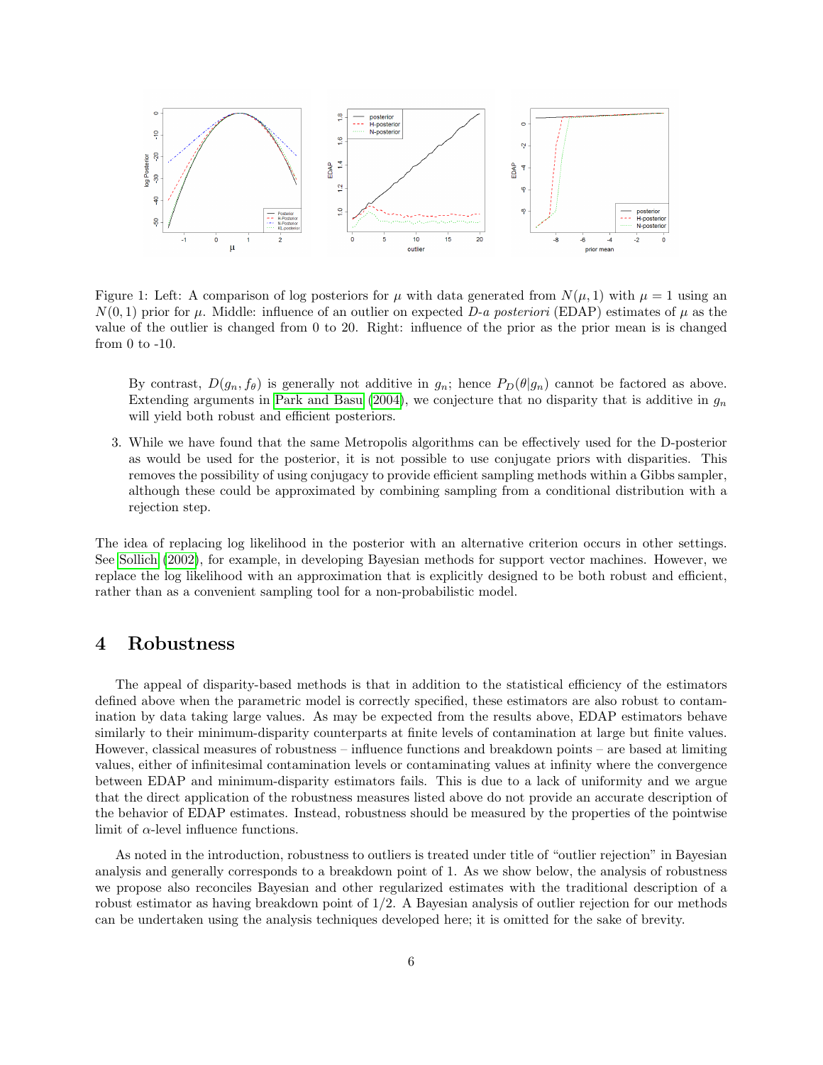Figure 1: Left: A comparison of log posteriors for $\mu$ with data generated from $N(\mu, 1)$ with $\mu = 1$ using an $N(0, 1)$ prior for $\mu$. Middle: influence of an outlier on expected *D-a posteriori* (EDAP) estimates of $\mu$ as the value of the outlier is changed from 0 to 20. Right: influence of the prior as the prior mean is is changed from 0 to -10.

By contrast, $D(g_n, f_\theta)$ is generally not additive in $g_n$; hence $P_D(\theta|g_n)$ cannot be factored as above. Extending arguments in Park and Basu (2004), we conjecture that no disparity that is additive in $g_n$ will yield both robust and efficient posteriors.

3. While we have found that the same Metropolis algorithms can be effectively used for the D-posterior as would be used for the posterior, it is not possible to use conjugate priors with disparities. This removes the possibility of using conjugacy to provide efficient sampling methods within a Gibbs sampler, although these could be approximated by combining sampling from a conditional distribution with a rejection step.

The idea of replacing log likelihood in the posterior with an alternative criterion occurs in other settings. See Sollich (2002), for example, in developing Bayesian methods for support vector machines. However, we replace the log likelihood with an approximation that is explicitly designed to be both robust and efficient, rather than as a convenient sampling tool for a non-probabilistic model.

## 4 Robustness

The appeal of disparity-based methods is that in addition to the statistical efficiency of the estimators defined above when the parametric model is correctly specified, these estimators are also robust to contamination by data taking large values. As may be expected from the results above, EDAP estimators behave similarly to their minimum-disparity counterparts at finite levels of contamination at large but finite values. However, classical measures of robustness – influence functions and breakdown points – are based at limiting values, either of infinitesimal contamination levels or contaminating values at infinity where the convergence between EDAP and minimum-disparity estimators fails. This is due to a lack of uniformity and we argue that the direct application of the robustness measures listed above do not provide an accurate description of the behavior of EDAP estimates. Instead, robustness should be measured by the properties of the pointwise limit of $\alpha$-level influence functions.

As noted in the introduction, robustness to outliers is treated under title of "outlier rejection" in Bayesian analysis and generally corresponds to a breakdown point of 1. As we show below, the analysis of robustness we propose also reconciles Bayesian and other regularized estimates with the traditional description of a robust estimator as having breakdown point of 1/2. A Bayesian analysis of outlier rejection for our methods can be undertaken using the analysis techniques developed here; it is omitted for the sake of brevity.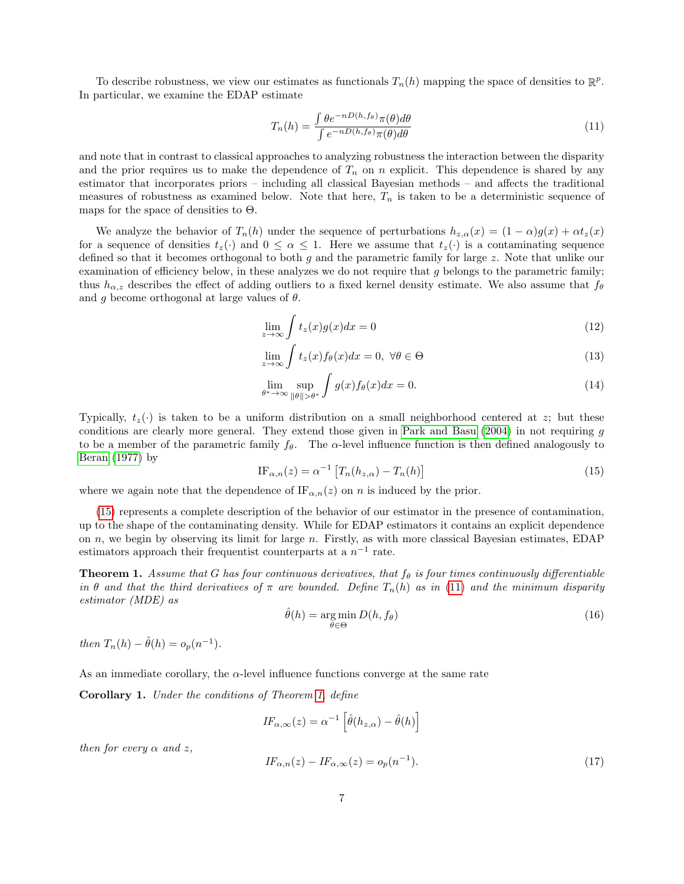To describe robustness, we view our estimates as functionals $T_n(h)$ mapping the space of densities to $\mathbb{R}^p$. In particular, we examine the EDAP estimate

$$T_n(h) = \frac{\int \theta e^{-nD(h,f_\theta)}\pi(\theta)d\theta}{\int e^{-nD(h,f_\theta)}\pi(\theta)d\theta} \tag{11}$$

and note that in contrast to classical approaches to analyzing robustness the interaction between the disparity and the prior requires us to make the dependence of $T_n$ on $n$ explicit. This dependence is shared by any estimator that incorporates priors – including all classical Bayesian methods – and affects the traditional measures of robustness as examined below. Note that here, $T_n$ is taken to be a deterministic sequence of maps for the space of densities to $\Theta$.

We analyze the behavior of $T_n(h)$ under the sequence of perturbations $h_{z,\alpha}(x) = (1-\alpha)g(x) + \alpha t_z(x)$ for a sequence of densities $t_z(\cdot)$ and $0 \leq \alpha \leq 1$. Here we assume that $t_z(\cdot)$ is a contaminating sequence defined so that it becomes orthogonal to both $g$ and the parametric family for large $z$. Note that unlike our examination of efficiency below, in these analyzes we do not require that $g$ belongs to the parametric family; thus $h_{\alpha,z}$ describes the effect of adding outliers to a fixed kernel density estimate. We also assume that $f_\theta$ and $g$ become orthogonal at large values of $\theta$.

$$\lim_{z\to\infty} \int t_z(x)g(x)dx = 0 \tag{12}$$

$$\lim_{z\to\infty} \int t_z(x)f_\theta(x)dx = 0, \ \forall\theta\in\Theta \tag{13}$$

$$\lim_{\theta^*\to\infty} \sup_{\|\theta\|>\theta^*} \int g(x)f_\theta(x)dx = 0. \tag{14}$$

Typically, $t_z(\cdot)$ is taken to be a uniform distribution on a small neighborhood centered at $z$; but these conditions are clearly more general. They extend those given in Park and Basu (2004) in not requiring $g$ to be a member of the parametric family $f_\theta$. The $\alpha$-level influence function is then defined analogously to Beran (1977) by

$$\text{IF}_{\alpha,n}(z) = \alpha^{-1}\left[T_n(h_{z,\alpha}) - T_n(h)\right] \tag{15}$$

where we again note that the dependence of $\text{IF}_{\alpha,n}(z)$ on $n$ is induced by the prior.

(15) represents a complete description of the behavior of our estimator in the presence of contamination, up to the shape of the contaminating density. While for EDAP estimators it contains an explicit dependence on $n$, we begin by observing its limit for large $n$. Firstly, as with more classical Bayesian estimates, EDAP estimators approach their frequentist counterparts at a $n^{-1}$ rate.

**Theorem 1.** *Assume that $G$ has four continuous derivatives, that $f_\theta$ is four times continuously differentiable in $\theta$ and that the third derivatives of $\pi$ are bounded. Define $T_n(h)$ as in (11) and the minimum disparity estimator (MDE) as*

$$\hat{\theta}(h) = \arg\min_{\theta\in\Theta} D(h, f_\theta) \tag{16}$$

*then $T_n(h) - \hat{\theta}(h) = o_p(n^{-1})$.*

As an immediate corollary, the $\alpha$-level influence functions converge at the same rate

**Corollary 1.** *Under the conditions of Theorem 1, define*

$$IF_{\alpha,\infty}(z) = \alpha^{-1}\left[\hat{\theta}(h_{z,\alpha}) - \hat{\theta}(h)\right]$$

*then for every $\alpha$ and $z$,*

$$IF_{\alpha,n}(z) - IF_{\alpha,\infty}(z) = o_p(n^{-1}). \tag{17}$$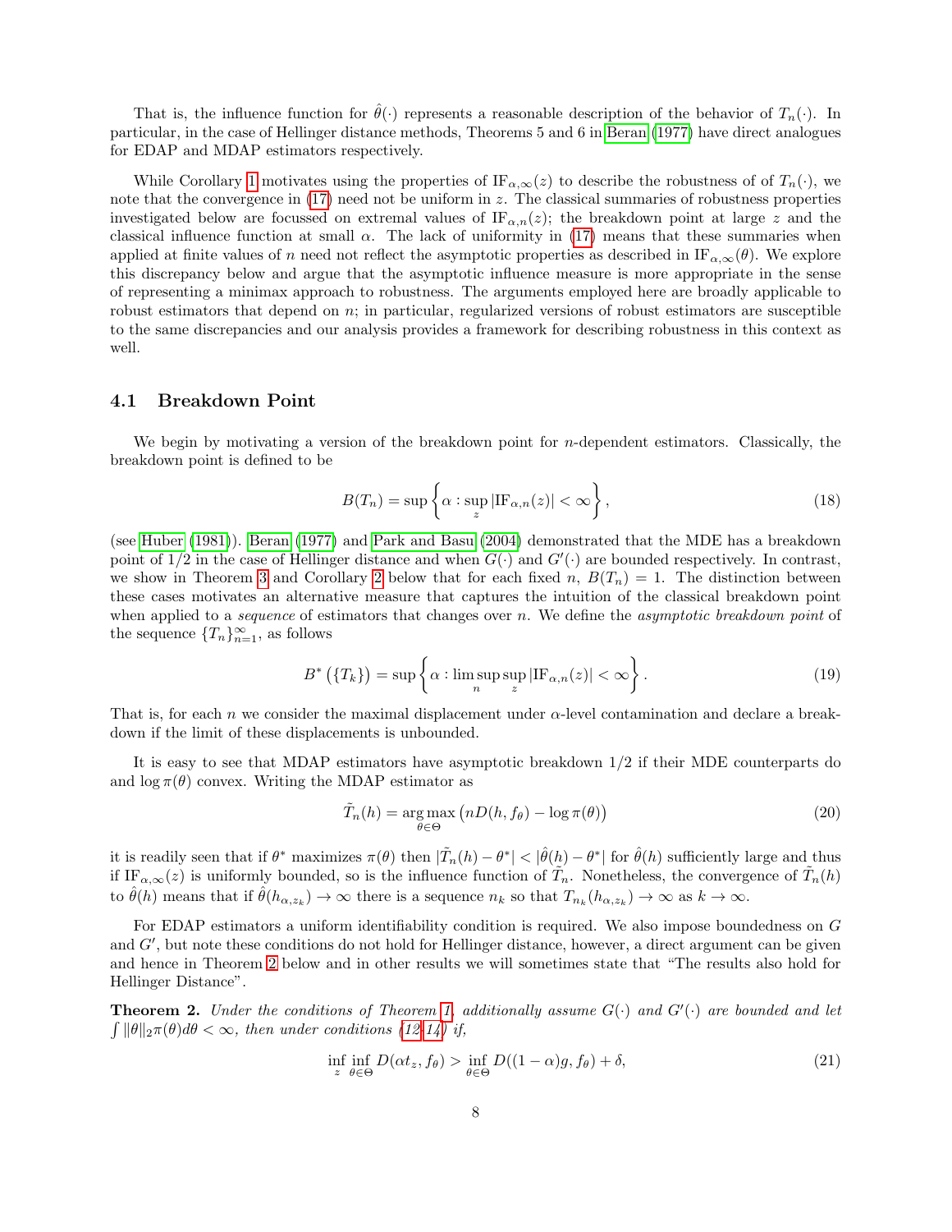That is, the influence function for $\hat{\theta}(\cdot)$ represents a reasonable description of the behavior of $T_n(\cdot)$. In particular, in the case of Hellinger distance methods, Theorems 5 and 6 in Beran (1977) have direct analogues for EDAP and MDAP estimators respectively.

While Corollary 1 motivates using the properties of $\text{IF}_{\alpha,\infty}(z)$ to describe the robustness of of $T_n(\cdot)$, we note that the convergence in (17) need not be uniform in $z$. The classical summaries of robustness properties investigated below are focussed on extremal values of $\text{IF}_{\alpha,n}(z)$; the breakdown point at large $z$ and the classical influence function at small $\alpha$. The lack of uniformity in (17) means that these summaries when applied at finite values of $n$ need not reflect the asymptotic properties as described in $\text{IF}_{\alpha,\infty}(\theta)$. We explore this discrepancy below and argue that the asymptotic influence measure is more appropriate in the sense of representing a minimax approach to robustness. The arguments employed here are broadly applicable to robust estimators that depend on $n$; in particular, regularized versions of robust estimators are susceptible to the same discrepancies and our analysis provides a framework for describing robustness in this context as well.

### 4.1 Breakdown Point

We begin by motivating a version of the breakdown point for $n$-dependent estimators. Classically, the breakdown point is defined to be

$$B(T_n) = \sup\left\{\alpha : \sup_z |\text{IF}_{\alpha,n}(z)| < \infty\right\}, \tag{18}$$

(see Huber (1981)). Beran (1977) and Park and Basu (2004) demonstrated that the MDE has a breakdown point of 1/2 in the case of Hellinger distance and when $G(\cdot)$ and $G'(\cdot)$ are bounded respectively. In contrast, we show in Theorem 3 and Corollary 2 below that for each fixed $n$, $B(T_n) = 1$. The distinction between these cases motivates an alternative measure that captures the intuition of the classical breakdown point when applied to a *sequence* of estimators that changes over $n$. We define the *asymptotic breakdown point* of the sequence $\{T_n\}_{n=1}^{\infty}$, as follows

$$B^*\left(\{T_k\}\right) = \sup\left\{\alpha : \limsup_n \sup_z |\text{IF}_{\alpha,n}(z)| < \infty\right\}. \tag{19}$$

That is, for each $n$ we consider the maximal displacement under $\alpha$-level contamination and declare a breakdown if the limit of these displacements is unbounded.

It is easy to see that MDAP estimators have asymptotic breakdown 1/2 if their MDE counterparts do and $\log \pi(\theta)$ convex. Writing the MDAP estimator as

$$\tilde{T}_n(h) = \arg\max_{\theta\in\Theta}\left(nD(h, f_\theta) - \log \pi(\theta)\right) \tag{20}$$

it is readily seen that if $\theta^*$ maximizes $\pi(\theta)$ then $|\tilde{T}_n(h) - \theta^*| < |\hat{\theta}(h) - \theta^*|$ for $\hat{\theta}(h)$ sufficiently large and thus if $\text{IF}_{\alpha,\infty}(z)$ is uniformly bounded, so is the influence function of $\tilde{T}_n$. Nonetheless, the convergence of $\tilde{T}_n(h)$ to $\hat{\theta}(h)$ means that if $\hat{\theta}(h_{\alpha,z_k}) \to \infty$ there is a sequence $n_k$ so that $T_{n_k}(h_{\alpha,z_k}) \to \infty$ as $k \to \infty$.

For EDAP estimators a uniform identifiability condition is required. We also impose boundedness on $G$ and $G'$, but note these conditions do not hold for Hellinger distance, however, a direct argument can be given and hence in Theorem 2 below and in other results we will sometimes state that "The results also hold for Hellinger Distance".

**Theorem 2.** *Under the conditions of Theorem 1, additionally assume $G(\cdot)$ and $G'(\cdot)$ are bounded and let $\int \|\theta\|_2 \pi(\theta)d\theta < \infty$, then under conditions (12-14) if,*

$$\inf_z \inf_{\theta\in\Theta} D(\alpha t_z, f_\theta) > \inf_{\theta\in\Theta} D((1-\alpha)g, f_\theta) + \delta, \tag{21}$$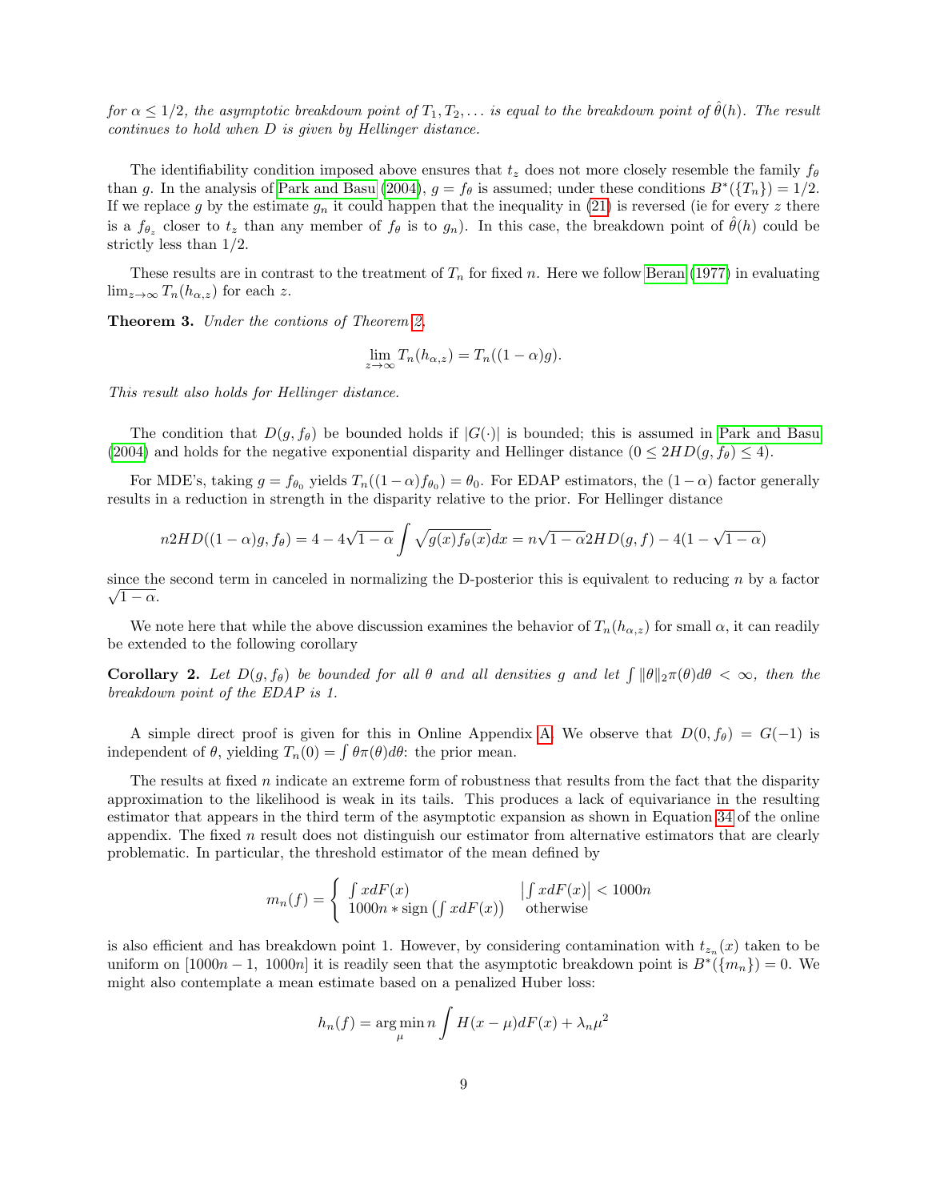*for $\alpha \leq 1/2$, the asymptotic breakdown point of $T_1, T_2, \ldots$ is equal to the breakdown point of $\hat{\theta}(h)$. The result continues to hold when $D$ is given by Hellinger distance.*

The identifiability condition imposed above ensures that $t_z$ does not more closely resemble the family $f_\theta$ than $g$. In the analysis of Park and Basu (2004), $g = f_\theta$ is assumed; under these conditions $B^*(\{T_n\}) = 1/2$. If we replace $g$ by the estimate $g_n$ it could happen that the inequality in (21) is reversed (ie for every $z$ there is a $f_{\theta_z}$ closer to $t_z$ than any member of $f_\theta$ is to $g_n$). In this case, the breakdown point of $\hat{\theta}(h)$ could be strictly less than 1/2.

These results are in contrast to the treatment of $T_n$ for fixed $n$. Here we follow Beran (1977) in evaluating $\lim_{z\to\infty} T_n(h_{\alpha,z})$ for each $z$.

**Theorem 3.** *Under the contions of Theorem 2,*

$$\lim_{z\to\infty} T_n(h_{\alpha,z}) = T_n((1-\alpha)g).$$

*This result also holds for Hellinger distance.*

The condition that $D(g, f_\theta)$ be bounded holds if $|G(\cdot)|$ is bounded; this is assumed in Park and Basu (2004) and holds for the negative exponential disparity and Hellinger distance ($0 \leq 2HD(g, f_\theta) \leq 4$).

For MDE's, taking $g = f_{\theta_0}$ yields $T_n((1-\alpha)f_{\theta_0}) = \theta_0$. For EDAP estimators, the $(1-\alpha)$ factor generally results in a reduction in strength in the disparity relative to the prior. For Hellinger distance

$$n2HD((1-\alpha)g, f_\theta) = 4 - 4\sqrt{1-\alpha}\int \sqrt{g(x)f_\theta(x)}dx = n\sqrt{1-\alpha}2HD(g,f) - 4(1-\sqrt{1-\alpha})$$

since the second term in canceled in normalizing the D-posterior this is equivalent to reducing $n$ by a factor $\sqrt{1-\alpha}$.

We note here that while the above discussion examines the behavior of $T_n(h_{\alpha,z})$ for small $\alpha$, it can readily be extended to the following corollary

**Corollary 2.** *Let $D(g, f_\theta)$ be bounded for all $\theta$ and all densities $g$ and let $\int \|\theta\|_2 \pi(\theta)d\theta < \infty$, then the breakdown point of the EDAP is 1.*

A simple direct proof is given for this in Online Appendix A. We observe that $D(0, f_\theta) = G(-1)$ is independent of $\theta$, yielding $T_n(0) = \int \theta\pi(\theta)d\theta$: the prior mean.

The results at fixed $n$ indicate an extreme form of robustness that results from the fact that the disparity approximation to the likelihood is weak in its tails. This produces a lack of equivariance in the resulting estimator that appears in the third term of the asymptotic expansion as shown in Equation 34 of the online appendix. The fixed $n$ result does not distinguish our estimator from alternative estimators that are clearly problematic. In particular, the threshold estimator of the mean defined by

$$m_n(f) = \begin{cases} \int x dF(x) & \left|\int x dF(x)\right| < 1000n \\ 1000n * \text{sign}\left(\int x dF(x)\right) & \text{otherwise} \end{cases}$$

is also efficient and has breakdown point 1. However, by considering contamination with $t_{z_n}(x)$ taken to be uniform on $[1000n - 1,\ 1000n]$ it is readily seen that the asymptotic breakdown point is $B^*(\{m_n\}) = 0$. We might also contemplate a mean estimate based on a penalized Huber loss:

$$h_n(f) = \arg\min_{\mu} n \int H(x-\mu)dF(x) + \lambda_n \mu^2$$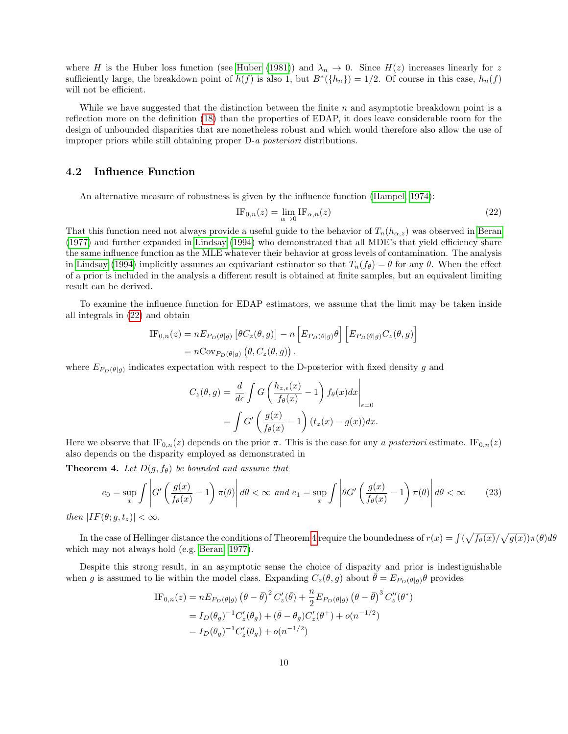where $H$ is the Huber loss function (see Huber (1981)) and $\lambda_n \to 0$. Since $H(z)$ increases linearly for $z$ sufficiently large, the breakdown point of $h(f)$ is also 1, but $B^*(\{h_n\}) = 1/2$. Of course in this case, $h_n(f)$ will not be efficient.

While we have suggested that the distinction between the finite $n$ and asymptotic breakdown point is a reflection more on the definition (18) than the properties of EDAP, it does leave considerable room for the design of unbounded disparities that are nonetheless robust and which would therefore also allow the use of improper priors while still obtaining proper D-*a posteriori* distributions.

## 4.2 Influence Function

An alternative measure of robustness is given by the influence function (Hampel, 1974):

$$\text{IF}_{0,n}(z) = \lim_{\alpha \to 0} \text{IF}_{\alpha,n}(z) \tag{22}$$

That this function need not always provide a useful guide to the behavior of $T_n(h_{\alpha,z})$ was observed in Beran (1977) and further expanded in Lindsay (1994) who demonstrated that all MDE's that yield efficiency share the same influence function as the MLE whatever their behavior at gross levels of contamination. The analysis in Lindsay (1994) implicitly assumes an equivariant estimator so that $T_n(f_\theta) = \theta$ for any $\theta$. When the effect of a prior is included in the analysis a different result is obtained at finite samples, but an equivalent limiting result can be derived.

To examine the influence function for EDAP estimators, we assume that the limit may be taken inside all integrals in (22) and obtain

$$\begin{aligned}
\text{IF}_{0,n}(z) &= nE_{P_D(\theta|g)}\left[\theta C_z(\theta, g)\right] - n\left[E_{P_D(\theta|g)}\theta\right]\left[E_{P_D(\theta|g)}C_z(\theta, g)\right] \\
&= n\text{Cov}_{P_D(\theta|g)}\left(\theta, C_z(\theta, g)\right).
\end{aligned}$$

where $E_{P_D(\theta|g)}$ indicates expectation with respect to the D-posterior with fixed density $g$ and

$$\begin{aligned}
C_z(\theta, g) &= \frac{d}{d\epsilon}\int G\left(\frac{h_{z,\epsilon}(x)}{f_\theta(x)} - 1\right) f_\theta(x)dx\bigg|_{\epsilon=0} \\
&= \int G'\left(\frac{g(x)}{f_\theta(x)} - 1\right)(t_z(x) - g(x))dx.
\end{aligned}$$

Here we observe that $\text{IF}_{0,n}(z)$ depends on the prior $\pi$. This is the case for any *a posteriori* estimate. $\text{IF}_{0,n}(z)$ also depends on the disparity employed as demonstrated in

**Theorem 4.** *Let $D(g, f_\theta)$ be bounded and assume that*

$$e_0 = \sup_x \int \left|G'\left(\frac{g(x)}{f_\theta(x)} - 1\right)\pi(\theta)\right| d\theta < \infty \text{ and } e_1 = \sup_x \int \left|\theta G'\left(\frac{g(x)}{f_\theta(x)} - 1\right)\pi(\theta)\right| d\theta < \infty \tag{23}$$

*then $|IF(\theta; g, t_z)| < \infty$.*

In the case of Hellinger distance the conditions of Theorem 4 require the boundedness of $r(x) = \int(\sqrt{f_\theta(x)}/\sqrt{g(x)})\pi(\theta)d\theta$ which may not always hold (e.g. Beran, 1977).

Despite this strong result, in an asymptotic sense the choice of disparity and prior is indestiguishable when $g$ is assumed to lie within the model class. Expanding $C_z(\theta, g)$ about $\bar{\theta} = E_{P_D(\theta|g)}\theta$ provides

$$\begin{aligned}
\text{IF}_{0,n}(z) &= nE_{P_D(\theta|g)}\left(\theta - \bar{\theta}\right)^2 C_z'(\bar{\theta}) + \frac{n}{2}E_{P_D(\theta|g)}\left(\theta - \bar{\theta}\right)^3 C_z''(\theta^*) \\
&= I_D(\theta_g)^{-1}C_z'(\theta_g) + (\bar{\theta} - \theta_g)C_z'(\theta^+) + o(n^{-1/2}) \\
&= I_D(\theta_g)^{-1}C_z'(\theta_g) + o(n^{-1/2})
\end{aligned}$$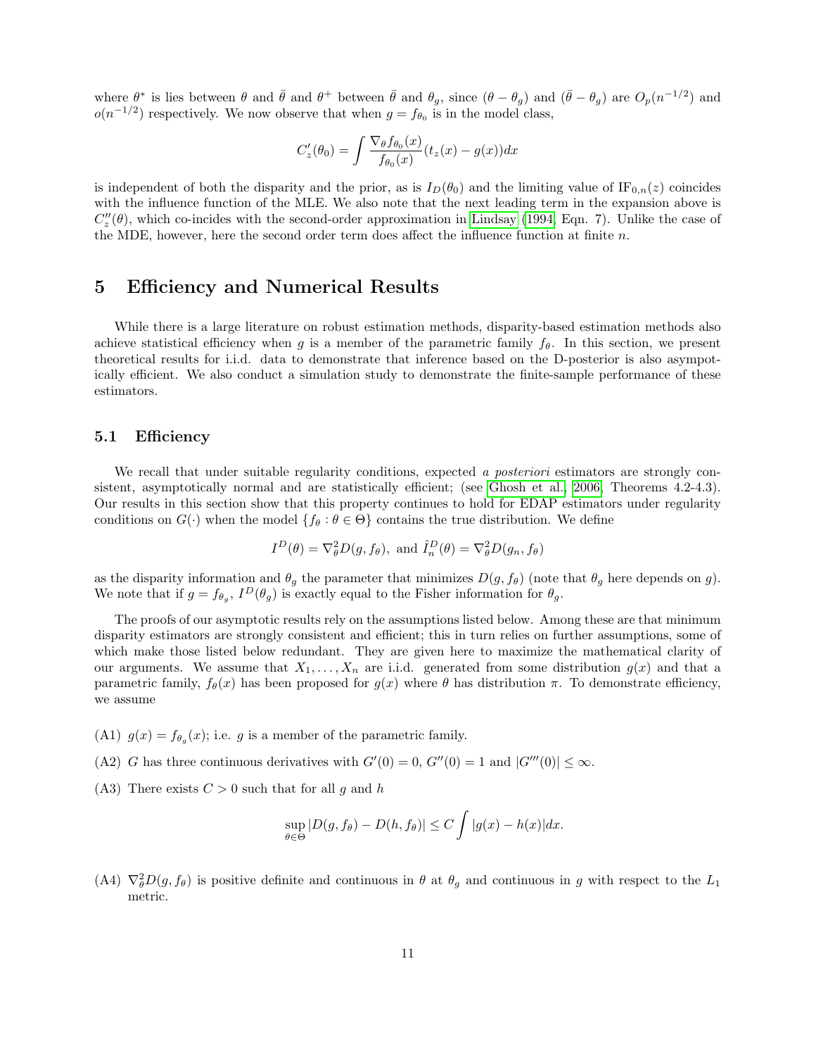where $\theta^*$ is lies between $\theta$ and $\bar{\theta}$ and $\theta^+$ between $\bar{\theta}$ and $\theta_g$, since $(\theta - \theta_g)$ and $(\bar{\theta} - \theta_g)$ are $O_p(n^{-1/2})$ and $o(n^{-1/2})$ respectively. We now observe that when $g = f_{\theta_0}$ is in the model class,

$$C_z'(\theta_0) = \int \frac{\nabla_\theta f_{\theta_0}(x)}{f_{\theta_0}(x)}(t_z(x) - g(x))dx$$

is independent of both the disparity and the prior, as is $I_D(\theta_0)$ and the limiting value of $\text{IF}_{0,n}(z)$ coincides with the influence function of the MLE. We also note that the next leading term in the expansion above is $C_z''(\theta)$, which co-incides with the second-order approximation in Lindsay (1994, Eqn. 7). Unlike the case of the MDE, however, here the second order term does affect the influence function at finite $n$.

## 5 Efficiency and Numerical Results

While there is a large literature on robust estimation methods, disparity-based estimation methods also achieve statistical efficiency when $g$ is a member of the parametric family $f_\theta$. In this section, we present theoretical results for i.i.d. data to demonstrate that inference based on the D-posterior is also asymptotically efficient. We also conduct a simulation study to demonstrate the finite-sample performance of these estimators.

### 5.1 Efficiency

We recall that under suitable regularity conditions, expected *a posteriori* estimators are strongly consistent, asymptotically normal and are statistically efficient; (see Ghosh et al., 2006, Theorems 4.2-4.3). Our results in this section show that this property continues to hold for EDAP estimators under regularity conditions on $G(\cdot)$ when the model $\{f_\theta : \theta \in \Theta\}$ contains the true distribution. We define

$$I^D(\theta) = \nabla_\theta^2 D(g, f_\theta), \text{ and } \hat{I}_n^D(\theta) = \nabla_\theta^2 D(g_n, f_\theta)$$

as the disparity information and $\theta_g$ the parameter that minimizes $D(g, f_\theta)$ (note that $\theta_g$ here depends on $g$). We note that if $g = f_{\theta_g}$, $I^D(\theta_g)$ is exactly equal to the Fisher information for $\theta_g$.

The proofs of our asymptotic results rely on the assumptions listed below. Among these are that minimum disparity estimators are strongly consistent and efficient; this in turn relies on further assumptions, some of which make those listed below redundant. They are given here to maximize the mathematical clarity of our arguments. We assume that $X_1, \ldots, X_n$ are i.i.d. generated from some distribution $g(x)$ and that a parametric family, $f_\theta(x)$ has been proposed for $g(x)$ where $\theta$ has distribution $\pi$. To demonstrate efficiency, we assume

(A1) $g(x) = f_{\theta_g}(x)$; i.e. $g$ is a member of the parametric family.

(A2) $G$ has three continuous derivatives with $G'(0) = 0$, $G''(0) = 1$ and $|G'''(0)| \leq \infty$.

(A3) There exists $C > 0$ such that for all $g$ and $h$

$$\sup_{\theta \in \Theta} |D(g, f_\theta) - D(h, f_\theta)| \leq C \int |g(x) - h(x)| dx.$$

(A4) $\nabla_\theta^2 D(g, f_\theta)$ is positive definite and continuous in $\theta$ at $\theta_g$ and continuous in $g$ with respect to the $L_1$ metric.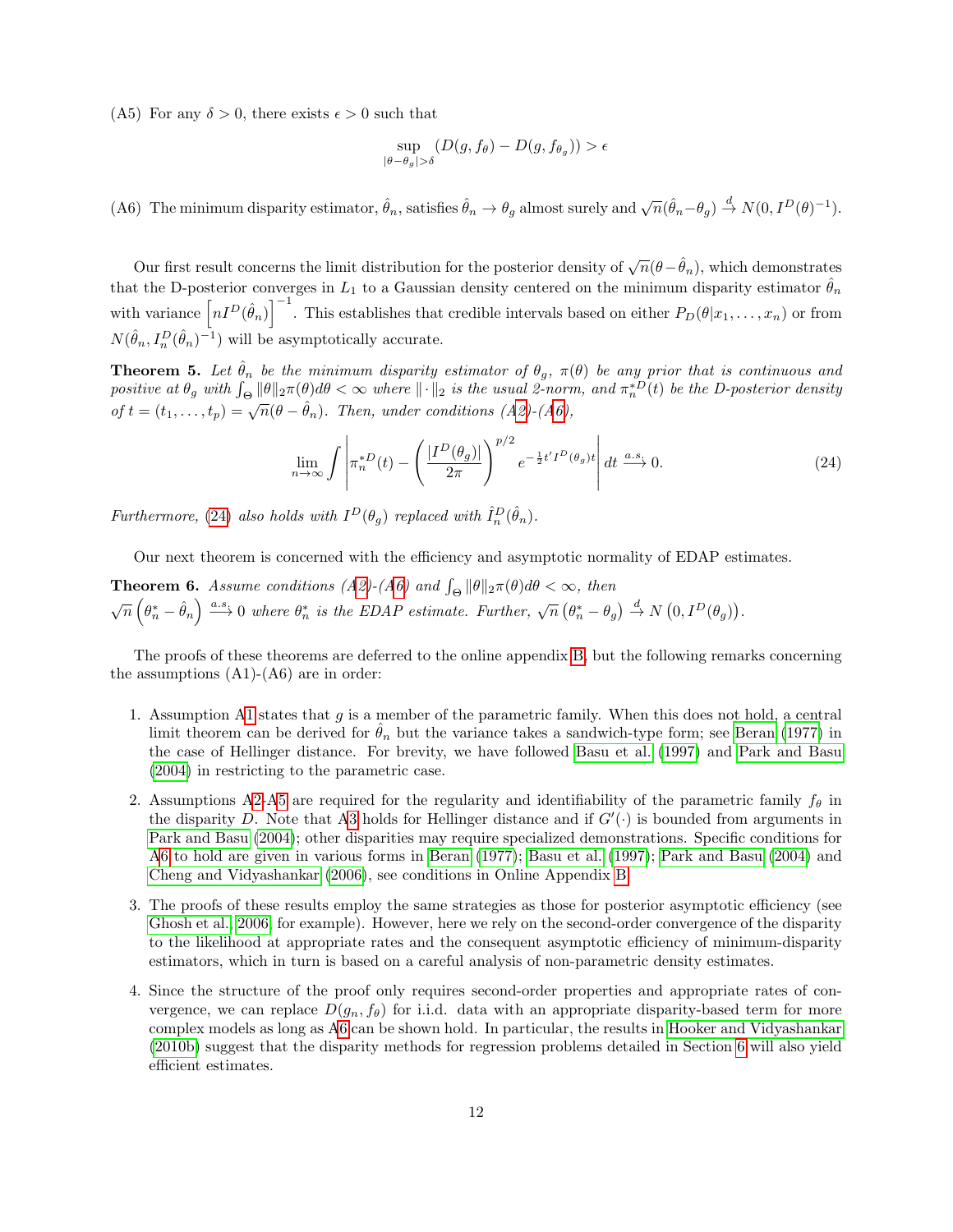(A5) For any $\delta > 0$, there exists $\epsilon > 0$ such that

$$\sup_{|\theta - \theta_g| > \delta} \left( D(g, f_\theta) - D(g, f_{\theta_g}) \right) > \epsilon$$

(A6) The minimum disparity estimator, $\hat{\theta}_n$, satisfies $\hat{\theta}_n \to \theta_g$ almost surely and $\sqrt{n}(\hat{\theta}_n - \theta_g) \xrightarrow{d} N(0, I^D(\theta)^{-1})$.

Our first result concerns the limit distribution for the posterior density of $\sqrt{n}(\theta - \hat{\theta}_n)$, which demonstrates that the D-posterior converges in $L_1$ to a Gaussian density centered on the minimum disparity estimator $\hat{\theta}_n$ with variance $\left[ n I^D(\hat{\theta}_n) \right]^{-1}$. This establishes that credible intervals based on either $P_D(\theta | x_1, \ldots, x_n)$ or from $N(\hat{\theta}_n, I_n^D(\hat{\theta}_n)^{-1})$ will be asymptotically accurate.

**Theorem 5.** *Let $\hat{\theta}_n$ be the minimum disparity estimator of $\theta_g$, $\pi(\theta)$ be any prior that is continuous and positive at $\theta_g$ with $\int_\Theta \|\theta\|_2 \pi(\theta) d\theta < \infty$ where $\|\cdot\|_2$ is the usual 2-norm, and $\pi_n^{*D}(t)$ be the D-posterior density of $t = (t_1, \ldots, t_p) = \sqrt{n}(\theta - \hat{\theta}_n)$. Then, under conditions (A2)-(A6),*

$$\lim_{n \to \infty} \int \left| \pi_n^{*D}(t) - \left( \frac{|I^D(\theta_g)|}{2\pi} \right)^{p/2} e^{-\frac{1}{2} t' I^D(\theta_g) t} \right| dt \xrightarrow{a.s.} 0. \tag{24}$$

*Furthermore, (24) also holds with $I^D(\theta_g)$ replaced with $\hat{I}_n^D(\hat{\theta}_n)$.*

Our next theorem is concerned with the efficiency and asymptotic normality of EDAP estimates.

**Theorem 6.** *Assume conditions (A2)-(A6) and $\int_\Theta \|\theta\|_2 \pi(\theta) d\theta < \infty$, then $\sqrt{n}\left(\theta_n^* - \hat{\theta}_n\right) \xrightarrow{a.s.} 0$ where $\theta_n^*$ is the EDAP estimate. Further, $\sqrt{n}\left(\theta_n^* - \theta_g\right) \xrightarrow{d} N\left(0, I^D(\theta_g)\right)$.*

The proofs of these theorems are deferred to the online appendix B, but the following remarks concerning the assumptions (A1)-(A6) are in order:

1. Assumption A1 states that $g$ is a member of the parametric family. When this does not hold, a central limit theorem can be derived for $\hat{\theta}_n$ but the variance takes a sandwich-type form; see Beran (1977) in the case of Hellinger distance. For brevity, we have followed Basu et al. (1997) and Park and Basu (2004) in restricting to the parametric case.
2. Assumptions A2-A5 are required for the regularity and identifiability of the parametric family $f_\theta$ in the disparity $D$. Note that A3 holds for Hellinger distance and if $G'(\cdot)$ is bounded from arguments in Park and Basu (2004); other disparities may require specialized demonstrations. Specific conditions for A6 to hold are given in various forms in Beran (1977); Basu et al. (1997); Park and Basu (2004) and Cheng and Vidyashankar (2006), see conditions in Online Appendix B.
3. The proofs of these results employ the same strategies as those for posterior asymptotic efficiency (see Ghosh et al., 2006, for example). However, here we rely on the second-order convergence of the disparity to the likelihood at appropriate rates and the consequent asymptotic efficiency of minimum-disparity estimators, which in turn is based on a careful analysis of non-parametric density estimates.
4. Since the structure of the proof only requires second-order properties and appropriate rates of convergence, we can replace $D(g_n, f_\theta)$ for i.i.d. data with an appropriate disparity-based term for more complex models as long as A6 can be shown hold. In particular, the results in Hooker and Vidyashankar (2010b) suggest that the disparity methods for regression problems detailed in Section 6 will also yield efficient estimates.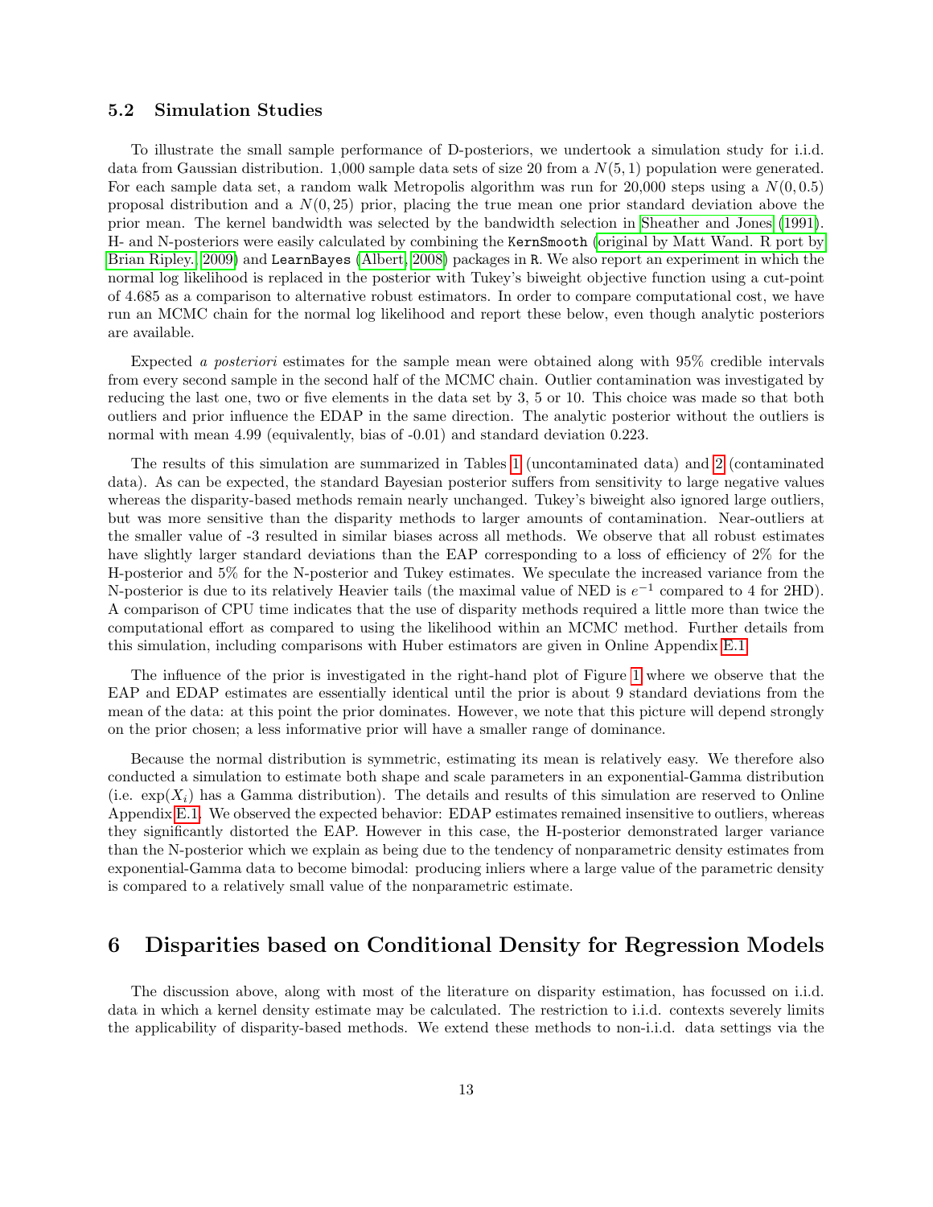### 5.2 Simulation Studies

To illustrate the small sample performance of D-posteriors, we undertook a simulation study for i.i.d. data from Gaussian distribution. 1,000 sample data sets of size 20 from a $N(5,1)$ population were generated. For each sample data set, a random walk Metropolis algorithm was run for 20,000 steps using a $N(0,0.5)$ proposal distribution and a $N(0,25)$ prior, placing the true mean one prior standard deviation above the prior mean. The kernel bandwidth was selected by the bandwidth selection in Sheather and Jones (1991). H- and N-posteriors were easily calculated by combining the `KernSmooth` (original by Matt Wand. R port by Brian Ripley., 2009) and `LearnBayes` (Albert, 2008) packages in `R`. We also report an experiment in which the normal log likelihood is replaced in the posterior with Tukey's biweight objective function using a cut-point of 4.685 as a comparison to alternative robust estimators. In order to compare computational cost, we have run an MCMC chain for the normal log likelihood and report these below, even though analytic posteriors are available.

Expected *a posteriori* estimates for the sample mean were obtained along with 95% credible intervals from every second sample in the second half of the MCMC chain. Outlier contamination was investigated by reducing the last one, two or five elements in the data set by 3, 5 or 10. This choice was made so that both outliers and prior influence the EDAP in the same direction. The analytic posterior without the outliers is normal with mean 4.99 (equivalently, bias of -0.01) and standard deviation 0.223.

The results of this simulation are summarized in Tables 1 (uncontaminated data) and 2 (contaminated data). As can be expected, the standard Bayesian posterior suffers from sensitivity to large negative values whereas the disparity-based methods remain nearly unchanged. Tukey's biweight also ignored large outliers, but was more sensitive than the disparity methods to larger amounts of contamination. Near-outliers at the smaller value of -3 resulted in similar biases across all methods. We observe that all robust estimates have slightly larger standard deviations than the EAP corresponding to a loss of efficiency of 2% for the H-posterior and 5% for the N-posterior and Tukey estimates. We speculate the increased variance from the N-posterior is due to its relatively Heavier tails (the maximal value of NED is $e^{-1}$ compared to 4 for 2HD). A comparison of CPU time indicates that the use of disparity methods required a little more than twice the computational effort as compared to using the likelihood within an MCMC method. Further details from this simulation, including comparisons with Huber estimators are given in Online Appendix E.1.

The influence of the prior is investigated in the right-hand plot of Figure 1 where we observe that the EAP and EDAP estimates are essentially identical until the prior is about 9 standard deviations from the mean of the data: at this point the prior dominates. However, we note that this picture will depend strongly on the prior chosen; a less informative prior will have a smaller range of dominance.

Because the normal distribution is symmetric, estimating its mean is relatively easy. We therefore also conducted a simulation to estimate both shape and scale parameters in an exponential-Gamma distribution (i.e. $\exp(X_i)$ has a Gamma distribution). The details and results of this simulation are reserved to Online Appendix E.1. We observed the expected behavior: EDAP estimates remained insensitive to outliers, whereas they significantly distorted the EAP. However in this case, the H-posterior demonstrated larger variance than the N-posterior which we explain as being due to the tendency of nonparametric density estimates from exponential-Gamma data to become bimodal: producing inliers where a large value of the parametric density is compared to a relatively small value of the nonparametric estimate.

# 6 Disparities based on Conditional Density for Regression Models

The discussion above, along with most of the literature on disparity estimation, has focussed on i.i.d. data in which a kernel density estimate may be calculated. The restriction to i.i.d. contexts severely limits the applicability of disparity-based methods. We extend these methods to non-i.i.d. data settings via the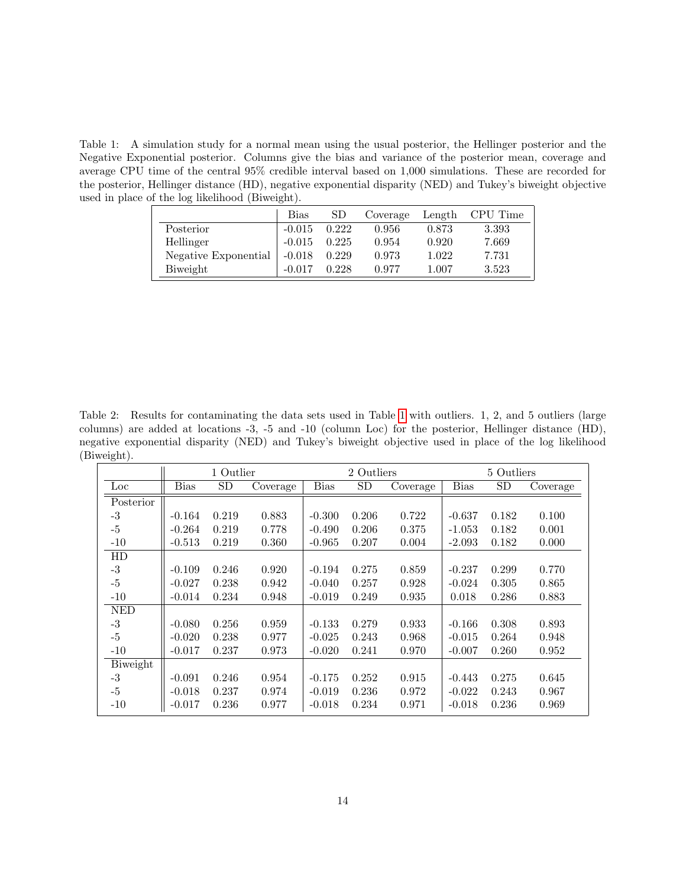Table 1: A simulation study for a normal mean using the usual posterior, the Hellinger posterior and the Negative Exponential posterior. Columns give the bias and variance of the posterior mean, coverage and average CPU time of the central 95% credible interval based on 1,000 simulations. These are recorded for the posterior, Hellinger distance (HD), negative exponential disparity (NED) and Tukey's biweight objective used in place of the log likelihood (Biweight).

| | Bias | SD | Coverage | Length | CPU Time |
|---|---|---|---|---|---|
| Posterior | -0.015 | 0.222 | 0.956 | 0.873 | 3.393 |
| Hellinger | -0.015 | 0.225 | 0.954 | 0.920 | 7.669 |
| Negative Exponential | -0.018 | 0.229 | 0.973 | 1.022 | 7.731 |
| Biweight | -0.017 | 0.228 | 0.977 | 1.007 | 3.523 |

Table 2: Results for contaminating the data sets used in Table 1 with outliers. 1, 2, and 5 outliers (large columns) are added at locations -3, -5 and -10 (column Loc) for the posterior, Hellinger distance (HD), negative exponential disparity (NED) and Tukey's biweight objective used in place of the log likelihood (Biweight).

| | 1 Outlier | | | 2 Outliers | | | 5 Outliers | | |
|---|---|---|---|---|---|---|---|---|---|
| Loc | Bias | SD | Coverage | Bias | SD | Coverage | Bias | SD | Coverage |
| Posterior | | | | | | | | | |
| -3 | -0.164 | 0.219 | 0.883 | -0.300 | 0.206 | 0.722 | -0.637 | 0.182 | 0.100 |
| -5 | -0.264 | 0.219 | 0.778 | -0.490 | 0.206 | 0.375 | -1.053 | 0.182 | 0.001 |
| -10 | -0.513 | 0.219 | 0.360 | -0.965 | 0.207 | 0.004 | -2.093 | 0.182 | 0.000 |
| HD | | | | | | | | | |
| -3 | -0.109 | 0.246 | 0.920 | -0.194 | 0.275 | 0.859 | -0.237 | 0.299 | 0.770 |
| -5 | -0.027 | 0.238 | 0.942 | -0.040 | 0.257 | 0.928 | -0.024 | 0.305 | 0.865 |
| -10 | -0.014 | 0.234 | 0.948 | -0.019 | 0.249 | 0.935 | 0.018 | 0.286 | 0.883 |
| NED | | | | | | | | | |
| -3 | -0.080 | 0.256 | 0.959 | -0.133 | 0.279 | 0.933 | -0.166 | 0.308 | 0.893 |
| -5 | -0.020 | 0.238 | 0.977 | -0.025 | 0.243 | 0.968 | -0.015 | 0.264 | 0.948 |
| -10 | -0.017 | 0.237 | 0.973 | -0.020 | 0.241 | 0.970 | -0.007 | 0.260 | 0.952 |
| Biweight | | | | | | | | | |
| -3 | -0.091 | 0.246 | 0.954 | -0.175 | 0.252 | 0.915 | -0.443 | 0.275 | 0.645 |
| -5 | -0.018 | 0.237 | 0.974 | -0.019 | 0.236 | 0.972 | -0.022 | 0.243 | 0.967 |
| -10 | -0.017 | 0.236 | 0.977 | -0.018 | 0.234 | 0.971 | -0.018 | 0.236 | 0.969 |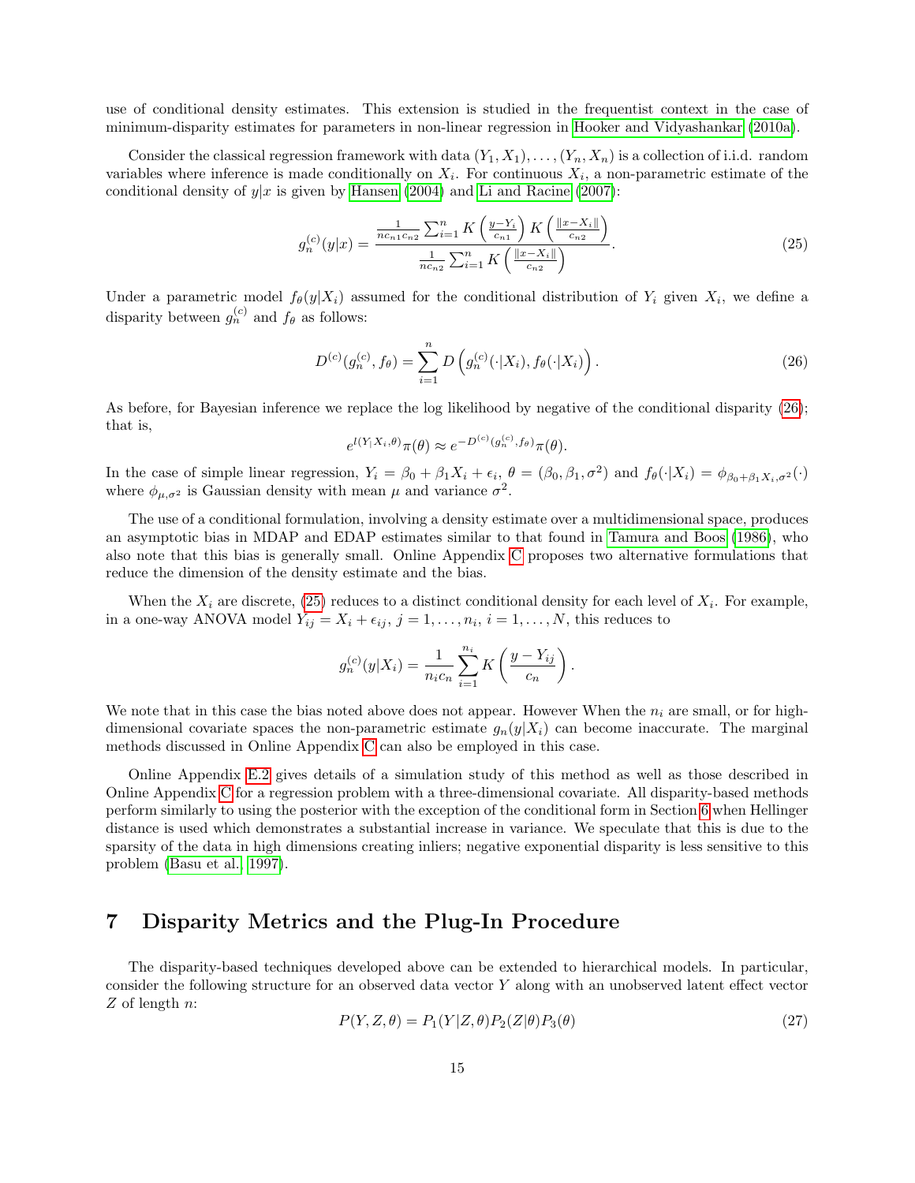use of conditional density estimates. This extension is studied in the frequentist context in the case of minimum-disparity estimates for parameters in non-linear regression in Hooker and Vidyashankar (2010a).

Consider the classical regression framework with data $(Y_1, X_1), \ldots, (Y_n, X_n)$ is a collection of i.i.d. random variables where inference is made conditionally on $X_i$. For continuous $X_i$, a non-parametric estimate of the conditional density of $y|x$ is given by Hansen (2004) and Li and Racine (2007):

$$g_n^{(c)}(y|x) = \frac{\frac{1}{nc_{n1}c_{n2}} \sum_{i=1}^{n} K\left(\frac{y-Y_i}{c_{n1}}\right) K\left(\frac{\|x-X_i\|}{c_{n2}}\right)}{\frac{1}{nc_{n2}} \sum_{i=1}^{n} K\left(\frac{\|x-X_i\|}{c_{n2}}\right)}. \tag{25}$$

Under a parametric model $f_\theta(y|X_i)$ assumed for the conditional distribution of $Y_i$ given $X_i$, we define a disparity between $g_n^{(c)}$ and $f_\theta$ as follows:

$$D^{(c)}(g_n^{(c)}, f_\theta) = \sum_{i=1}^{n} D\left(g_n^{(c)}(\cdot|X_i), f_\theta(\cdot|X_i)\right). \tag{26}$$

As before, for Bayesian inference we replace the log likelihood by negative of the conditional disparity (26); that is,

$$e^{l(Y|X_i,\theta)}\pi(\theta) \approx e^{-D^{(c)}(g_n^{(c)}, f_\theta)}\pi(\theta).$$

In the case of simple linear regression, $Y_i = \beta_0 + \beta_1 X_i + \epsilon_i$, $\theta = (\beta_0, \beta_1, \sigma^2)$ and $f_\theta(\cdot|X_i) = \phi_{\beta_0+\beta_1 X_i, \sigma^2}(\cdot)$ where $\phi_{\mu,\sigma^2}$ is Gaussian density with mean $\mu$ and variance $\sigma^2$.

The use of a conditional formulation, involving a density estimate over a multidimensional space, produces an asymptotic bias in MDAP and EDAP estimates similar to that found in Tamura and Boos (1986), who also note that this bias is generally small. Online Appendix C proposes two alternative formulations that reduce the dimension of the density estimate and the bias.

When the $X_i$ are discrete, (25) reduces to a distinct conditional density for each level of $X_i$. For example, in a one-way ANOVA model $Y_{ij} = X_i + \epsilon_{ij}$, $j = 1, \ldots, n_i$, $i = 1, \ldots, N$, this reduces to

$$g_n^{(c)}(y|X_i) = \frac{1}{n_i c_n} \sum_{i=1}^{n_i} K\left(\frac{y - Y_{ij}}{c_n}\right).$$

We note that in this case the bias noted above does not appear. However When the $n_i$ are small, or for high-dimensional covariate spaces the non-parametric estimate $g_n(y|X_i)$ can become inaccurate. The marginal methods discussed in Online Appendix C can also be employed in this case.

Online Appendix E.2 gives details of a simulation study of this method as well as those described in Online Appendix C for a regression problem with a three-dimensional covariate. All disparity-based methods perform similarly to using the posterior with the exception of the conditional form in Section 6 when Hellinger distance is used which demonstrates a substantial increase in variance. We speculate that this is due to the sparsity of the data in high dimensions creating inliers; negative exponential disparity is less sensitive to this problem (Basu et al. 1997).

# 7 Disparity Metrics and the Plug-In Procedure

The disparity-based techniques developed above can be extended to hierarchical models. In particular, consider the following structure for an observed data vector $Y$ along with an unobserved latent effect vector $Z$ of length $n$:

$$P(Y, Z, \theta) = P_1(Y|Z, \theta) P_2(Z|\theta) P_3(\theta) \tag{27}$$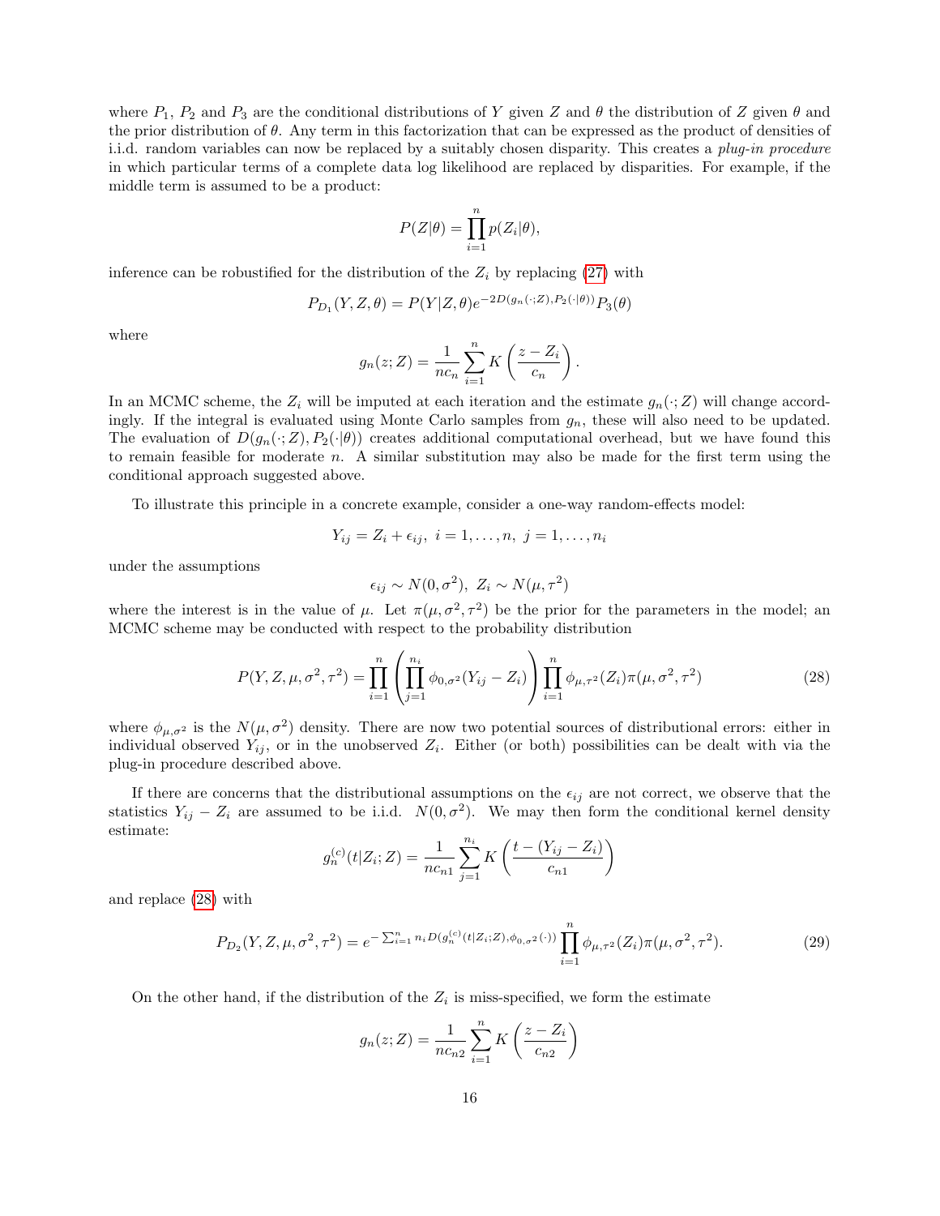where $P_1$, $P_2$ and $P_3$ are the conditional distributions of $Y$ given $Z$ and $\theta$ the distribution of $Z$ given $\theta$ and the prior distribution of $\theta$. Any term in this factorization that can be expressed as the product of densities of i.i.d. random variables can now be replaced by a suitably chosen disparity. This creates a *plug-in procedure* in which particular terms of a complete data log likelihood are replaced by disparities. For example, if the middle term is assumed to be a product:

$$P(Z|\theta) = \prod_{i=1}^{n} p(Z_i|\theta),$$

inference can be robustified for the distribution of the $Z_i$ by replacing (27) with

$$P_{D_1}(Y, Z, \theta) = P(Y|Z, \theta)e^{-2D(g_n(\cdot;Z), P_2(\cdot|\theta))}P_3(\theta)$$

where

$$g_n(z; Z) = \frac{1}{nc_n}\sum_{i=1}^{n} K\left(\frac{z - Z_i}{c_n}\right).$$

In an MCMC scheme, the $Z_i$ will be imputed at each iteration and the estimate $g_n(\cdot; Z)$ will change accordingly. If the integral is evaluated using Monte Carlo samples from $g_n$, these will also need to be updated. The evaluation of $D(g_n(\cdot; Z), P_2(\cdot|\theta))$ creates additional computational overhead, but we have found this to remain feasible for moderate $n$. A similar substitution may also be made for the first term using the conditional approach suggested above.

To illustrate this principle in a concrete example, consider a one-way random-effects model:

$$Y_{ij} = Z_i + \epsilon_{ij}, \; i = 1, \ldots, n, \; j = 1, \ldots, n_i$$

under the assumptions

$$\epsilon_{ij} \sim N(0, \sigma^2), \; Z_i \sim N(\mu, \tau^2)$$

where the interest is in the value of $\mu$. Let $\pi(\mu, \sigma^2, \tau^2)$ be the prior for the parameters in the model; an MCMC scheme may be conducted with respect to the probability distribution

$$P(Y, Z, \mu, \sigma^2, \tau^2) = \prod_{i=1}^{n}\left(\prod_{j=1}^{n_i}\phi_{0,\sigma^2}(Y_{ij} - Z_i)\right)\prod_{i=1}^{n}\phi_{\mu,\tau^2}(Z_i)\pi(\mu, \sigma^2, \tau^2) \tag{28}$$

where $\phi_{\mu,\sigma^2}$ is the $N(\mu, \sigma^2)$ density. There are now two potential sources of distributional errors: either in individual observed $Y_{ij}$, or in the unobserved $Z_i$. Either (or both) possibilities can be dealt with via the plug-in procedure described above.

If there are concerns that the distributional assumptions on the $\epsilon_{ij}$ are not correct, we observe that the statistics $Y_{ij} - Z_i$ are assumed to be i.i.d. $N(0, \sigma^2)$. We may then form the conditional kernel density estimate:

$$g_n^{(c)}(t|Z_i; Z) = \frac{1}{nc_{n1}}\sum_{j=1}^{n_i} K\left(\frac{t - (Y_{ij} - Z_i)}{c_{n1}}\right)$$

and replace (28) with

$$P_{D_2}(Y, Z, \mu, \sigma^2, \tau^2) = e^{-\sum_{i=1}^{n} n_i D(g_n^{(c)}(t|Z_i;Z), \phi_{0,\sigma^2}(\cdot))}\prod_{i=1}^{n}\phi_{\mu,\tau^2}(Z_i)\pi(\mu, \sigma^2, \tau^2). \tag{29}$$

On the other hand, if the distribution of the $Z_i$ is miss-specified, we form the estimate

$$g_n(z; Z) = \frac{1}{nc_{n2}}\sum_{i=1}^{n} K\left(\frac{z - Z_i}{c_{n2}}\right)$$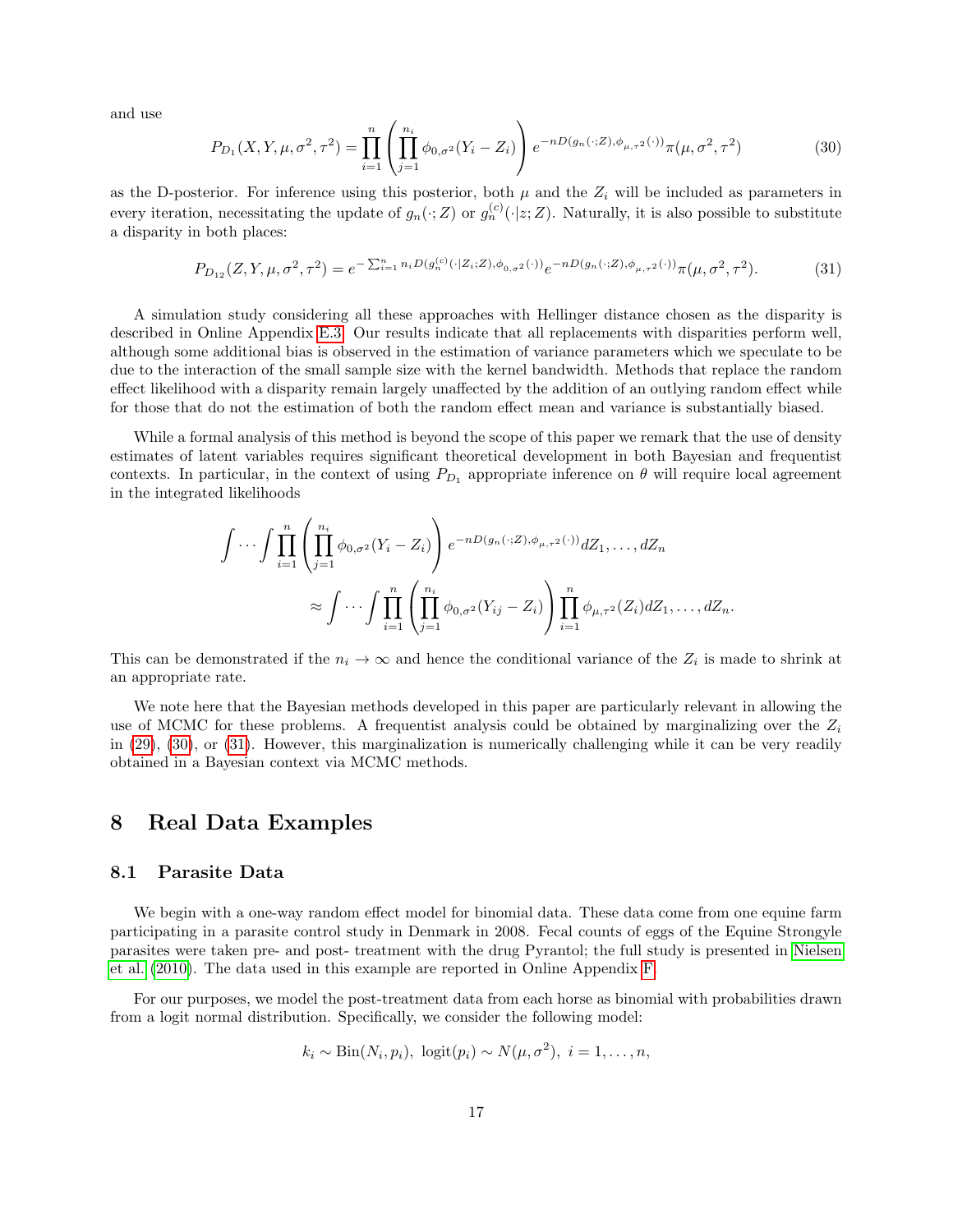and use

$$P_{D_1}(X, Y, \mu, \sigma^2, \tau^2) = \prod_{i=1}^{n} \left( \prod_{j=1}^{n_i} \phi_{0,\sigma^2}(Y_i - Z_i) \right) e^{-nD(g_n(\cdot;Z), \phi_{\mu,\tau^2}(\cdot))} \pi(\mu, \sigma^2, \tau^2) \tag{30}$$

as the D-posterior. For inference using this posterior, both $\mu$ and the $Z_i$ will be included as parameters in every iteration, necessitating the update of $g_n(\cdot; Z)$ or $g_n^{(c)}(\cdot|z; Z)$. Naturally, it is also possible to substitute a disparity in both places:

$$P_{D_{12}}(Z, Y, \mu, \sigma^2, \tau^2) = e^{-\sum_{i=1}^{n} n_i D(g_n^{(c)}(\cdot|Z_i;Z), \phi_{0,\sigma^2}(\cdot))} e^{-nD(g_n(\cdot;Z), \phi_{\mu,\tau^2}(\cdot))} \pi(\mu, \sigma^2, \tau^2). \tag{31}$$

A simulation study considering all these approaches with Hellinger distance chosen as the disparity is described in Online Appendix E.3. Our results indicate that all replacements with disparities perform well, although some additional bias is observed in the estimation of variance parameters which we speculate to be due to the interaction of the small sample size with the kernel bandwidth. Methods that replace the random effect likelihood with a disparity remain largely unaffected by the addition of an outlying random effect while for those that do not the estimation of both the random effect mean and variance is substantially biased.

While a formal analysis of this method is beyond the scope of this paper we remark that the use of density estimates of latent variables requires significant theoretical development in both Bayesian and frequentist contexts. In particular, in the context of using $P_{D_1}$ appropriate inference on $\theta$ will require local agreement in the integrated likelihoods

$$\int \cdots \int \prod_{i=1}^{n} \left( \prod_{j=1}^{n_i} \phi_{0,\sigma^2}(Y_i - Z_i) \right) e^{-nD(g_n(\cdot;Z), \phi_{\mu,\tau^2}(\cdot))} dZ_1, \ldots, dZ_n$$

$$\approx \int \cdots \int \prod_{i=1}^{n} \left( \prod_{j=1}^{n_i} \phi_{0,\sigma^2}(Y_{ij} - Z_i) \right) \prod_{i=1}^{n} \phi_{\mu,\tau^2}(Z_i) dZ_1, \ldots, dZ_n.$$

This can be demonstrated if the $n_i \to \infty$ and hence the conditional variance of the $Z_i$ is made to shrink at an appropriate rate.

We note here that the Bayesian methods developed in this paper are particularly relevant in allowing the use of MCMC for these problems. A frequentist analysis could be obtained by marginalizing over the $Z_i$ in (29), (30), or (31). However, this marginalization is numerically challenging while it can be very readily obtained in a Bayesian context via MCMC methods.

# 8 Real Data Examples

## 8.1 Parasite Data

We begin with a one-way random effect model for binomial data. These data come from one equine farm participating in a parasite control study in Denmark in 2008. Fecal counts of eggs of the Equine Strongyle parasites were taken pre- and post- treatment with the drug Pyrantol; the full study is presented in Nielsen et al. (2010). The data used in this example are reported in Online Appendix F.

For our purposes, we model the post-treatment data from each horse as binomial with probabilities drawn from a logit normal distribution. Specifically, we consider the following model:

$$k_i \sim \text{Bin}(N_i, p_i), \ \text{logit}(p_i) \sim N(\mu, \sigma^2), \ i = 1, \ldots, n,$$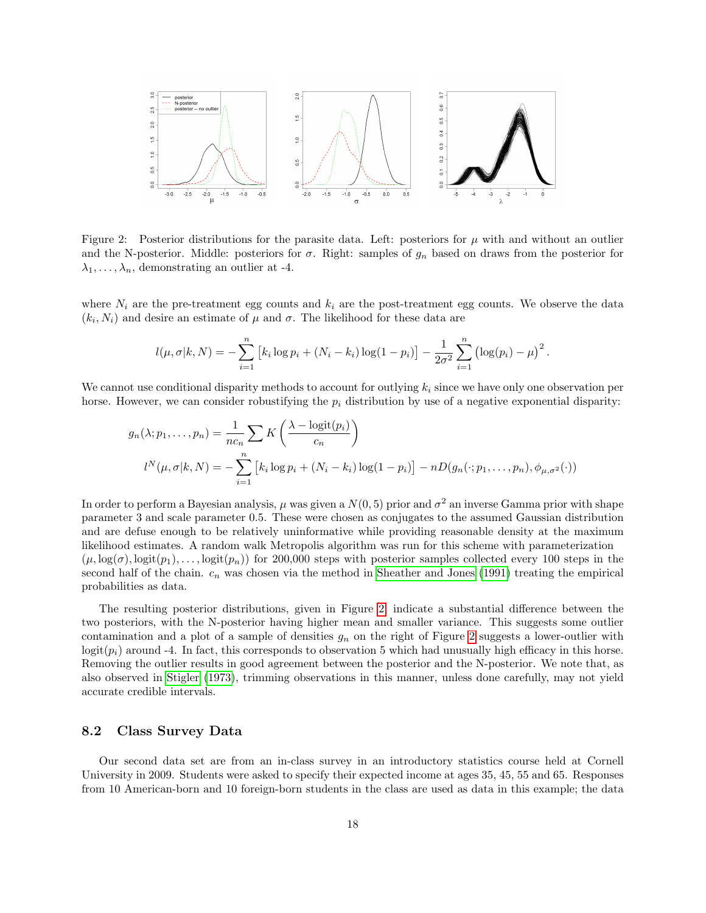Figure 2: Posterior distributions for the parasite data. Left: posteriors for $\mu$ with and without an outlier and the N-posterior. Middle: posteriors for $\sigma$. Right: samples of $g_n$ based on draws from the posterior for $\lambda_1, \ldots, \lambda_n$, demonstrating an outlier at -4.

where $N_i$ are the pre-treatment egg counts and $k_i$ are the post-treatment egg counts. We observe the data $(k_i, N_i)$ and desire an estimate of $\mu$ and $\sigma$. The likelihood for these data are

$$l(\mu, \sigma | k, N) = -\sum_{i=1}^{n} \left[ k_i \log p_i + (N_i - k_i) \log(1 - p_i) \right] - \frac{1}{2\sigma^2} \sum_{i=1}^{n} \left( \log(p_i) - \mu \right)^2.$$

We cannot use conditional disparity methods to account for outlying $k_i$ since we have only one observation per horse. However, we can consider robustifying the $p_i$ distribution by use of a negative exponential disparity:

$$g_n(\lambda; p_1, \ldots, p_n) = \frac{1}{nc_n} \sum K\left( \frac{\lambda - \text{logit}(p_i)}{c_n} \right)$$

$$l^N(\mu, \sigma | k, N) = -\sum_{i=1}^{n} \left[ k_i \log p_i + (N_i - k_i) \log(1 - p_i) \right] - nD(g_n(\cdot; p_1, \ldots, p_n), \phi_{\mu, \sigma^2}(\cdot))$$

In order to perform a Bayesian analysis, $\mu$ was given a $N(0, 5)$ prior and $\sigma^2$ an inverse Gamma prior with shape parameter 3 and scale parameter 0.5. These were chosen as conjugates to the assumed Gaussian distribution and are defuse enough to be relatively uninformative while providing reasonable density at the maximum likelihood estimates. A random walk Metropolis algorithm was run for this scheme with parameterization $(\mu, \log(\sigma), \text{logit}(p_1), \ldots, \text{logit}(p_n))$ for 200,000 steps with posterior samples collected every 100 steps in the second half of the chain. $c_n$ was chosen via the method in Sheather and Jones (1991) treating the empirical probabilities as data.

The resulting posterior distributions, given in Figure 2, indicate a substantial difference between the two posteriors, with the N-posterior having higher mean and smaller variance. This suggests some outlier contamination and a plot of a sample of densities $g_n$ on the right of Figure 2 suggests a lower-outlier with $\text{logit}(p_i)$ around -4. In fact, this corresponds to observation 5 which had unusually high efficacy in this horse. Removing the outlier results in good agreement between the posterior and the N-posterior. We note that, as also observed in Stigler (1973), trimming observations in this manner, unless done carefully, may not yield accurate credible intervals.

### 8.2 Class Survey Data

Our second data set are from an in-class survey in an introductory statistics course held at Cornell University in 2009. Students were asked to specify their expected income at ages 35, 45, 55 and 65. Responses from 10 American-born and 10 foreign-born students in the class are used as data in this example; the data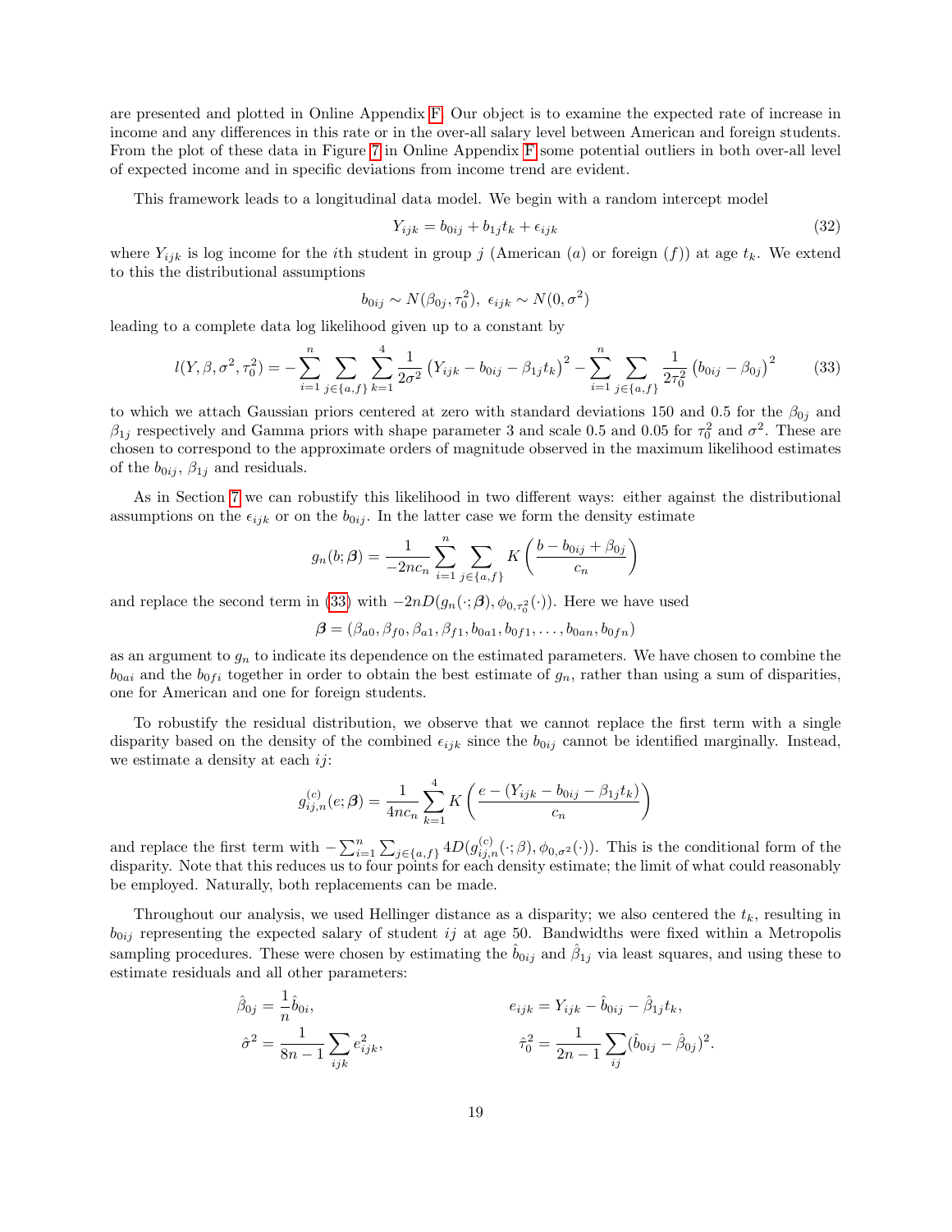are presented and plotted in Online Appendix F. Our object is to examine the expected rate of increase in income and any differences in this rate or in the over-all salary level between American and foreign students. From the plot of these data in Figure 7 in Online Appendix F some potential outliers in both over-all level of expected income and in specific deviations from income trend are evident.

This framework leads to a longitudinal data model. We begin with a random intercept model

$$Y_{ijk} = b_{0ij} + b_{1j} t_k + \epsilon_{ijk} \tag{32}$$

where $Y_{ijk}$ is log income for the $i$th student in group $j$ (American $(a)$ or foreign $(f)$) at age $t_k$. We extend to this the distributional assumptions

$$b_{0ij} \sim N(\beta_{0j}, \tau_0^2),\ \epsilon_{ijk} \sim N(0, \sigma^2)$$

leading to a complete data log likelihood given up to a constant by

$$l(Y, \beta, \sigma^2, \tau_0^2) = -\sum_{i=1}^{n} \sum_{j \in \{a,f\}} \sum_{k=1}^{4} \frac{1}{2\sigma^2} \left(Y_{ijk} - b_{0ij} - \beta_{1j} t_k\right)^2 - \sum_{i=1}^{n} \sum_{j \in \{a,f\}} \frac{1}{2\tau_0^2} \left(b_{0ij} - \beta_{0j}\right)^2 \tag{33}$$

to which we attach Gaussian priors centered at zero with standard deviations 150 and 0.5 for the $\beta_{0j}$ and $\beta_{1j}$ respectively and Gamma priors with shape parameter 3 and scale 0.5 and 0.05 for $\tau_0^2$ and $\sigma^2$. These are chosen to correspond to the approximate orders of magnitude observed in the maximum likelihood estimates of the $b_{0ij}$, $\beta_{1j}$ and residuals.

As in Section 7 we can robustify this likelihood in two different ways: either against the distributional assumptions on the $\epsilon_{ijk}$ or on the $b_{0ij}$. In the latter case we form the density estimate

$$g_n(b; \boldsymbol{\beta}) = \frac{1}{-2nc_n} \sum_{i=1}^{n} \sum_{j \in \{a,f\}} K\left(\frac{b - b_{0ij} + \beta_{0j}}{c_n}\right)$$

and replace the second term in (33) with $-2nD(g_n(\cdot; \boldsymbol{\beta}), \phi_{0,\tau_0^2}(\cdot))$. Here we have used

$$\boldsymbol{\beta} = (\beta_{a0}, \beta_{f0}, \beta_{a1}, \beta_{f1}, b_{0a1}, b_{0f1}, \ldots, b_{0an}, b_{0fn})$$

as an argument to $g_n$ to indicate its dependence on the estimated parameters. We have chosen to combine the $b_{0ai}$ and the $b_{0fi}$ together in order to obtain the best estimate of $g_n$, rather than using a sum of disparities, one for American and one for foreign students.

To robustify the residual distribution, we observe that we cannot replace the first term with a single disparity based on the density of the combined $\epsilon_{ijk}$ since the $b_{0ij}$ cannot be identified marginally. Instead, we estimate a density at each $ij$:

$$g_{ij,n}^{(c)}(e; \boldsymbol{\beta}) = \frac{1}{4nc_n} \sum_{k=1}^{4} K\left(\frac{e - (Y_{ijk} - b_{0ij} - \beta_{1j} t_k)}{c_n}\right)$$

and replace the first term with $-\sum_{i=1}^{n} \sum_{j \in \{a,f\}} 4D(g_{ij,n}^{(c)}(\cdot; \beta), \phi_{0,\sigma^2}(\cdot))$. This is the conditional form of the disparity. Note that this reduces us to four points for each density estimate; the limit of what could reasonably be employed. Naturally, both replacements can be made.

Throughout our analysis, we used Hellinger distance as a disparity; we also centered the $t_k$, resulting in $b_{0ij}$ representing the expected salary of student $ij$ at age 50. Bandwidths were fixed within a Metropolis sampling procedures. These were chosen by estimating the $\hat{b}_{0ij}$ and $\hat{\beta}_{1j}$ via least squares, and using these to estimate residuals and all other parameters:

$$\hat{\beta}_{0j} = \frac{1}{n} \hat{b}_{0i}, \qquad e_{ijk} = Y_{ijk} - \hat{b}_{0ij} - \hat{\beta}_{1j} t_k,$$

$$\hat{\sigma}^2 = \frac{1}{8n-1} \sum_{ijk} e_{ijk}^2, \qquad \hat{\tau}_0^2 = \frac{1}{2n-1} \sum_{ij} (\hat{b}_{0ij} - \hat{\beta}_{0j})^2.$$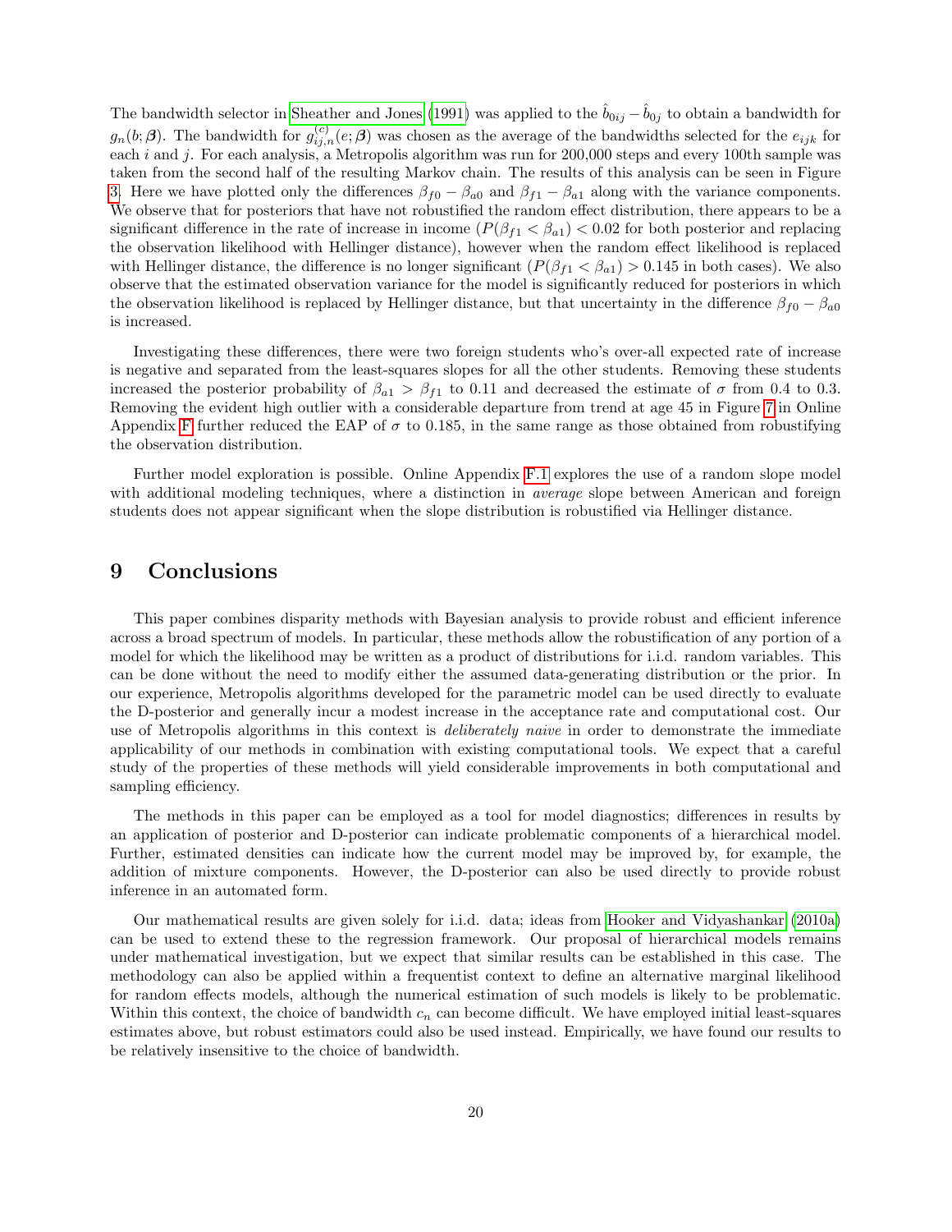The bandwidth selector in Sheather and Jones (1991) was applied to the $\hat{b}_{0ij} - \hat{b}_{0j}$ to obtain a bandwidth for $g_n(b;\boldsymbol{\beta})$. The bandwidth for $g_{ij,n}^{(c)}(e;\boldsymbol{\beta})$ was chosen as the average of the bandwidths selected for the $e_{ijk}$ for each $i$ and $j$. For each analysis, a Metropolis algorithm was run for 200,000 steps and every 100th sample was taken from the second half of the resulting Markov chain. The results of this analysis can be seen in Figure 3. Here we have plotted only the differences $\beta_{f0} - \beta_{a0}$ and $\beta_{f1} - \beta_{a1}$ along with the variance components. We observe that for posteriors that have not robustified the random effect distribution, there appears to be a significant difference in the rate of increase in income ($P(\beta_{f1} < \beta_{a1}) < 0.02$ for both posterior and replacing the observation likelihood with Hellinger distance), however when the random effect likelihood is replaced with Hellinger distance, the difference is no longer significant ($P(\beta_{f1} < \beta_{a1}) > 0.145$ in both cases). We also observe that the estimated observation variance for the model is significantly reduced for posteriors in which the observation likelihood is replaced by Hellinger distance, but that uncertainty in the difference $\beta_{f0} - \beta_{a0}$ is increased.

Investigating these differences, there were two foreign students who's over-all expected rate of increase is negative and separated from the least-squares slopes for all the other students. Removing these students increased the posterior probability of $\beta_{a1} > \beta_{f1}$ to 0.11 and decreased the estimate of $\sigma$ from 0.4 to 0.3. Removing the evident high outlier with a considerable departure from trend at age 45 in Figure 7 in Online Appendix F further reduced the EAP of $\sigma$ to 0.185, in the same range as those obtained from robustifying the observation distribution.

Further model exploration is possible. Online Appendix F.1 explores the use of a random slope model with additional modeling techniques, where a distinction in *average* slope between American and foreign students does not appear significant when the slope distribution is robustified via Hellinger distance.

# 9 Conclusions

This paper combines disparity methods with Bayesian analysis to provide robust and efficient inference across a broad spectrum of models. In particular, these methods allow the robustification of any portion of a model for which the likelihood may be written as a product of distributions for i.i.d. random variables. This can be done without the need to modify either the assumed data-generating distribution or the prior. In our experience, Metropolis algorithms developed for the parametric model can be used directly to evaluate the D-posterior and generally incur a modest increase in the acceptance rate and computational cost. Our use of Metropolis algorithms in this context is *deliberately naive* in order to demonstrate the immediate applicability of our methods in combination with existing computational tools. We expect that a careful study of the properties of these methods will yield considerable improvements in both computational and sampling efficiency.

The methods in this paper can be employed as a tool for model diagnostics; differences in results by an application of posterior and D-posterior can indicate problematic components of a hierarchical model. Further, estimated densities can indicate how the current model may be improved by, for example, the addition of mixture components. However, the D-posterior can also be used directly to provide robust inference in an automated form.

Our mathematical results are given solely for i.i.d. data; ideas from Hooker and Vidyashankar (2010a) can be used to extend these to the regression framework. Our proposal of hierarchical models remains under mathematical investigation, but we expect that similar results can be established in this case. The methodology can also be applied within a frequentist context to define an alternative marginal likelihood for random effects models, although the numerical estimation of such models is likely to be problematic. Within this context, the choice of bandwidth $c_n$ can become difficult. We have employed initial least-squares estimates above, but robust estimators could also be used instead. Empirically, we have found our results to be relatively insensitive to the choice of bandwidth.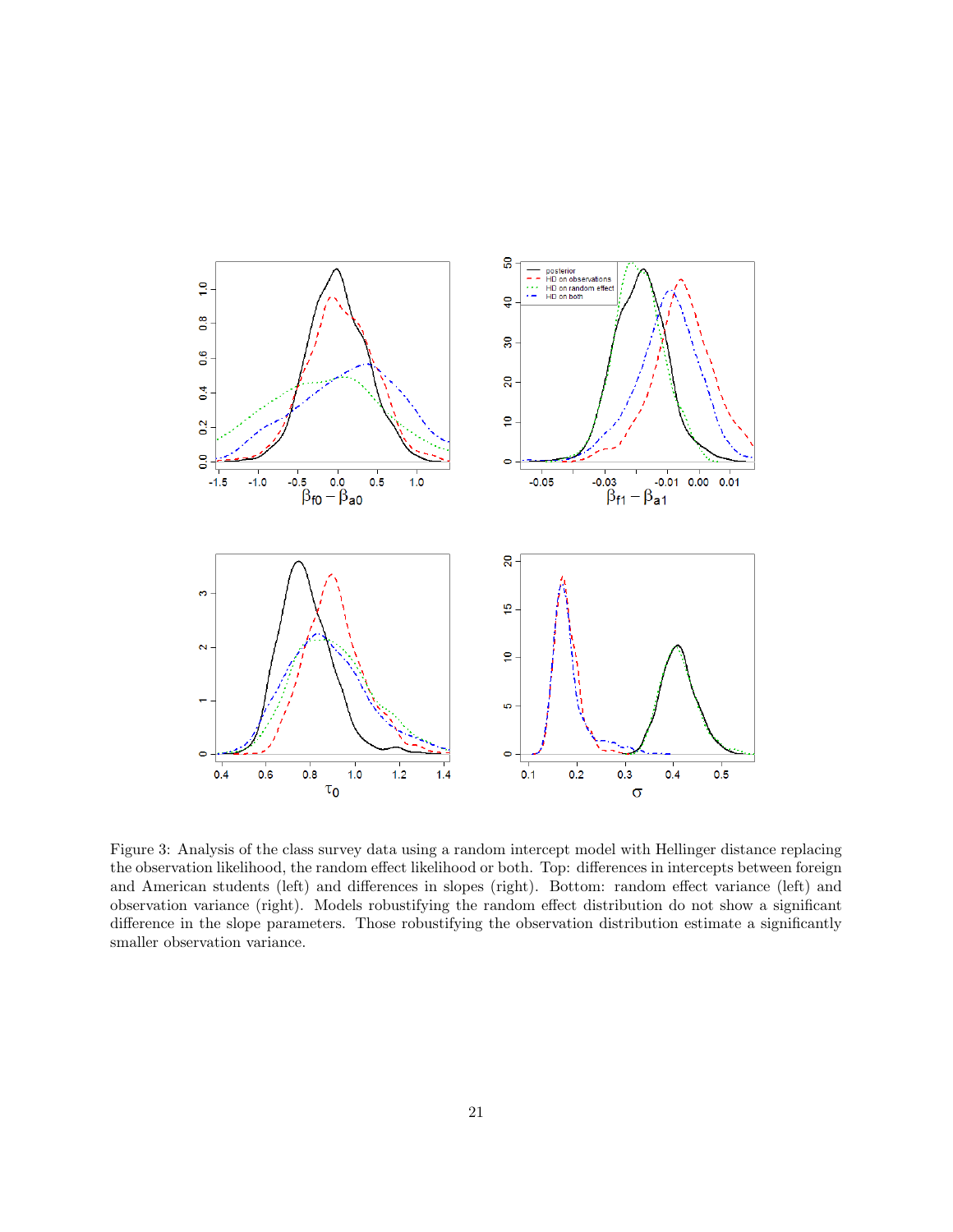Figure 3: Analysis of the class survey data using a random intercept model with Hellinger distance replacing the observation likelihood, the random effect likelihood or both. Top: differences in intercepts between foreign and American students (left) and differences in slopes (right). Bottom: random effect variance (left) and observation variance (right). Models robustifying the random effect distribution do not show a significant difference in the slope parameters. Those robustifying the observation distribution estimate a significantly smaller observation variance.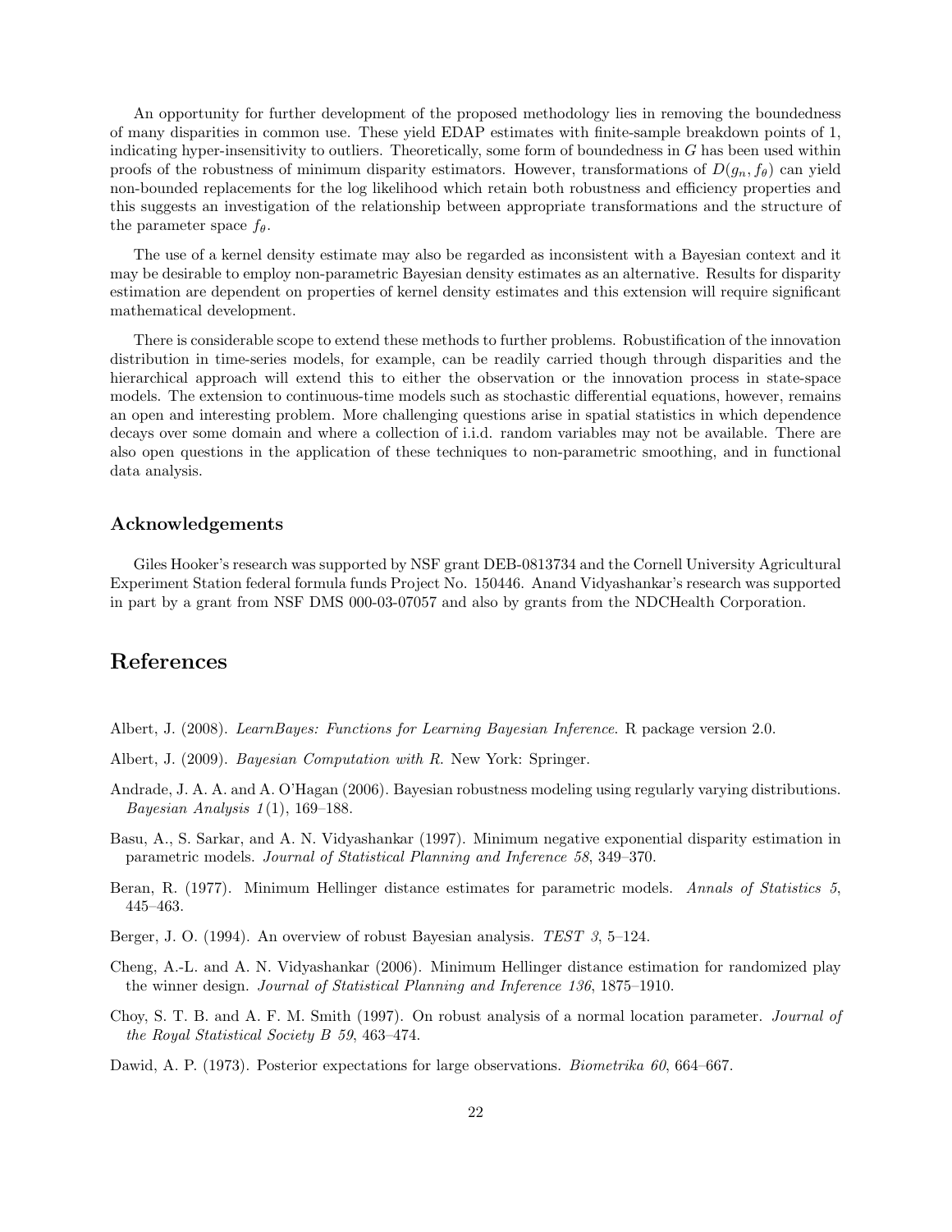An opportunity for further development of the proposed methodology lies in removing the boundedness of many disparities in common use. These yield EDAP estimates with finite-sample breakdown points of 1, indicating hyper-insensitivity to outliers. Theoretically, some form of boundedness in $G$ has been used within proofs of the robustness of minimum disparity estimators. However, transformations of $D(g_n, f_\theta)$ can yield non-bounded replacements for the log likelihood which retain both robustness and efficiency properties and this suggests an investigation of the relationship between appropriate transformations and the structure of the parameter space $f_\theta$.

The use of a kernel density estimate may also be regarded as inconsistent with a Bayesian context and it may be desirable to employ non-parametric Bayesian density estimates as an alternative. Results for disparity estimation are dependent on properties of kernel density estimates and this extension will require significant mathematical development.

There is considerable scope to extend these methods to further problems. Robustification of the innovation distribution in time-series models, for example, can be readily carried though through disparities and the hierarchical approach will extend this to either the observation or the innovation process in state-space models. The extension to continuous-time models such as stochastic differential equations, however, remains an open and interesting problem. More challenging questions arise in spatial statistics in which dependence decays over some domain and where a collection of i.i.d. random variables may not be available. There are also open questions in the application of these techniques to non-parametric smoothing, and in functional data analysis.

### Acknowledgements

Giles Hooker's research was supported by NSF grant DEB-0813734 and the Cornell University Agricultural Experiment Station federal formula funds Project No. 150446. Anand Vidyashankar's research was supported in part by a grant from NSF DMS 000-03-07057 and also by grants from the NDCHealth Corporation.

## References

Albert, J. (2008). *LearnBayes: Functions for Learning Bayesian Inference*. R package version 2.0.

Albert, J. (2009). *Bayesian Computation with R*. New York: Springer.

Andrade, J. A. A. and A. O'Hagan (2006). Bayesian robustness modeling using regularly varying distributions. *Bayesian Analysis 1*(1), 169–188.

Basu, A., S. Sarkar, and A. N. Vidyashankar (1997). Minimum negative exponential disparity estimation in parametric models. *Journal of Statistical Planning and Inference 58*, 349–370.

Beran, R. (1977). Minimum Hellinger distance estimates for parametric models. *Annals of Statistics 5*, 445–463.

Berger, J. O. (1994). An overview of robust Bayesian analysis. *TEST 3*, 5–124.

Cheng, A.-L. and A. N. Vidyashankar (2006). Minimum Hellinger distance estimation for randomized play the winner design. *Journal of Statistical Planning and Inference 136*, 1875–1910.

Choy, S. T. B. and A. F. M. Smith (1997). On robust analysis of a normal location parameter. *Journal of the Royal Statistical Society B 59*, 463–474.

Dawid, A. P. (1973). Posterior expectations for large observations. *Biometrika 60*, 664–667.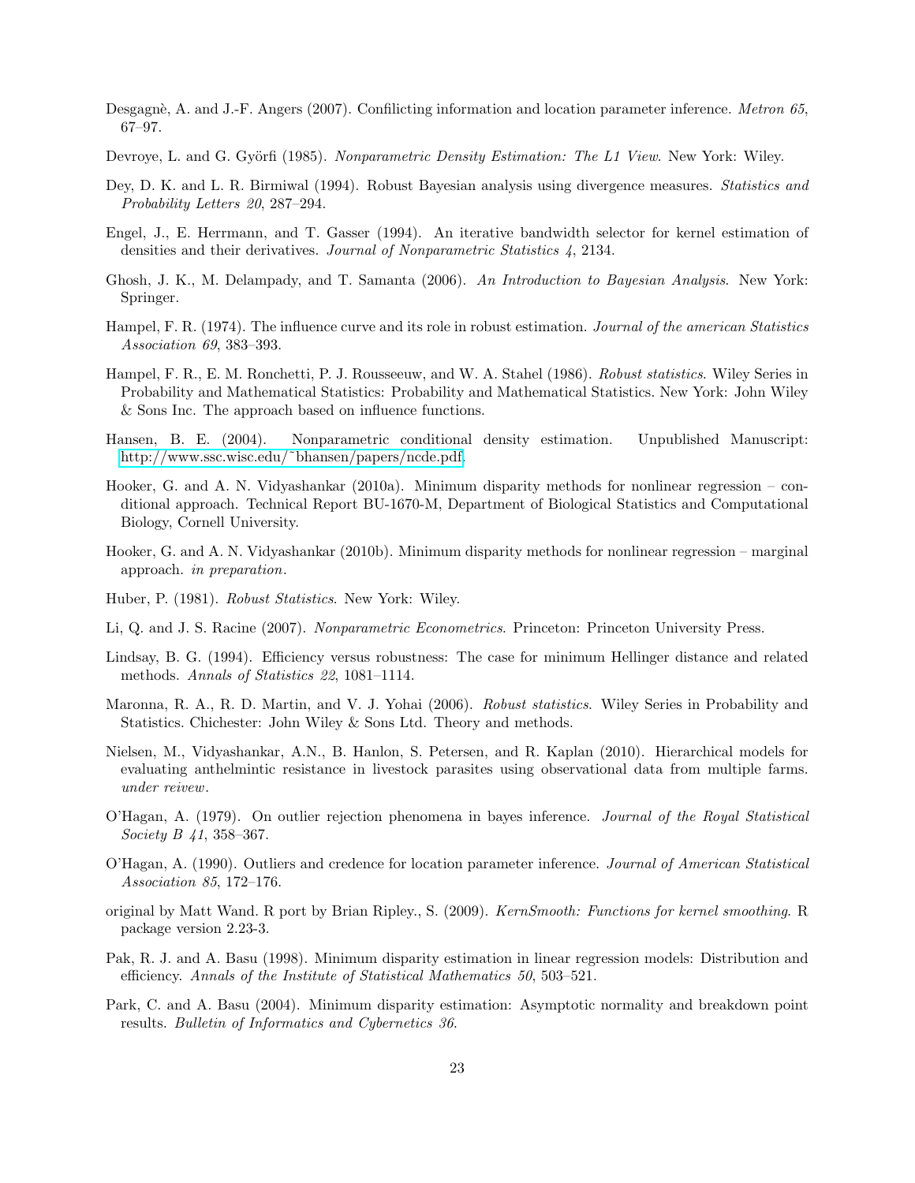Desgagnè, A. and J.-F. Angers (2007). Confilicting information and location parameter inference. *Metron 65*, 67–97.

Devroye, L. and G. Györfi (1985). *Nonparametric Density Estimation: The L1 View*. New York: Wiley.

Dey, D. K. and L. R. Birmiwal (1994). Robust Bayesian analysis using divergence measures. *Statistics and Probability Letters 20*, 287–294.

Engel, J., E. Herrmann, and T. Gasser (1994). An iterative bandwidth selector for kernel estimation of densities and their derivatives. *Journal of Nonparametric Statistics 4*, 2134.

Ghosh, J. K., M. Delampady, and T. Samanta (2006). *An Introduction to Bayesian Analysis*. New York: Springer.

Hampel, F. R. (1974). The influence curve and its role in robust estimation. *Journal of the american Statistics Association 69*, 383–393.

Hampel, F. R., E. M. Ronchetti, P. J. Rousseeuw, and W. A. Stahel (1986). *Robust statistics*. Wiley Series in Probability and Mathematical Statistics: Probability and Mathematical Statistics. New York: John Wiley & Sons Inc. The approach based on influence functions.

Hansen, B. E. (2004). Nonparametric conditional density estimation. Unpublished Manuscript: http://www.ssc.wisc.edu/~bhansen/papers/ncde.pdf.

Hooker, G. and A. N. Vidyashankar (2010a). Minimum disparity methods for nonlinear regression – conditional approach. Technical Report BU-1670-M, Department of Biological Statistics and Computational Biology, Cornell University.

Hooker, G. and A. N. Vidyashankar (2010b). Minimum disparity methods for nonlinear regression – marginal approach. *in preparation*.

Huber, P. (1981). *Robust Statistics*. New York: Wiley.

Li, Q. and J. S. Racine (2007). *Nonparametric Econometrics*. Princeton: Princeton University Press.

Lindsay, B. G. (1994). Efficiency versus robustness: The case for minimum Hellinger distance and related methods. *Annals of Statistics 22*, 1081–1114.

Maronna, R. A., R. D. Martin, and V. J. Yohai (2006). *Robust statistics*. Wiley Series in Probability and Statistics. Chichester: John Wiley & Sons Ltd. Theory and methods.

Nielsen, M., Vidyashankar, A.N., B. Hanlon, S. Petersen, and R. Kaplan (2010). Hierarchical models for evaluating anthelmintic resistance in livestock parasites using observational data from multiple farms. *under reivew*.

O'Hagan, A. (1979). On outlier rejection phenomena in bayes inference. *Journal of the Royal Statistical Society B 41*, 358–367.

O'Hagan, A. (1990). Outliers and credence for location parameter inference. *Journal of American Statistical Association 85*, 172–176.

original by Matt Wand. R port by Brian Ripley., S. (2009). *KernSmooth: Functions for kernel smoothing*. R package version 2.23-3.

Pak, R. J. and A. Basu (1998). Minimum disparity estimation in linear regression models: Distribution and efficiency. *Annals of the Institute of Statistical Mathematics 50*, 503–521.

Park, C. and A. Basu (2004). Minimum disparity estimation: Asymptotic normality and breakdown point results. *Bulletin of Informatics and Cybernetics 36*.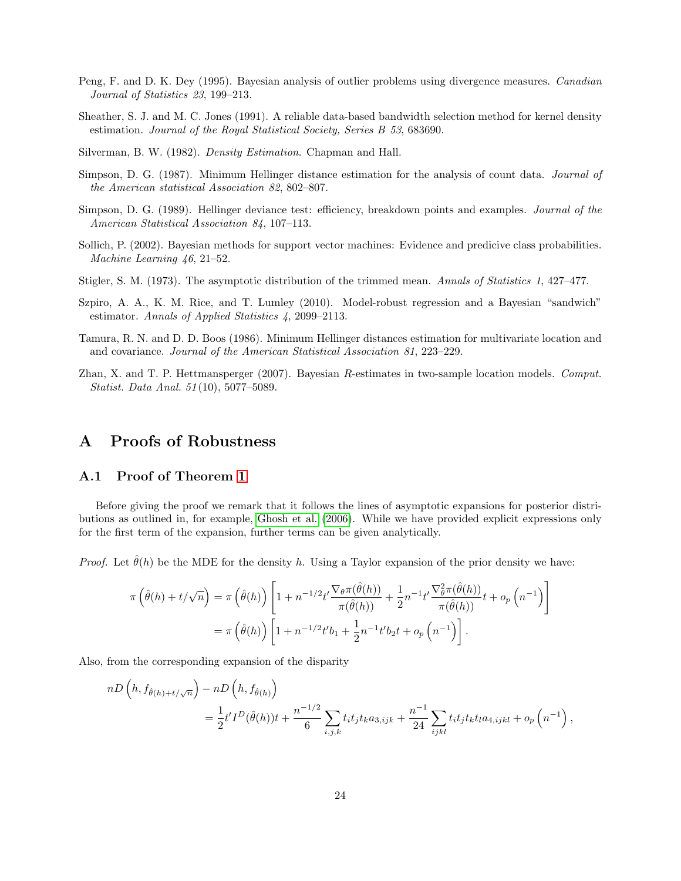Peng, F. and D. K. Dey (1995). Bayesian analysis of outlier problems using divergence measures. *Canadian Journal of Statistics 23*, 199–213.

Sheather, S. J. and M. C. Jones (1991). A reliable data-based bandwidth selection method for kernel density estimation. *Journal of the Royal Statistical Society, Series B 53*, 683690.

Silverman, B. W. (1982). *Density Estimation*. Chapman and Hall.

Simpson, D. G. (1987). Minimum Hellinger distance estimation for the analysis of count data. *Journal of the American statistical Association 82*, 802–807.

Simpson, D. G. (1989). Hellinger deviance test: efficiency, breakdown points and examples. *Journal of the American Statistical Association 84*, 107–113.

Sollich, P. (2002). Bayesian methods for support vector machines: Evidence and predicive class probabilities. *Machine Learning 46*, 21–52.

Stigler, S. M. (1973). The asymptotic distribution of the trimmed mean. *Annals of Statistics 1*, 427–477.

Szpiro, A. A., K. M. Rice, and T. Lumley (2010). Model-robust regression and a Bayesian "sandwich" estimator. *Annals of Applied Statistics 4*, 2099–2113.

Tamura, R. N. and D. D. Boos (1986). Minimum Hellinger distances estimation for multivariate location and and covariance. *Journal of the American Statistical Association 81*, 223–229.

Zhan, X. and T. P. Hettmansperger (2007). Bayesian $R$-estimates in two-sample location models. *Comput. Statist. Data Anal. 51*(10), 5077–5089.

# A Proofs of Robustness

## A.1 Proof of Theorem 1

Before giving the proof we remark that it follows the lines of asymptotic expansions for posterior distributions as outlined in, for example, Ghosh et al. (2006). While we have provided explicit expressions only for the first term of the expansion, further terms can be given analytically.

*Proof.* Let $\hat{\theta}(h)$ be the MDE for the density $h$. Using a Taylor expansion of the prior density we have:

$$\pi\left(\hat{\theta}(h)+t/\sqrt{n}\right) = \pi\left(\hat{\theta}(h)\right)\left[1+n^{-1/2}t'\frac{\nabla_\theta \pi(\hat{\theta}(h))}{\pi(\hat{\theta}(h))}+\frac{1}{2}n^{-1}t'\frac{\nabla^2_\theta \pi(\hat{\theta}(h))}{\pi(\hat{\theta}(h))}t+o_p\left(n^{-1}\right)\right]$$
$$= \pi\left(\hat{\theta}(h)\right)\left[1+n^{-1/2}t'b_1+\frac{1}{2}n^{-1}t'b_2t+o_p\left(n^{-1}\right)\right].$$

Also, from the corresponding expansion of the disparity

$$nD\left(h,f_{\hat{\theta}(h)+t/\sqrt{n}}\right)-nD\left(h,f_{\hat{\theta}(h)}\right)$$
$$=\frac{1}{2}t'I^D(\hat{\theta}(h))t+\frac{n^{-1/2}}{6}\sum_{i,j,k}t_it_jt_ka_{3,ijk}+\frac{n^{-1}}{24}\sum_{ijkl}t_it_jt_kt_la_{4,ijkl}+o_p\left(n^{-1}\right),$$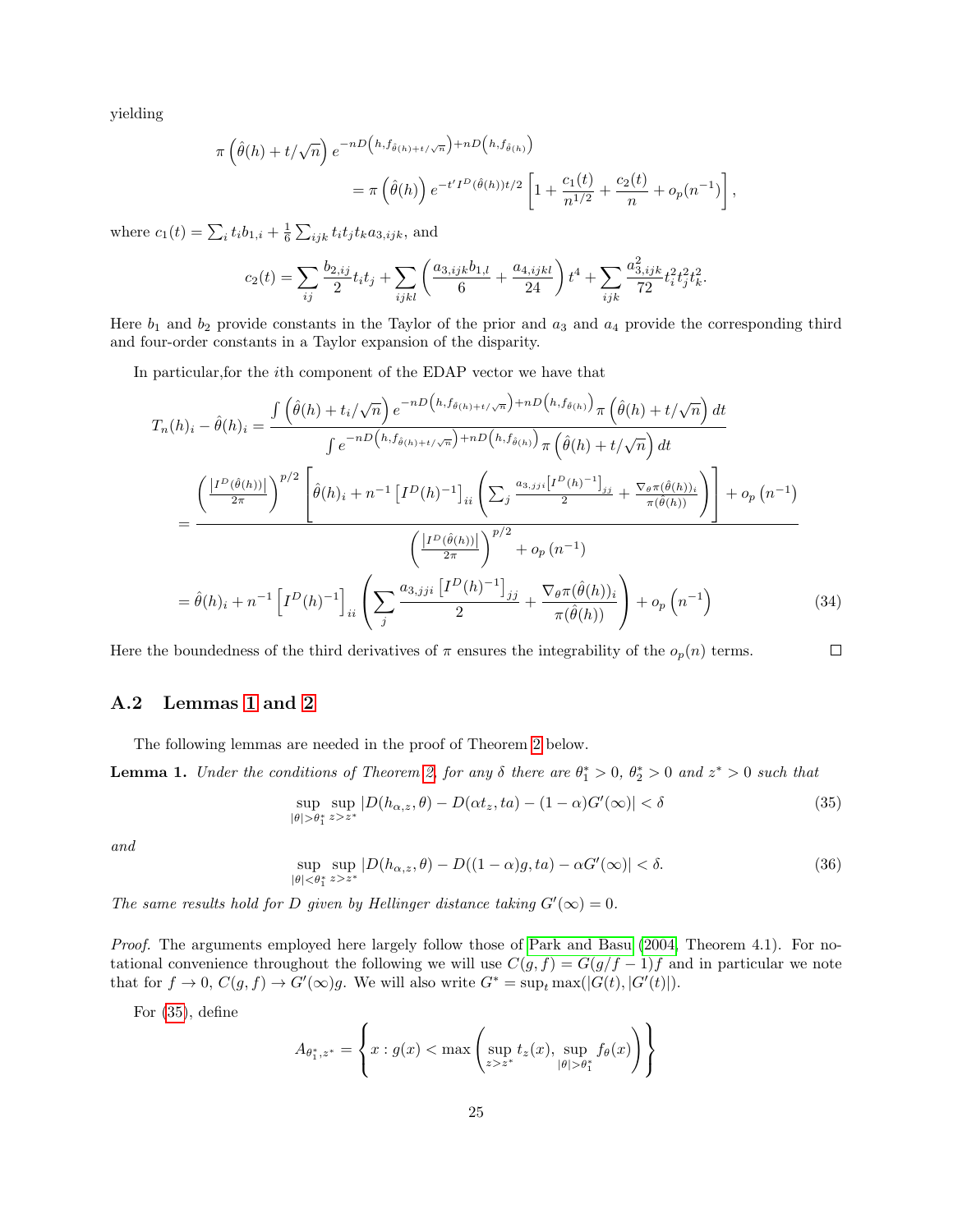yielding

$$\pi\left(\hat{\theta}(h)+t/\sqrt{n}\right)e^{-nD\left(h,f_{\hat{\theta}(h)+t/\sqrt{n}}\right)+nD\left(h,f_{\hat{\theta}(h)}\right)}$$
$$=\pi\left(\hat{\theta}(h)\right)e^{-t'I^D(\hat{\theta}(h))t/2}\left[1+\frac{c_1(t)}{n^{1/2}}+\frac{c_2(t)}{n}+o_p(n^{-1})\right],$$

where $c_1(t)=\sum_i t_i b_{1,i}+\frac{1}{6}\sum_{ijk}t_it_jt_k a_{3,ijk}$, and

$$c_2(t)=\sum_{ij}\frac{b_{2,ij}}{2}t_it_j+\sum_{ijkl}\left(\frac{a_{3,ijk}b_{1,l}}{6}+\frac{a_{4,ijkl}}{24}\right)t^4+\sum_{ijk}\frac{a_{3,ijk}^2}{72}t_i^2t_j^2t_k^2.$$

Here $b_1$ and $b_2$ provide constants in the Taylor of the prior and $a_3$ and $a_4$ provide the corresponding third and four-order constants in a Taylor expansion of the disparity.

In particular,for the $i$th component of the EDAP vector we have that

$$\begin{aligned}
T_n(h)_i-\hat{\theta}(h)_i&=\frac{\int\left(\hat{\theta}(h)+t_i/\sqrt{n}\right)e^{-nD\left(h,f_{\hat{\theta}(h)+t/\sqrt{n}}\right)+nD\left(h,f_{\hat{\theta}(h)}\right)}\pi\left(\hat{\theta}(h)+t/\sqrt{n}\right)dt}{\int e^{-nD\left(h,f_{\hat{\theta}(h)+t/\sqrt{n}}\right)+nD\left(h,f_{\hat{\theta}(h)}\right)}\pi\left(\hat{\theta}(h)+t/\sqrt{n}\right)dt}\\
&=\frac{\left(\frac{\left|I^D(\hat{\theta}(h))\right|}{2\pi}\right)^{p/2}\left[\hat{\theta}(h)_i+n^{-1}\left[I^D(h)^{-1}\right]_{ii}\left(\sum_j\frac{a_{3,jji}\left[I^D(h)^{-1}\right]_{jj}}{2}+\frac{\nabla_\theta\pi(\hat{\theta}(h))_i}{\pi(\hat{\theta}(h))}\right)\right]+o_p\left(n^{-1}\right)}{\left(\frac{\left|I^D(\hat{\theta}(h))\right|}{2\pi}\right)^{p/2}+o_p\left(n^{-1}\right)}\\
&=\hat{\theta}(h)_i+n^{-1}\left[I^D(h)^{-1}\right]_{ii}\left(\sum_j\frac{a_{3,jji}\left[I^D(h)^{-1}\right]_{jj}}{2}+\frac{\nabla_\theta\pi(\hat{\theta}(h))_i}{\pi(\hat{\theta}(h))}\right)+o_p\left(n^{-1}\right)
\end{aligned}\tag{34}$$

Here the boundedness of the third derivatives of $\pi$ ensures the integrability of the $o_p(n)$ terms. □

## A.2 Lemmas 1 and 2

The following lemmas are needed in the proof of Theorem 2 below.

**Lemma 1.** *Under the conditions of Theorem 2, for any $\delta$ there are $\theta_1^*>0$, $\theta_2^*>0$ and $z^*>0$ such that*

$$\sup_{|\theta|>\theta_1^*}\sup_{z>z^*}\left|D(h_{\alpha,z},\theta)-D(\alpha t_z,t a)-(1-\alpha)G'(\infty)\right|<\delta\tag{35}$$

*and*

$$\sup_{|\theta|<\theta_1^*}\sup_{z>z^*}\left|D(h_{\alpha,z},\theta)-D((1-\alpha)g,t a)-\alpha G'(\infty)\right|<\delta.\tag{36}$$

*The same results hold for $D$ given by Hellinger distance taking $G'(\infty)=0$.*

*Proof.* The arguments employed here largely follow those of Park and Basu (2004, Theorem 4.1). For notational convenience throughout the following we will use $C(g,f)=G(g/f-1)f$ and in particular we note that for $f\to 0$, $C(g,f)\to G'(\infty)g$. We will also write $G^*=\sup_t\max(|G(t),|G'(t)|)$.

For (35), define

$$A_{\theta_1^*,z^*}=\left\{x:g(x)<\max\left(\sup_{z>z^*}t_z(x),\sup_{|\theta|>\theta_1^*}f_\theta(x)\right)\right\}$$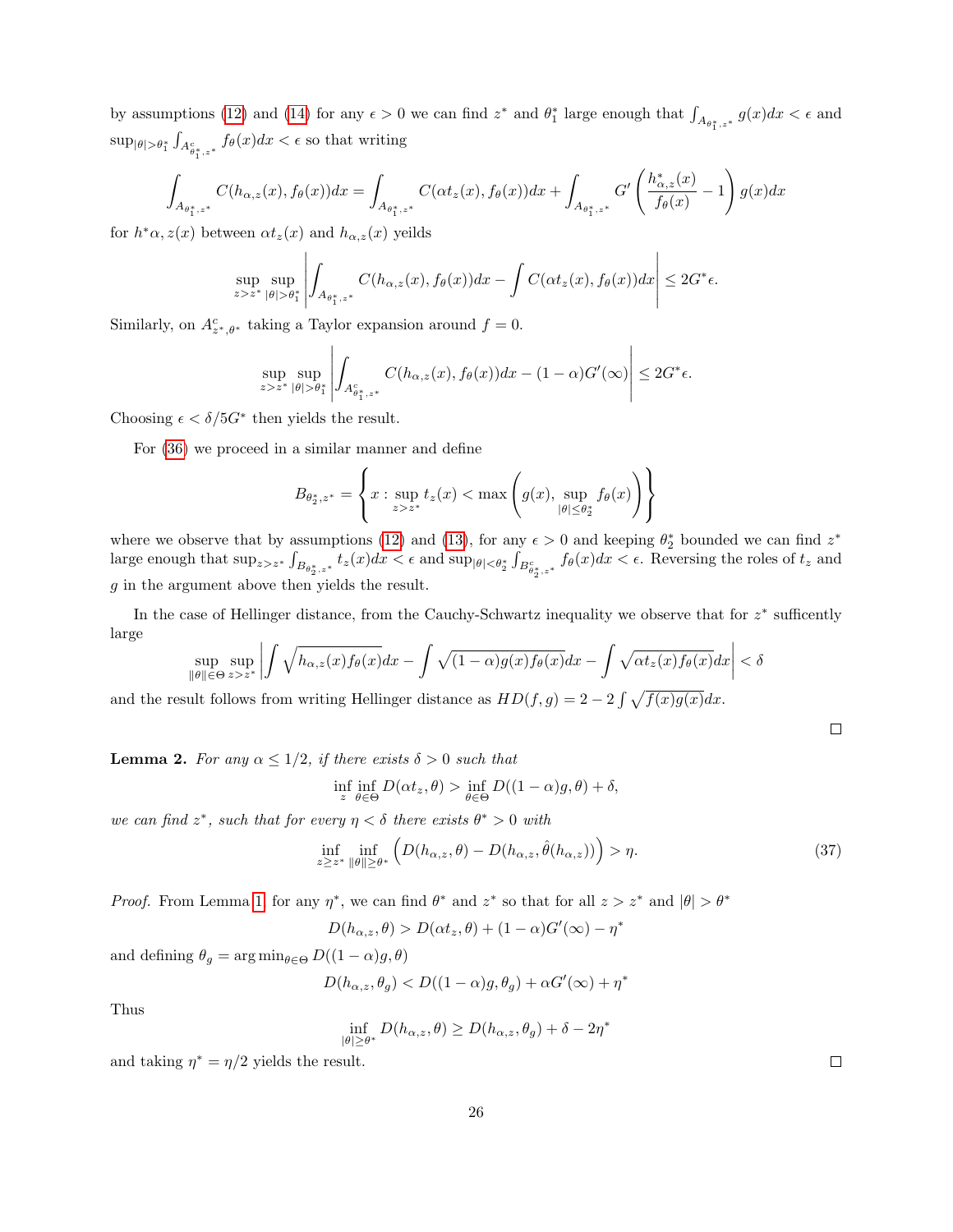by assumptions (12) and (14) for any $\epsilon > 0$ we can find $z^*$ and $\theta_1^*$ large enough that $\int_{A_{\theta_1^*,z^*}} g(x)dx < \epsilon$ and $\sup_{|\theta|>\theta_1^*} \int_{A^c_{\theta_1^*,z^*}} f_\theta(x)dx < \epsilon$ so that writing

$$\int_{A_{\theta_1^*,z^*}} C(h_{\alpha,z}(x), f_\theta(x))dx = \int_{A_{\theta_1^*,z^*}} C(\alpha t_z(x), f_\theta(x))dx + \int_{A_{\theta_1^*,z^*}} G'\left(\frac{h^*_{\alpha,z}(x)}{f_\theta(x)} - 1\right) g(x)dx$$

for $h^*\alpha, z(x)$ between $\alpha t_z(x)$ and $h_{\alpha,z}(x)$ yeilds

$$\sup_{z>z^*} \sup_{|\theta|>\theta_1^*} \left| \int_{A_{\theta_1^*,z^*}} C(h_{\alpha,z}(x), f_\theta(x))dx - \int C(\alpha t_z(x), f_\theta(x))dx \right| \leq 2G^*\epsilon.$$

Similarly, on $A^c_{z^*,\theta^*}$ taking a Taylor expansion around $f = 0$.

$$\sup_{z>z^*} \sup_{|\theta|>\theta_1^*} \left| \int_{A^c_{\theta_1^*,z^*}} C(h_{\alpha,z}(x), f_\theta(x))dx - (1-\alpha)G'(\infty) \right| \leq 2G^*\epsilon.$$

Choosing $\epsilon < \delta/5G^*$ then yields the result.

For (36) we proceed in a similar manner and define

$$B_{\theta_2^*,z^*} = \left\{ x : \sup_{z>z^*} t_z(x) < \max\left( g(x), \sup_{|\theta|\leq\theta_2^*} f_\theta(x) \right) \right\}$$

where we observe that by assumptions (12) and (13), for any $\epsilon > 0$ and keeping $\theta_2^*$ bounded we can find $z^*$ large enough that $\sup_{z>z^*} \int_{B_{\theta_2^*,z^*}} t_z(x)dx < \epsilon$ and $\sup_{|\theta|<\theta_2^*} \int_{B^c_{\theta_2^*,z^*}} f_\theta(x)dx < \epsilon$. Reversing the roles of $t_z$ and $g$ in the argument above then yields the result.

In the case of Hellinger distance, from the Cauchy-Schwartz inequality we observe that for $z^*$ sufficently large

$$\sup_{\|\theta\|\in\Theta} \sup_{z>z^*} \left| \int \sqrt{h_{\alpha,z}(x)f_\theta(x)}dx - \int \sqrt{(1-\alpha)g(x)f_\theta(x)}dx - \int \sqrt{\alpha t_z(x)f_\theta(x)}dx \right| < \delta$$

and the result follows from writing Hellinger distance as $HD(f,g) = 2 - 2\int \sqrt{f(x)g(x)}dx$.

□

**Lemma 2.** *For any $\alpha \leq 1/2$, if there exists $\delta > 0$ such that*

$$\inf_z \inf_{\theta\in\Theta} D(\alpha t_z, \theta) > \inf_{\theta\in\Theta} D((1-\alpha)g, \theta) + \delta,$$

*we can find $z^*$, such that for every $\eta < \delta$ there exists $\theta^* > 0$ with*

$$\inf_{z\geq z^*} \inf_{\|\theta\|\geq\theta^*} \left( D(h_{\alpha,z}, \theta) - D(h_{\alpha,z}, \hat{\theta}(h_{\alpha,z})) \right) > \eta. \tag{37}$$

*Proof.* From Lemma 1 for any $\eta^*$, we can find $\theta^*$ and $z^*$ so that for all $z > z^*$ and $|\theta| > \theta^*$

$$D(h_{\alpha,z}, \theta) > D(\alpha t_z, \theta) + (1-\alpha)G'(\infty) - \eta^*$$

and defining $\theta_g = \arg\min_{\theta\in\Theta} D((1-\alpha)g, \theta)$

$$D(h_{\alpha,z}, \theta_g) < D((1-\alpha)g, \theta_g) + \alpha G'(\infty) + \eta^*$$

Thus

$$\inf_{|\theta|\geq\theta^*} D(h_{\alpha,z}, \theta) \geq D(h_{\alpha,z}, \theta_g) + \delta - 2\eta^*$$

and taking $\eta^* = \eta/2$ yields the result.

□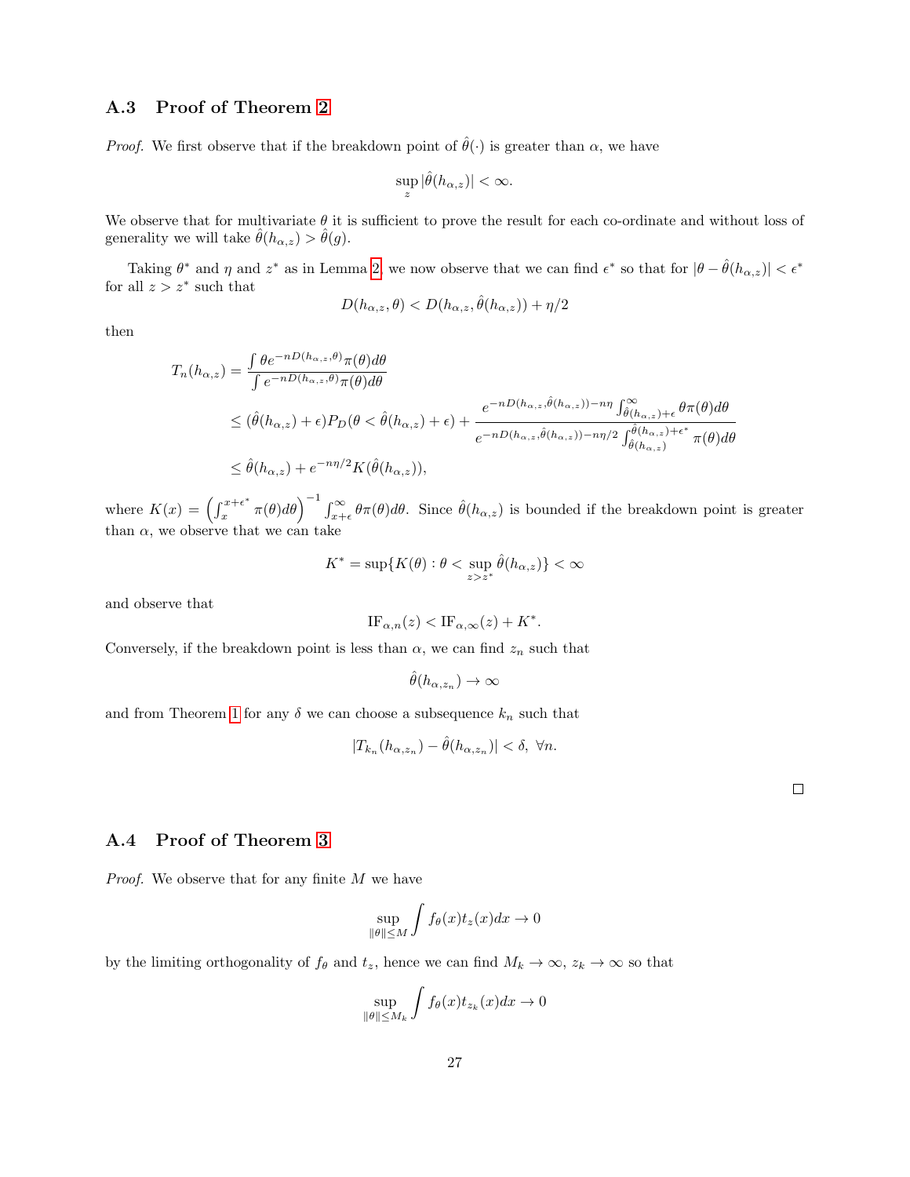### A.3 Proof of Theorem 2

*Proof.* We first observe that if the breakdown point of $\hat{\theta}(\cdot)$ is greater than $\alpha$, we have

$$\sup_{z} |\hat{\theta}(h_{\alpha,z})| < \infty.$$

We observe that for multivariate $\theta$ it is sufficient to prove the result for each co-ordinate and without loss of generality we will take $\hat{\theta}(h_{\alpha,z}) > \hat{\theta}(g)$.

Taking $\theta^*$ and $\eta$ and $z^*$ as in Lemma 2 we now observe that we can find $\epsilon^*$ so that for $|\theta - \hat{\theta}(h_{\alpha,z})| < \epsilon^*$ for all $z > z^*$ such that

$$D(h_{\alpha,z}, \theta) < D(h_{\alpha,z}, \hat{\theta}(h_{\alpha,z})) + \eta/2$$

then

$$\begin{aligned}
T_n(h_{\alpha,z}) &= \frac{\int \theta e^{-nD(h_{\alpha,z},\theta)} \pi(\theta) d\theta}{\int e^{-nD(h_{\alpha,z},\theta)} \pi(\theta) d\theta} \\
&\leq (\hat{\theta}(h_{\alpha,z}) + \epsilon) P_D(\theta < \hat{\theta}(h_{\alpha,z}) + \epsilon) + \frac{e^{-nD(h_{\alpha,z},\hat{\theta}(h_{\alpha,z})) - n\eta} \int_{\hat{\theta}(h_{\alpha,z})+\epsilon}^{\infty} \theta \pi(\theta) d\theta}{e^{-nD(h_{\alpha,z},\hat{\theta}(h_{\alpha,z})) - n\eta/2} \int_{\hat{\theta}(h_{\alpha,z})}^{\hat{\theta}(h_{\alpha,z})+\epsilon^*} \pi(\theta) d\theta} \\
&\leq \hat{\theta}(h_{\alpha,z}) + e^{-n\eta/2} K(\hat{\theta}(h_{\alpha,z})),
\end{aligned}$$

where $K(x) = \left( \int_x^{x+\epsilon^*} \pi(\theta) d\theta \right)^{-1} \int_{x+\epsilon}^{\infty} \theta \pi(\theta) d\theta$. Since $\hat{\theta}(h_{\alpha,z})$ is bounded if the breakdown point is greater than $\alpha$, we observe that we can take

$$K^* = \sup\{K(\theta) : \theta < \sup_{z > z^*} \hat{\theta}(h_{\alpha,z})\} < \infty$$

and observe that

$$\text{IF}_{\alpha,n}(z) < \text{IF}_{\alpha,\infty}(z) + K^*.$$

Conversely, if the breakdown point is less than $\alpha$, we can find $z_n$ such that

$$\hat{\theta}(h_{\alpha,z_n}) \to \infty$$

and from Theorem 1 for any $\delta$ we can choose a subsequence $k_n$ such that

$$|T_{k_n}(h_{\alpha,z_n}) - \hat{\theta}(h_{\alpha,z_n})| < \delta, \ \forall n.$$

□

### A.4 Proof of Theorem 3

*Proof.* We observe that for any finite $M$ we have

$$\sup_{\|\theta\| \leq M} \int f_\theta(x) t_z(x) dx \to 0$$

by the limiting orthogonality of $f_\theta$ and $t_z$, hence we can find $M_k \to \infty$, $z_k \to \infty$ so that

$$\sup_{\|\theta\| \leq M_k} \int f_\theta(x) t_{z_k}(x) dx \to 0$$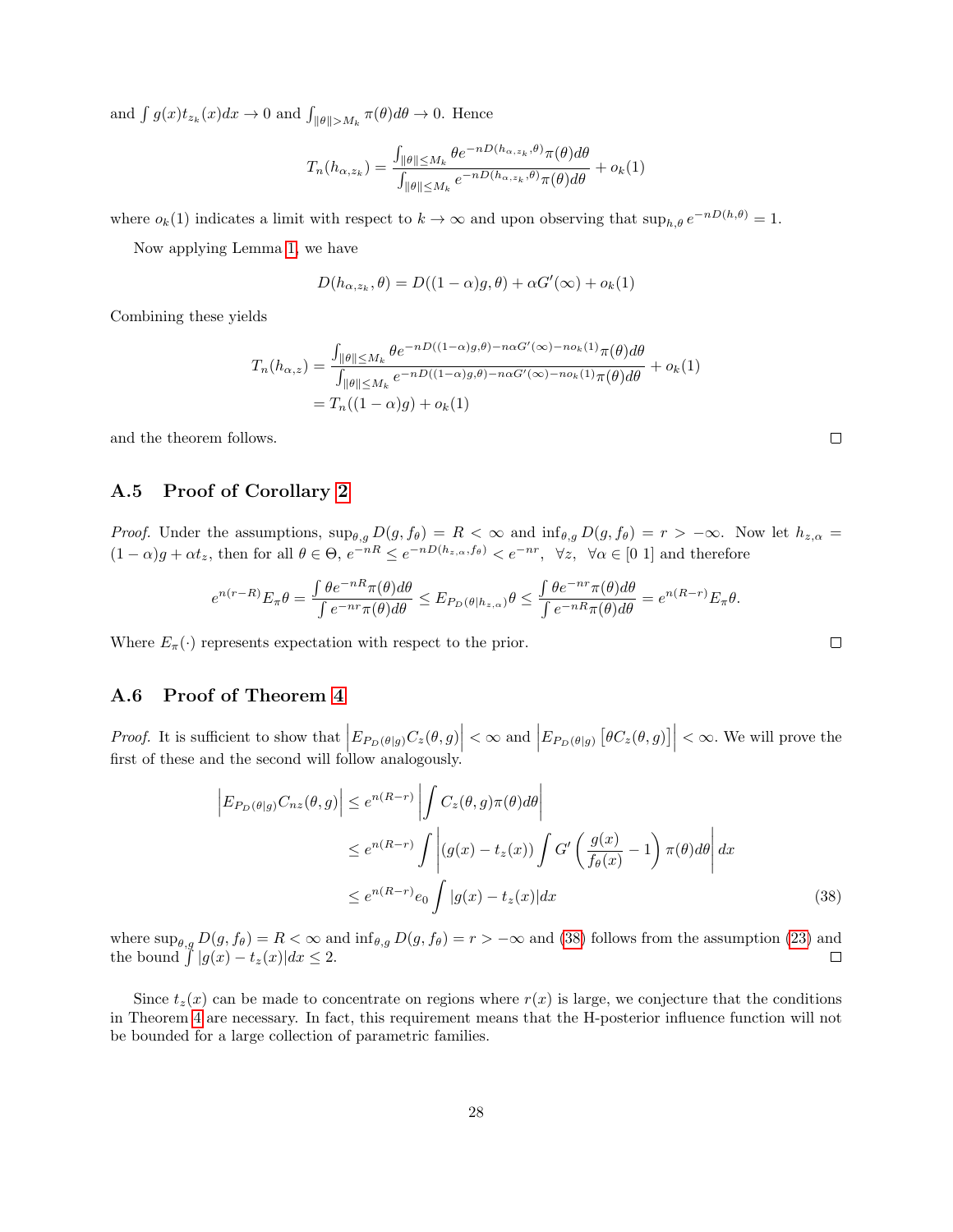and $\int g(x)t_{z_k}(x)dx \to 0$ and $\int_{\|\theta\|>M_k} \pi(\theta)d\theta \to 0$. Hence

$$T_n(h_{\alpha,z_k}) = \frac{\int_{\|\theta\|\leq M_k} \theta e^{-nD(h_{\alpha,z_k},\theta)}\pi(\theta)d\theta}{\int_{\|\theta\|\leq M_k} e^{-nD(h_{\alpha,z_k},\theta)}\pi(\theta)d\theta} + o_k(1)$$

where $o_k(1)$ indicates a limit with respect to $k \to \infty$ and upon observing that $\sup_{h,\theta} e^{-nD(h,\theta)} = 1$.

Now applying Lemma 1, we have

$$D(h_{\alpha,z_k},\theta) = D((1-\alpha)g,\theta) + \alpha G'(\infty) + o_k(1)$$

Combining these yields

$$\begin{aligned}
T_n(h_{\alpha,z}) &= \frac{\int_{\|\theta\|\leq M_k} \theta e^{-nD((1-\alpha)g,\theta) - n\alpha G'(\infty) - n o_k(1)}\pi(\theta)d\theta}{\int_{\|\theta\|\leq M_k} e^{-nD((1-\alpha)g,\theta) - n\alpha G'(\infty) - n o_k(1)}\pi(\theta)d\theta} + o_k(1) \\
&= T_n((1-\alpha)g) + o_k(1)
\end{aligned}$$

and the theorem follows. □

### A.5 Proof of Corollary 2

*Proof.* Under the assumptions, $\sup_{\theta,g} D(g,f_\theta) = R < \infty$ and $\inf_{\theta,g} D(g,f_\theta) = r > -\infty$. Now let $h_{z,\alpha} = (1-\alpha)g + \alpha t_z$, then for all $\theta \in \Theta$, $e^{-nR} \leq e^{-nD(h_{z,\alpha},f_\theta)} < e^{-nr}, \ \ \forall z, \ \ \forall \alpha \in [0\ 1]$ and therefore

$$e^{n(r-R)} E_\pi \theta = \frac{\int \theta e^{-nR}\pi(\theta)d\theta}{\int e^{-nr}\pi(\theta)d\theta} \leq E_{P_D(\theta|h_{z,\alpha})}\theta \leq \frac{\int \theta e^{-nr}\pi(\theta)d\theta}{\int e^{-nR}\pi(\theta)d\theta} = e^{n(R-r)} E_\pi \theta.$$

Where $E_\pi(\cdot)$ represents expectation with respect to the prior. □

### A.6 Proof of Theorem 4

*Proof.* It is sufficient to show that $\left| E_{P_D(\theta|g)} C_z(\theta,g) \right| < \infty$ and $\left| E_{P_D(\theta|g)} \left[\theta C_z(\theta,g)\right] \right| < \infty$. We will prove the first of these and the second will follow analogously.

$$\begin{aligned}
\left| E_{P_D(\theta|g)} C_{nz}(\theta,g) \right| &\leq e^{n(R-r)} \left| \int C_z(\theta,g)\pi(\theta)d\theta \right| \\
&\leq e^{n(R-r)} \int \left| (g(x) - t_z(x)) \int G'\left(\frac{g(x)}{f_\theta(x)} - 1\right)\pi(\theta)d\theta \right| dx \\
&\leq e^{n(R-r)} e_0 \int |g(x) - t_z(x)| dx \qquad (38)
\end{aligned}$$

where $\sup_{\theta,g} D(g,f_\theta) = R < \infty$ and $\inf_{\theta,g} D(g,f_\theta) = r > -\infty$ and (38) follows from the assumption (23) and the bound $\int |g(x) - t_z(x)| dx \leq 2$. □

Since $t_z(x)$ can be made to concentrate on regions where $r(x)$ is large, we conjecture that the conditions in Theorem 4 are necessary. In fact, this requirement means that the H-posterior influence function will not be bounded for a large collection of parametric families.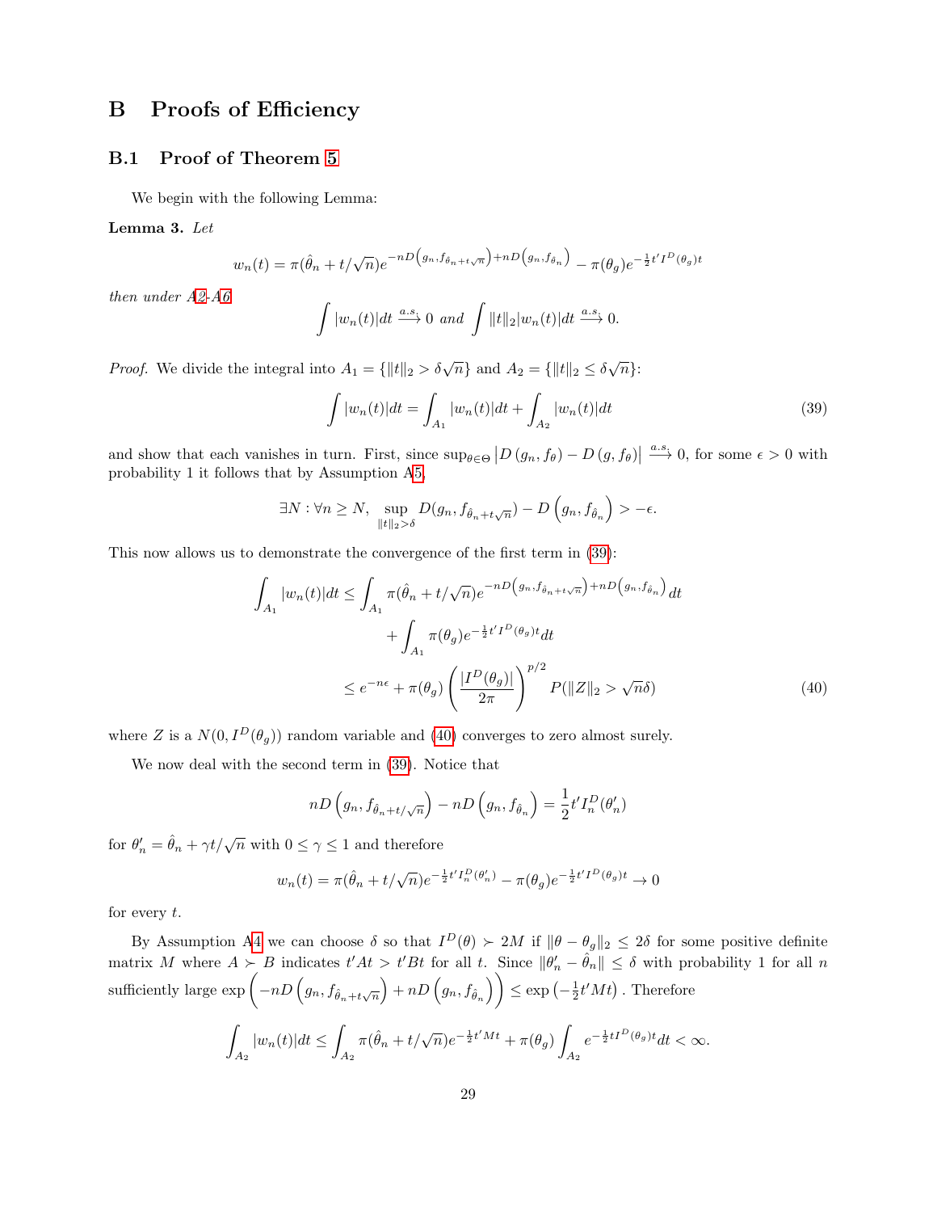# B Proofs of Efficiency

## B.1 Proof of Theorem 5

We begin with the following Lemma:

**Lemma 3.** *Let*

$$w_n(t) = \pi(\hat{\theta}_n + t/\sqrt{n})e^{-nD\left(g_n, f_{\hat{\theta}_n + t\sqrt{n}}\right) + nD\left(g_n, f_{\hat{\theta}_n}\right)} - \pi(\theta_g)e^{-\frac{1}{2}t' I^D(\theta_g)t}$$

*then under A2-A6*

$$\int |w_n(t)|dt \xrightarrow{a.s.} 0 \text{ and } \int \|t\|_2 |w_n(t)|dt \xrightarrow{a.s.} 0.$$

*Proof.* We divide the integral into $A_1 = \{\|t\|_2 > \delta\sqrt{n}\}$ and $A_2 = \{\|t\|_2 \leq \delta\sqrt{n}\}$:

$$\int |w_n(t)|dt = \int_{A_1} |w_n(t)|dt + \int_{A_2} |w_n(t)|dt \tag{39}$$

and show that each vanishes in turn. First, since $\sup_{\theta \in \Theta} \left| D\left(g_n, f_\theta\right) - D\left(g, f_\theta\right)\right| \xrightarrow{a.s.} 0$, for some $\epsilon > 0$ with probability 1 it follows that by Assumption A5,

$$\exists N : \forall n \geq N, \sup_{\|t\|_2 > \delta} D(g_n, f_{\hat{\theta}_n + t\sqrt{n}}) - D\left(g_n, f_{\hat{\theta}_n}\right) > -\epsilon.$$

This now allows us to demonstrate the convergence of the first term in (39):

$$\begin{aligned}
\int_{A_1} |w_n(t)|dt &\leq \int_{A_1} \pi(\hat{\theta}_n + t/\sqrt{n})e^{-nD\left(g_n, f_{\hat{\theta}_n + t\sqrt{n}}\right) + nD\left(g_n, f_{\hat{\theta}_n}\right)}dt \\
&\quad + \int_{A_1} \pi(\theta_g)e^{-\frac{1}{2}t' I^D(\theta_g)t}dt \\
&\leq e^{-n\epsilon} + \pi(\theta_g)\left(\frac{|I^D(\theta_g)|}{2\pi}\right)^{p/2} P(\|Z\|_2 > \sqrt{n}\delta)
\end{aligned} \tag{40}$$

where $Z$ is a $N(0, I^D(\theta_g))$ random variable and (40) converges to zero almost surely.

We now deal with the second term in (39). Notice that

$$nD\left(g_n, f_{\hat{\theta}_n + t/\sqrt{n}}\right) - nD\left(g_n, f_{\hat{\theta}_n}\right) = \frac{1}{2}t' I_n^D(\theta_n')$$

for $\theta_n' = \hat{\theta}_n + \gamma t/\sqrt{n}$ with $0 \leq \gamma \leq 1$ and therefore

$$w_n(t) = \pi(\hat{\theta}_n + t/\sqrt{n})e^{-\frac{1}{2}t' I_n^D(\theta_n')} - \pi(\theta_g)e^{-\frac{1}{2}t' I^D(\theta_g)t} \to 0$$

for every $t$.

By Assumption A4 we can choose $\delta$ so that $I^D(\theta) \succ 2M$ if $\|\theta - \theta_g\|_2 \leq 2\delta$ for some positive definite matrix $M$ where $A \succ B$ indicates $t'At > t'Bt$ for all $t$. Since $\|\theta_n' - \hat{\theta}_n\| \leq \delta$ with probability 1 for all $n$ sufficiently large $\exp\left(-nD\left(g_n, f_{\hat{\theta}_n + t\sqrt{n}}\right) + nD\left(g_n, f_{\hat{\theta}_n}\right)\right) \leq \exp\left(-\frac{1}{2}t'Mt\right)$. Therefore

$$\int_{A_2} |w_n(t)|dt \leq \int_{A_2} \pi(\hat{\theta}_n + t/\sqrt{n})e^{-\frac{1}{2}t'Mt} + \pi(\theta_g)\int_{A_2} e^{-\frac{1}{2}tI^D(\theta_g)t}dt < \infty.$$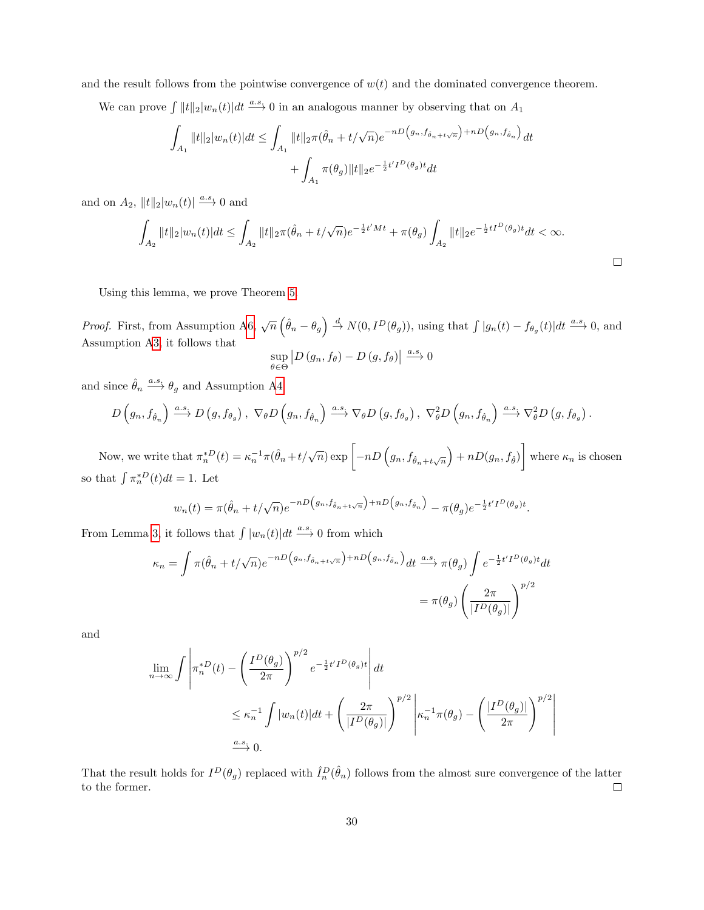and the result follows from the pointwise convergence of $w(t)$ and the dominated convergence theorem.

We can prove $\int \|t\|_2 |w_n(t)| dt \xrightarrow{a.s.} 0$ in an analogous manner by observing that on $A_1$

$$\int_{A_1} \|t\|_2 |w_n(t)| dt \leq \int_{A_1} \|t\|_2 \pi(\hat{\theta}_n + t/\sqrt{n}) e^{-nD\left(g_n, f_{\hat{\theta}_n + t\sqrt{n}}\right) + nD\left(g_n, f_{\hat{\theta}_n}\right)} dt$$
$$+ \int_{A_1} \pi(\theta_g) \|t\|_2 e^{-\frac{1}{2} t' I^D(\theta_g) t} dt$$

and on $A_2$, $\|t\|_2 |w_n(t)| \xrightarrow{a.s.} 0$ and

$$\int_{A_2} \|t\|_2 |w_n(t)| dt \leq \int_{A_2} \|t\|_2 \pi(\hat{\theta}_n + t/\sqrt{n}) e^{-\frac{1}{2} t' M t} + \pi(\theta_g) \int_{A_2} \|t\|_2 e^{-\frac{1}{2} t I^D(\theta_g) t} dt < \infty.$$

□

Using this lemma, we prove Theorem 5.

*Proof.* First, from Assumption A6, $\sqrt{n}\left(\hat{\theta}_n - \theta_g\right) \xrightarrow{d} N(0, I^D(\theta_g))$, using that $\int |g_n(t) - f_{\theta_g}(t)| dt \xrightarrow{a.s.} 0$, and Assumption A3, it follows that

$$\sup_{\theta \in \Theta} \left| D\left(g_n, f_\theta\right) - D\left(g, f_\theta\right) \right| \xrightarrow{a.s.} 0$$

and since $\hat{\theta}_n \xrightarrow{a.s.} \theta_g$ and Assumption A4

$$D\left(g_n, f_{\hat{\theta}_n}\right) \xrightarrow{a.s.} D\left(g, f_{\theta_g}\right), \; \nabla_\theta D\left(g_n, f_{\hat{\theta}_n}\right) \xrightarrow{a.s.} \nabla_\theta D\left(g, f_{\theta_g}\right), \; \nabla_\theta^2 D\left(g_n, f_{\hat{\theta}_n}\right) \xrightarrow{a.s.} \nabla_\theta^2 D\left(g, f_{\theta_g}\right).$$

Now, we write that $\pi_n^{*D}(t) = \kappa_n^{-1} \pi(\hat{\theta}_n + t/\sqrt{n}) \exp\left[-nD\left(g_n, f_{\hat{\theta}_n + t\sqrt{n}}\right) + nD(g_n, f_{\hat{\theta}})\right]$ where $\kappa_n$ is chosen so that $\int \pi_n^{*D}(t) dt = 1$. Let

$$w_n(t) = \pi(\hat{\theta}_n + t/\sqrt{n}) e^{-nD\left(g_n, f_{\hat{\theta}_n + t\sqrt{n}}\right) + nD\left(g_n, f_{\hat{\theta}_n}\right)} - \pi(\theta_g) e^{-\frac{1}{2} t' I^D(\theta_g) t}.$$

From Lemma 3, it follows that $\int |w_n(t)| dt \xrightarrow{a.s.} 0$ from which

$$\kappa_n = \int \pi(\hat{\theta}_n + t/\sqrt{n}) e^{-nD\left(g_n, f_{\hat{\theta}_n + t\sqrt{n}}\right) + nD\left(g_n, f_{\hat{\theta}_n}\right)} dt \xrightarrow{a.s.} \pi(\theta_g) \int e^{-\frac{1}{2} t' I^D(\theta_g) t} dt$$
$$= \pi(\theta_g) \left(\frac{2\pi}{|I^D(\theta_g)|}\right)^{p/2}$$

and

$$\lim_{n \to \infty} \int \left| \pi_n^{*D}(t) - \left(\frac{I^D(\theta_g)}{2\pi}\right)^{p/2} e^{-\frac{1}{2} t' I^D(\theta_g) t} \right| dt$$
$$\leq \kappa_n^{-1} \int |w_n(t)| dt + \left(\frac{2\pi}{|I^D(\theta_g)|}\right)^{p/2} \left| \kappa_n^{-1} \pi(\theta_g) - \left(\frac{|I^D(\theta_g)|}{2\pi}\right)^{p/2} \right|$$
$$\xrightarrow{a.s.} 0.$$

That the result holds for $I^D(\theta_g)$ replaced with $\hat{I}_n^D(\hat{\theta}_n)$ follows from the almost sure convergence of the latter to the former. □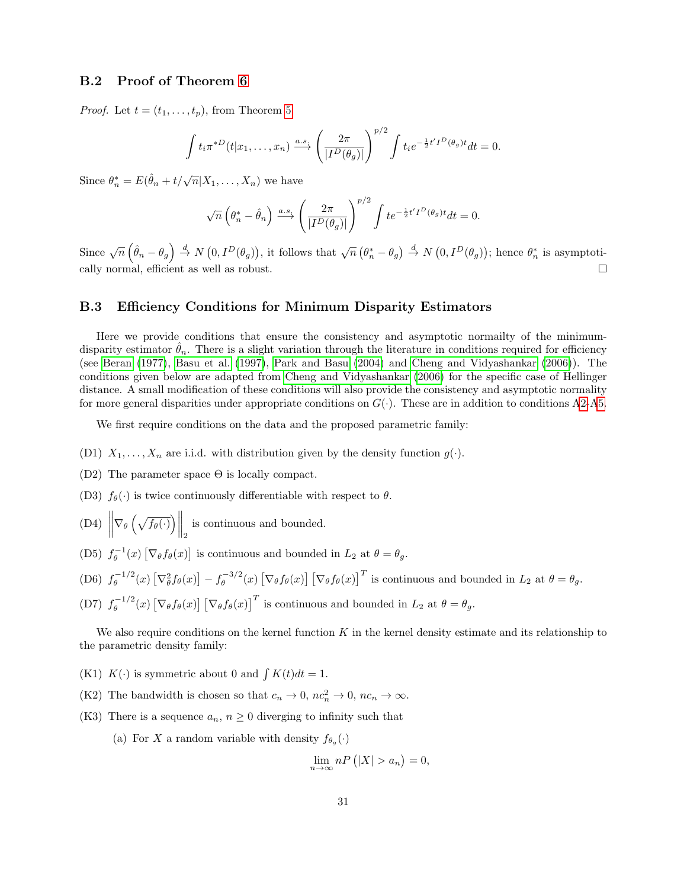## B.2 Proof of Theorem 6

*Proof.* Let $t = (t_1, \ldots, t_p)$, from Theorem 5

$$\int t_i \pi^{*D}(t|x_1, \ldots, x_n) \xrightarrow{a.s.} \left( \frac{2\pi}{|I^D(\theta_g)|} \right)^{p/2} \int t_i e^{-\frac{1}{2}t' I^D(\theta_g) t} dt = 0.$$

Since $\theta_n^* = E(\hat{\theta}_n + t/\sqrt{n}|X_1, \ldots, X_n)$ we have

$$\sqrt{n}\left(\theta_n^* - \hat{\theta}_n\right) \xrightarrow{a.s.} \left( \frac{2\pi}{|I^D(\theta_g)|} \right)^{p/2} \int t e^{-\frac{1}{2}t' I^D(\theta_g) t} dt = 0.$$

Since $\sqrt{n}\left(\hat{\theta}_n - \theta_g\right) \xrightarrow{d} N\left(0, I^D(\theta_g)\right)$, it follows that $\sqrt{n}\left(\theta_n^* - \theta_g\right) \xrightarrow{d} N\left(0, I^D(\theta_g)\right)$; hence $\theta_n^*$ is asymptotically normal, efficient as well as robust. ◻

## B.3 Efficiency Conditions for Minimum Disparity Estimators

Here we provide conditions that ensure the consistency and asymptotic normailty of the minimum-disparity estimator $\hat{\theta}_n$. There is a slight variation through the literature in conditions required for efficiency (see Beran (1977), Basu et al. (1997), Park and Basu (2004) and Cheng and Vidyashankar (2006)). The conditions given below are adapted from Cheng and Vidyashankar (2006) for the specific case of Hellinger distance. A small modification of these conditions will also provide the consistency and asymptotic normality for more general disparities under appropriate conditions on $G(\cdot)$. These are in addition to conditions A2-A5.

We first require conditions on the data and the proposed parametric family:

(D1) $X_1, \ldots, X_n$ are i.i.d. with distribution given by the density function $g(\cdot)$.

(D2) The parameter space $\Theta$ is locally compact.

(D3) $f_\theta(\cdot)$ is twice continuously differentiable with respect to $\theta$.

(D4) $\left\| \nabla_\theta \left( \sqrt{f_\theta(\cdot)} \right) \right\|_2$ is continuous and bounded.

(D5) $f_\theta^{-1}(x) \left[ \nabla_\theta f_\theta(x) \right]$ is continuous and bounded in $L_2$ at $\theta = \theta_g$.

(D6) $f_\theta^{-1/2}(x) \left[ \nabla_\theta^2 f_\theta(x) \right] - f_\theta^{-3/2}(x) \left[ \nabla_\theta f_\theta(x) \right] \left[ \nabla_\theta f_\theta(x) \right]^T$ is continuous and bounded in $L_2$ at $\theta = \theta_g$.

(D7) $f_\theta^{-1/2}(x) \left[ \nabla_\theta f_\theta(x) \right] \left[ \nabla_\theta f_\theta(x) \right]^T$ is continuous and bounded in $L_2$ at $\theta = \theta_g$.

We also require conditions on the kernel function $K$ in the kernel density estimate and its relationship to the parametric density family:

(K1) $K(\cdot)$ is symmetric about 0 and $\int K(t)dt = 1$.

(K2) The bandwidth is chosen so that $c_n \to 0$, $nc_n^2 \to 0$, $nc_n \to \infty$.

(K3) There is a sequence $a_n$, $n \geq 0$ diverging to infinity such that

(a) For $X$ a random variable with density $f_{\theta_g}(\cdot)$

$$\lim_{n \to \infty} nP\left(|X| > a_n\right) = 0,$$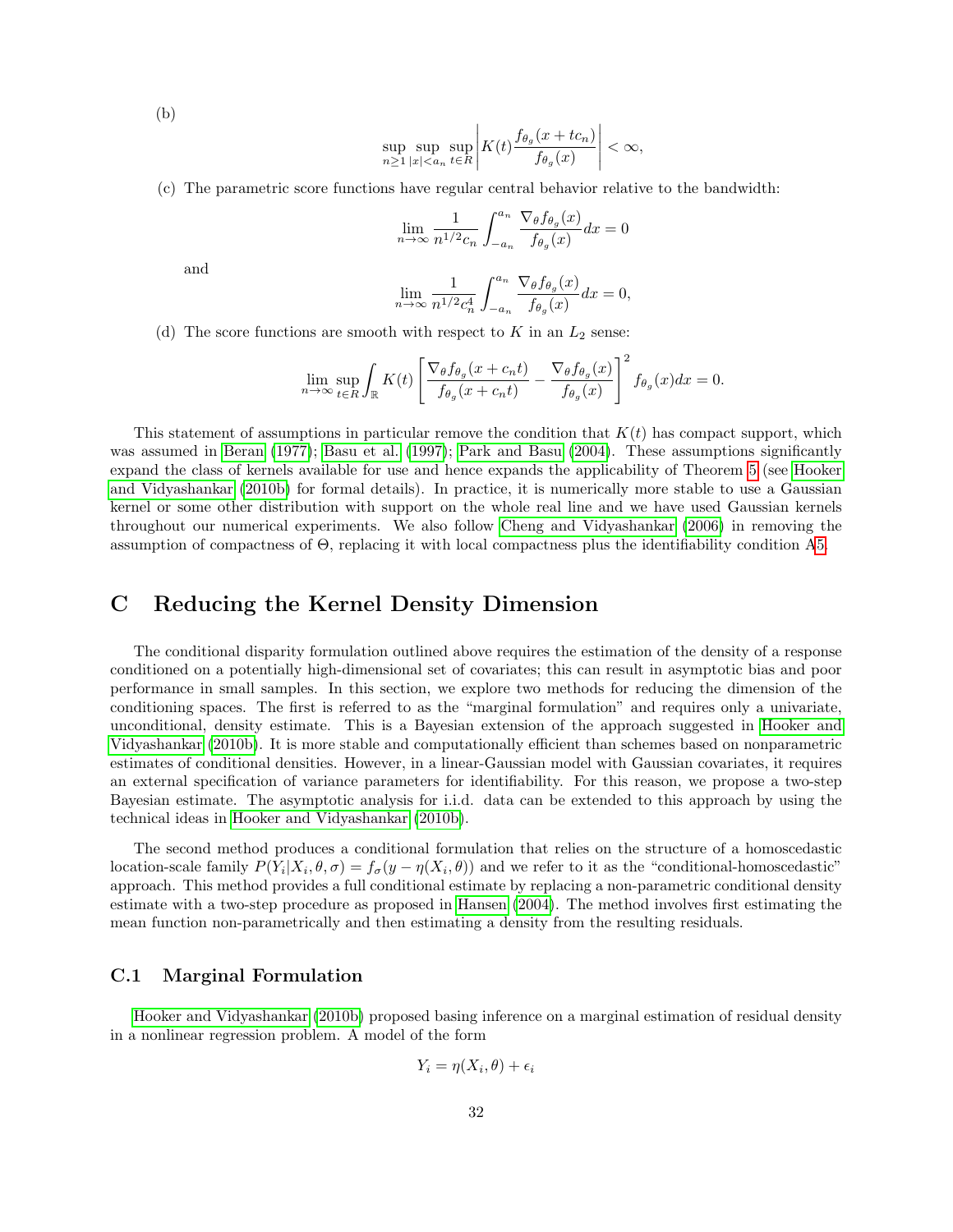(b)

$$\sup_{n\geq 1}\sup_{|x|<a_n}\sup_{t\in R}\left|K(t)\frac{f_{\theta_g}(x+tc_n)}{f_{\theta_g}(x)}\right|<\infty,$$

(c) The parametric score functions have regular central behavior relative to the bandwidth:

$$\lim_{n\to\infty}\frac{1}{n^{1/2}c_n}\int_{-a_n}^{a_n}\frac{\nabla_\theta f_{\theta_g}(x)}{f_{\theta_g}(x)}dx=0$$

and

$$\lim_{n\to\infty}\frac{1}{n^{1/2}c_n^4}\int_{-a_n}^{a_n}\frac{\nabla_\theta f_{\theta_g}(x)}{f_{\theta_g}(x)}dx=0,$$

(d) The score functions are smooth with respect to $K$ in an $L_2$ sense:

$$\lim_{n\to\infty}\sup_{t\in R}\int_{\mathbb{R}}K(t)\left[\frac{\nabla_\theta f_{\theta_g}(x+c_n t)}{f_{\theta_g}(x+c_n t)}-\frac{\nabla_\theta f_{\theta_g}(x)}{f_{\theta_g}(x)}\right]^2 f_{\theta_g}(x)dx=0.$$

This statement of assumptions in particular remove the condition that $K(t)$ has compact support, which was assumed in Beran (1977); Basu et al. (1997); Park and Basu (2004). These assumptions significantly expand the class of kernels available for use and hence expands the applicability of Theorem 5 (see Hooker and Vidyashankar (2010b) for formal details). In practice, it is numerically more stable to use a Gaussian kernel or some other distribution with support on the whole real line and we have used Gaussian kernels throughout our numerical experiments. We also follow Cheng and Vidyashankar (2006) in removing the assumption of compactness of $\Theta$, replacing it with local compactness plus the identifiability condition A5.

# C Reducing the Kernel Density Dimension

The conditional disparity formulation outlined above requires the estimation of the density of a response conditioned on a potentially high-dimensional set of covariates; this can result in asymptotic bias and poor performance in small samples. In this section, we explore two methods for reducing the dimension of the conditioning spaces. The first is referred to as the "marginal formulation" and requires only a univariate, unconditional, density estimate. This is a Bayesian extension of the approach suggested in Hooker and Vidyashankar (2010b). It is more stable and computationally efficient than schemes based on nonparametric estimates of conditional densities. However, in a linear-Gaussian model with Gaussian covariates, it requires an external specification of variance parameters for identifiability. For this reason, we propose a two-step Bayesian estimate. The asymptotic analysis for i.i.d. data can be extended to this approach by using the technical ideas in Hooker and Vidyashankar (2010b).

The second method produces a conditional formulation that relies on the structure of a homoscedastic location-scale family $P(Y_i|X_i,\theta,\sigma)=f_\sigma(y-\eta(X_i,\theta))$ and we refer to it as the "conditional-homoscedastic" approach. This method provides a full conditional estimate by replacing a non-parametric conditional density estimate with a two-step procedure as proposed in Hansen (2004). The method involves first estimating the mean function non-parametrically and then estimating a density from the resulting residuals.

## C.1 Marginal Formulation

Hooker and Vidyashankar (2010b) proposed basing inference on a marginal estimation of residual density in a nonlinear regression problem. A model of the form

$$Y_i=\eta(X_i,\theta)+\epsilon_i$$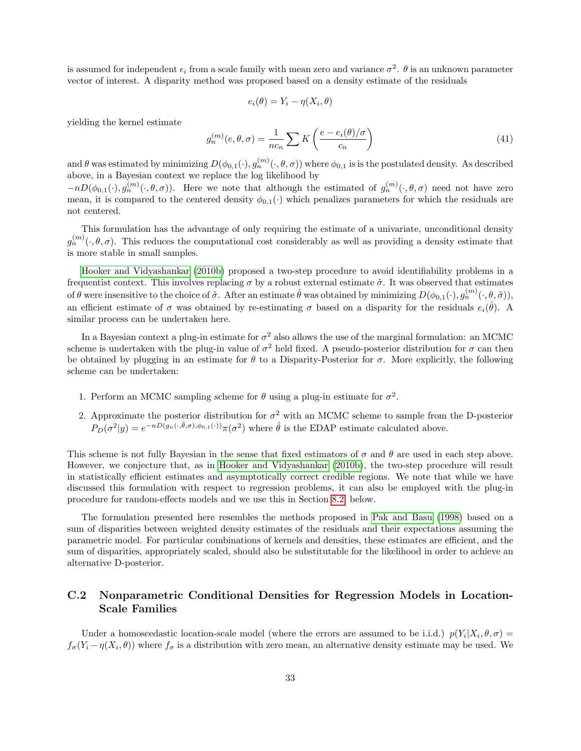is assumed for independent $\epsilon_i$ from a scale family with mean zero and variance $\sigma^2$. $\theta$ is an unknown parameter vector of interest. A disparity method was proposed based on a density estimate of the residuals

$$e_i(\theta) = Y_i - \eta(X_i, \theta)$$

yielding the kernel estimate

$$g_n^{(m)}(e, \theta, \sigma) = \frac{1}{nc_n} \sum K\left(\frac{e - e_i(\theta)/\sigma}{c_n}\right) \tag{41}$$

and $\theta$ was estimated by minimizing $D(\phi_{0,1}(\cdot), g_n^{(m)}(\cdot, \theta, \sigma))$ where $\phi_{0,1}$ is is the postulated density. As described above, in a Bayesian context we replace the log likelihood by $-nD(\phi_{0,1}(\cdot), g_n^{(m)}(\cdot, \theta, \sigma))$. Here we note that although the estimated of $g_n^{(m)}(\cdot, \theta, \sigma)$ need not have zero mean, it is compared to the centered density $\phi_{0,1}(\cdot)$ which penalizes parameters for which the residuals are not centered.

This formulation has the advantage of only requiring the estimate of a univariate, unconditional density $g_n^{(m)}(\cdot, \theta, \sigma)$. This reduces the computational cost considerably as well as providing a density estimate that is more stable in small samples.

Hooker and Vidyashankar (2010b) proposed a two-step procedure to avoid identifiability problems in a frequentist context. This involves replacing $\sigma$ by a robust external estimate $\tilde{\sigma}$. It was observed that estimates of $\theta$ were insensitive to the choice of $\tilde{\sigma}$. After an estimate $\hat{\theta}$ was obtained by minimizing $D(\phi_{0,1}(\cdot), g_n^{(m)}(\cdot, \theta, \tilde{\sigma}))$, an efficient estimate of $\sigma$ was obtained by re-estimating $\sigma$ based on a disparity for the residuals $e_i(\hat{\theta})$. A similar process can be undertaken here.

In a Bayesian context a plug-in estimate for $\sigma^2$ also allows the use of the marginal formulation: an MCMC scheme is undertaken with the plug-in value of $\sigma^2$ held fixed. A pseudo-posterior distribution for $\sigma$ can then be obtained by plugging in an estimate for $\theta$ to a Disparity-Posterior for $\sigma$. More explicitly, the following scheme can be undertaken:

1. Perform an MCMC sampling scheme for $\theta$ using a plug-in estimate for $\sigma^2$.
2. Approximate the posterior distribution for $\sigma^2$ with an MCMC scheme to sample from the D-posterior $P_D(\sigma^2|y) = e^{-nD(g_n(\cdot, \hat{\theta}, \sigma), \phi_{0,1}(\cdot))}\pi(\sigma^2)$ where $\hat{\theta}$ is the EDAP estimate calculated above.

This scheme is not fully Bayesian in the sense that fixed estimators of $\sigma$ and $\theta$ are used in each step above. However, we conjecture that, as in Hooker and Vidyashankar (2010b), the two-step procedure will result in statistically efficient estimates and asymptotically correct credible regions. We note that while we have discussed this formulation with respect to regression problems, it can also be employed with the plug-in procedure for random-effects models and we use this in Section 8.2 below.

The formulation presented here resembles the methods proposed in Pak and Basu (1998) based on a sum of disparities between weighted density estimates of the residuals and their expectations assuming the parametric model. For particular combinations of kernels and densities, these estimates are efficient, and the sum of disparities, appropriately scaled, should also be substitutable for the likelihood in order to achieve an alternative D-posterior.

## C.2 Nonparametric Conditional Densities for Regression Models in Location-Scale Families

Under a homoscedastic location-scale model (where the errors are assumed to be i.i.d.) $p(Y_i|X_i, \theta, \sigma) = f_\sigma(Y_i - \eta(X_i, \theta))$ where $f_\sigma$ is a distribution with zero mean, an alternative density estimate may be used. We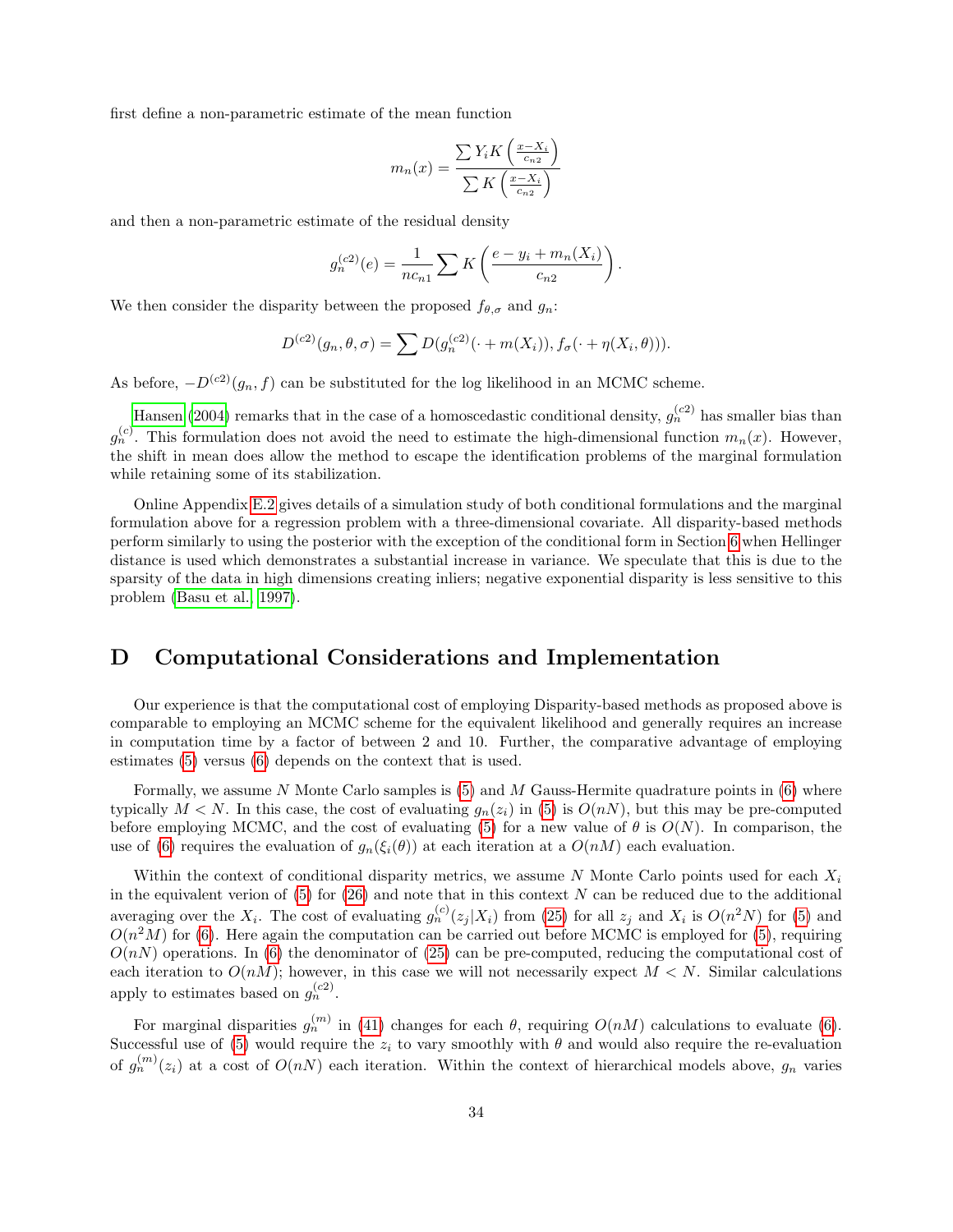first define a non-parametric estimate of the mean function

$$m_n(x) = \frac{\sum Y_i K\left(\frac{x - X_i}{c_{n2}}\right)}{\sum K\left(\frac{x - X_i}{c_{n2}}\right)}$$

and then a non-parametric estimate of the residual density

$$g_n^{(c2)}(e) = \frac{1}{n c_{n1}} \sum K\left(\frac{e - y_i + m_n(X_i)}{c_{n2}}\right).$$

We then consider the disparity between the proposed $f_{\theta,\sigma}$ and $g_n$:

$$D^{(c2)}(g_n, \theta, \sigma) = \sum D(g_n^{(c2)}(\cdot + m(X_i)), f_\sigma(\cdot + \eta(X_i, \theta))).$$

As before, $-D^{(c2)}(g_n, f)$ can be substituted for the log likelihood in an MCMC scheme.

Hansen (2004) remarks that in the case of a homoscedastic conditional density, $g_n^{(c2)}$ has smaller bias than $g_n^{(c)}$. This formulation does not avoid the need to estimate the high-dimensional function $m_n(x)$. However, the shift in mean does allow the method to escape the identification problems of the marginal formulation while retaining some of its stabilization.

Online Appendix E.2 gives details of a simulation study of both conditional formulations and the marginal formulation above for a regression problem with a three-dimensional covariate. All disparity-based methods perform similarly to using the posterior with the exception of the conditional form in Section 6 when Hellinger distance is used which demonstrates a substantial increase in variance. We speculate that this is due to the sparsity of the data in high dimensions creating inliers; negative exponential disparity is less sensitive to this problem (Basu et al., 1997).

# D Computational Considerations and Implementation

Our experience is that the computational cost of employing Disparity-based methods as proposed above is comparable to employing an MCMC scheme for the equivalent likelihood and generally requires an increase in computation time by a factor of between 2 and 10. Further, the comparative advantage of employing estimates (5) versus (6) depends on the context that is used.

Formally, we assume $N$ Monte Carlo samples is (5) and $M$ Gauss-Hermite quadrature points in (6) where typically $M < N$. In this case, the cost of evaluating $g_n(z_i)$ in (5) is $O(nN)$, but this may be pre-computed before employing MCMC, and the cost of evaluating (5) for a new value of $\theta$ is $O(N)$. In comparison, the use of (6) requires the evaluation of $g_n(\xi_i(\theta))$ at each iteration at a $O(nM)$ each evaluation.

Within the context of conditional disparity metrics, we assume $N$ Monte Carlo points used for each $X_i$ in the equivalent verion of (5) for (26) and note that in this context $N$ can be reduced due to the additional averaging over the $X_i$. The cost of evaluating $g_n^{(c)}(z_j|X_i)$ from (25) for all $z_j$ and $X_i$ is $O(n^2 N)$ for (5) and $O(n^2 M)$ for (6). Here again the computation can be carried out before MCMC is employed for (5), requiring $O(nN)$ operations. In (6) the denominator of (25) can be pre-computed, reducing the computational cost of each iteration to $O(nM)$; however, in this case we will not necessarily expect $M < N$. Similar calculations apply to estimates based on $g_n^{(c2)}$.

For marginal disparities $g_n^{(m)}$ in (41) changes for each $\theta$, requiring $O(nM)$ calculations to evaluate (6). Successful use of (5) would require the $z_i$ to vary smoothly with $\theta$ and would also require the re-evaluation of $g_n^{(m)}(z_i)$ at a cost of $O(nN)$ each iteration. Within the context of hierarchical models above, $g_n$ varies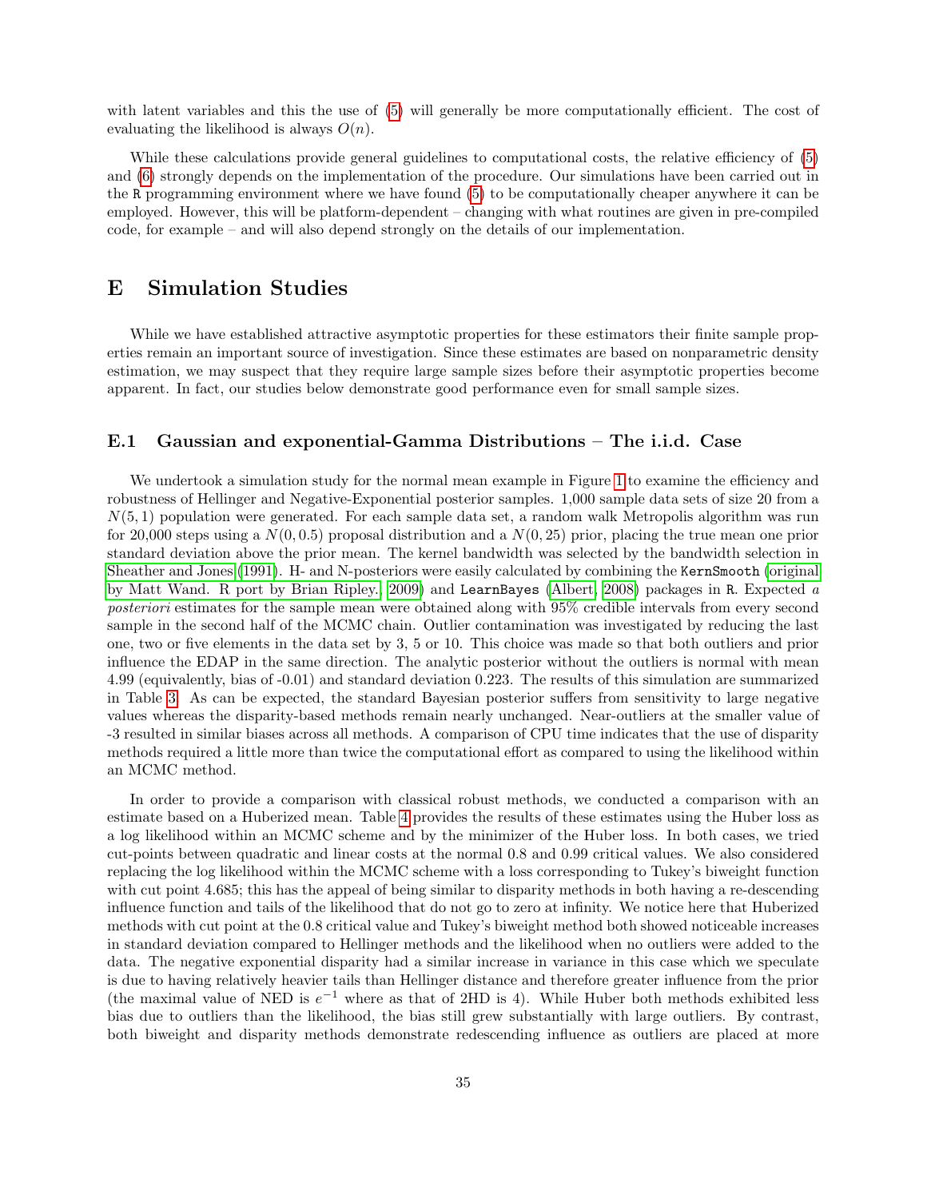with latent variables and this the use of (5) will generally be more computationally efficient. The cost of evaluating the likelihood is always $O(n)$.

While these calculations provide general guidelines to computational costs, the relative efficiency of (5) and (6) strongly depends on the implementation of the procedure. Our simulations have been carried out in the R programming environment where we have found (5) to be computationally cheaper anywhere it can be employed. However, this will be platform-dependent – changing with what routines are given in pre-compiled code, for example – and will also depend strongly on the details of our implementation.

# E Simulation Studies

While we have established attractive asymptotic properties for these estimators their finite sample properties remain an important source of investigation. Since these estimates are based on nonparametric density estimation, we may suspect that they require large sample sizes before their asymptotic properties become apparent. In fact, our studies below demonstrate good performance even for small sample sizes.

## E.1 Gaussian and exponential-Gamma Distributions – The i.i.d. Case

We undertook a simulation study for the normal mean example in Figure 1 to examine the efficiency and robustness of Hellinger and Negative-Exponential posterior samples. 1,000 sample data sets of size 20 from a $N(5, 1)$ population were generated. For each sample data set, a random walk Metropolis algorithm was run for 20,000 steps using a $N(0, 0.5)$ proposal distribution and a $N(0, 25)$ prior, placing the true mean one prior standard deviation above the prior mean. The kernel bandwidth was selected by the bandwidth selection in Sheather and Jones (1991). H- and N-posteriors were easily calculated by combining the `KernSmooth` (original by Matt Wand. R port by Brian Ripley., 2009) and `LearnBayes` (Albert, 2008) packages in R. Expected *a posteriori* estimates for the sample mean were obtained along with 95% credible intervals from every second sample in the second half of the MCMC chain. Outlier contamination was investigated by reducing the last one, two or five elements in the data set by 3, 5 or 10. This choice was made so that both outliers and prior influence the EDAP in the same direction. The analytic posterior without the outliers is normal with mean 4.99 (equivalently, bias of -0.01) and standard deviation 0.223. The results of this simulation are summarized in Table 3. As can be expected, the standard Bayesian posterior suffers from sensitivity to large negative values whereas the disparity-based methods remain nearly unchanged. Near-outliers at the smaller value of -3 resulted in similar biases across all methods. A comparison of CPU time indicates that the use of disparity methods required a little more than twice the computational effort as compared to using the likelihood within an MCMC method.

In order to provide a comparison with classical robust methods, we conducted a comparison with an estimate based on a Huberized mean. Table 4 provides the results of these estimates using the Huber loss as a log likelihood within an MCMC scheme and by the minimizer of the Huber loss. In both cases, we tried cut-points between quadratic and linear costs at the normal 0.8 and 0.99 critical values. We also considered replacing the log likelihood within the MCMC scheme with a loss corresponding to Tukey's biweight function with cut point 4.685; this has the appeal of being similar to disparity methods in both having a re-descending influence function and tails of the likelihood that do not go to zero at infinity. We notice here that Huberized methods with cut point at the 0.8 critical value and Tukey's biweight method both showed noticeable increases in standard deviation compared to Hellinger methods and the likelihood when no outliers were added to the data. The negative exponential disparity had a similar increase in variance in this case which we speculate is due to having relatively heavier tails than Hellinger distance and therefore greater influence from the prior (the maximal value of NED is $e^{-1}$ where as that of 2HD is 4). While Huber both methods exhibited less bias due to outliers than the likelihood, the bias still grew substantially with large outliers. By contrast, both biweight and disparity methods demonstrate redescending influence as outliers are placed at more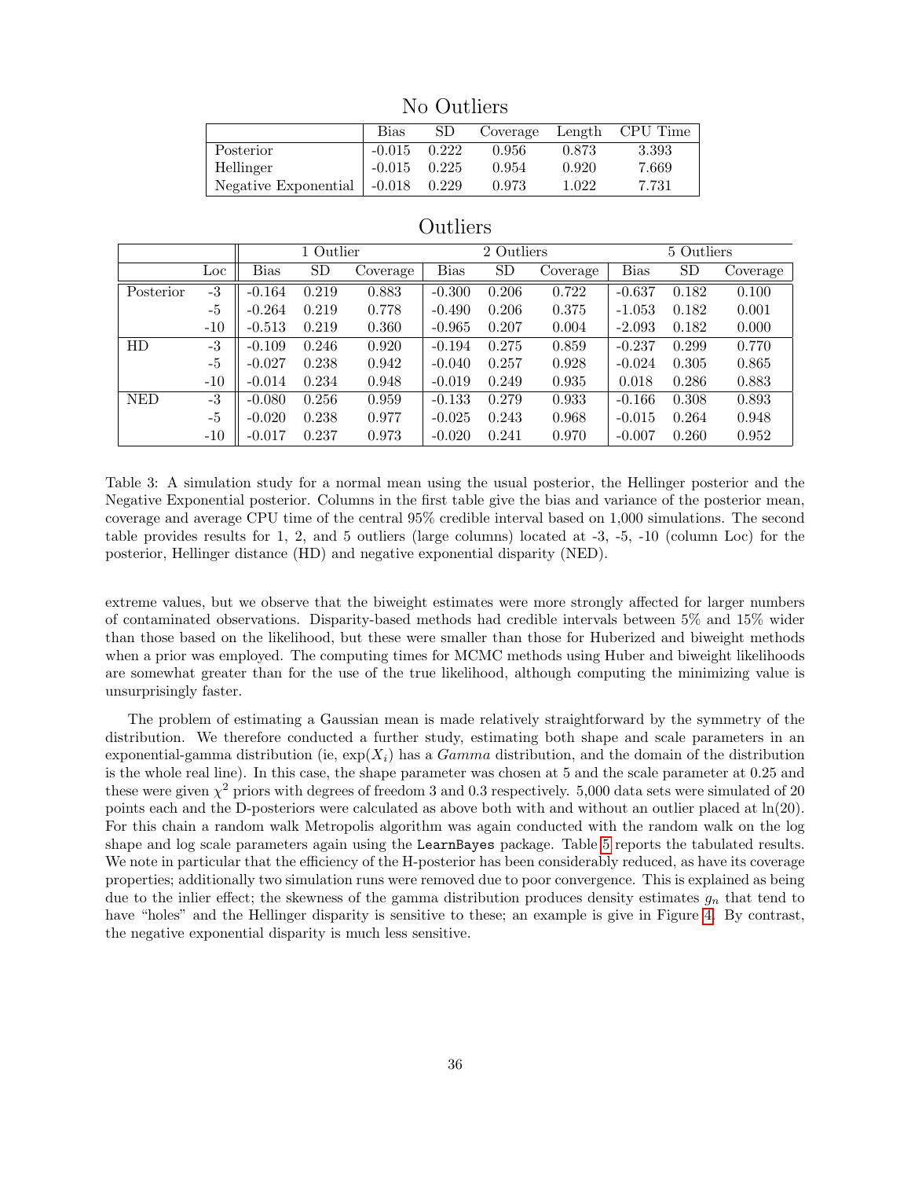### No Outliers

| | Bias | SD | Coverage | Length | CPU Time |
|---|---|---|---|---|---|
| Posterior | -0.015 | 0.222 | 0.956 | 0.873 | 3.393 |
| Hellinger | -0.015 | 0.225 | 0.954 | 0.920 | 7.669 |
| Negative Exponential | -0.018 | 0.229 | 0.973 | 1.022 | 7.731 |

### Outliers

| | | 1 Outlier | | | 2 Outliers | | | 5 Outliers | | |
|---|---|---|---|---|---|---|---|---|---|---|
| | Loc | Bias | SD | Coverage | Bias | SD | Coverage | Bias | SD | Coverage |
| Posterior | -3 | -0.164 | 0.219 | 0.883 | -0.300 | 0.206 | 0.722 | -0.637 | 0.182 | 0.100 |
| | -5 | -0.264 | 0.219 | 0.778 | -0.490 | 0.206 | 0.375 | -1.053 | 0.182 | 0.001 |
| | -10 | -0.513 | 0.219 | 0.360 | -0.965 | 0.207 | 0.004 | -2.093 | 0.182 | 0.000 |
| HD | -3 | -0.109 | 0.246 | 0.920 | -0.194 | 0.275 | 0.859 | -0.237 | 0.299 | 0.770 |
| | -5 | -0.027 | 0.238 | 0.942 | -0.040 | 0.257 | 0.928 | -0.024 | 0.305 | 0.865 |
| | -10 | -0.014 | 0.234 | 0.948 | -0.019 | 0.249 | 0.935 | 0.018 | 0.286 | 0.883 |
| NED | -3 | -0.080 | 0.256 | 0.959 | -0.133 | 0.279 | 0.933 | -0.166 | 0.308 | 0.893 |
| | -5 | -0.020 | 0.238 | 0.977 | -0.025 | 0.243 | 0.968 | -0.015 | 0.264 | 0.948 |
| | -10 | -0.017 | 0.237 | 0.973 | -0.020 | 0.241 | 0.970 | -0.007 | 0.260 | 0.952 |

Table 3: A simulation study for a normal mean using the usual posterior, the Hellinger posterior and the Negative Exponential posterior. Columns in the first table give the bias and variance of the posterior mean, coverage and average CPU time of the central 95% credible interval based on 1,000 simulations. The second table provides results for 1, 2, and 5 outliers (large columns) located at -3, -5, -10 (column Loc) for the posterior, Hellinger distance (HD) and negative exponential disparity (NED).

extreme values, but we observe that the biweight estimates were more strongly affected for larger numbers of contaminated observations. Disparity-based methods had credible intervals between 5% and 15% wider than those based on the likelihood, but these were smaller than those for Huberized and biweight methods when a prior was employed. The computing times for MCMC methods using Huber and biweight likelihoods are somewhat greater than for the use of the true likelihood, although computing the minimizing value is unsurprisingly faster.

The problem of estimating a Gaussian mean is made relatively straightforward by the symmetry of the distribution. We therefore conducted a further study, estimating both shape and scale parameters in an exponential-gamma distribution (ie, $\exp(X_i)$ has a *Gamma* distribution, and the domain of the distribution is the whole real line). In this case, the shape parameter was chosen at 5 and the scale parameter at 0.25 and these were given $\chi^2$ priors with degrees of freedom 3 and 0.3 respectively. 5,000 data sets were simulated of 20 points each and the D-posteriors were calculated as above both with and without an outlier placed at $\ln(20)$. For this chain a random walk Metropolis algorithm was again conducted with the random walk on the log shape and log scale parameters again using the `LearnBayes` package. Table 5 reports the tabulated results. We note in particular that the efficiency of the H-posterior has been considerably reduced, as have its coverage properties; additionally two simulation runs were removed due to poor convergence. This is explained as being due to the inlier effect; the skewness of the gamma distribution produces density estimates $g_n$ that tend to have "holes" and the Hellinger disparity is sensitive to these; an example is give in Figure 4. By contrast, the negative exponential disparity is much less sensitive.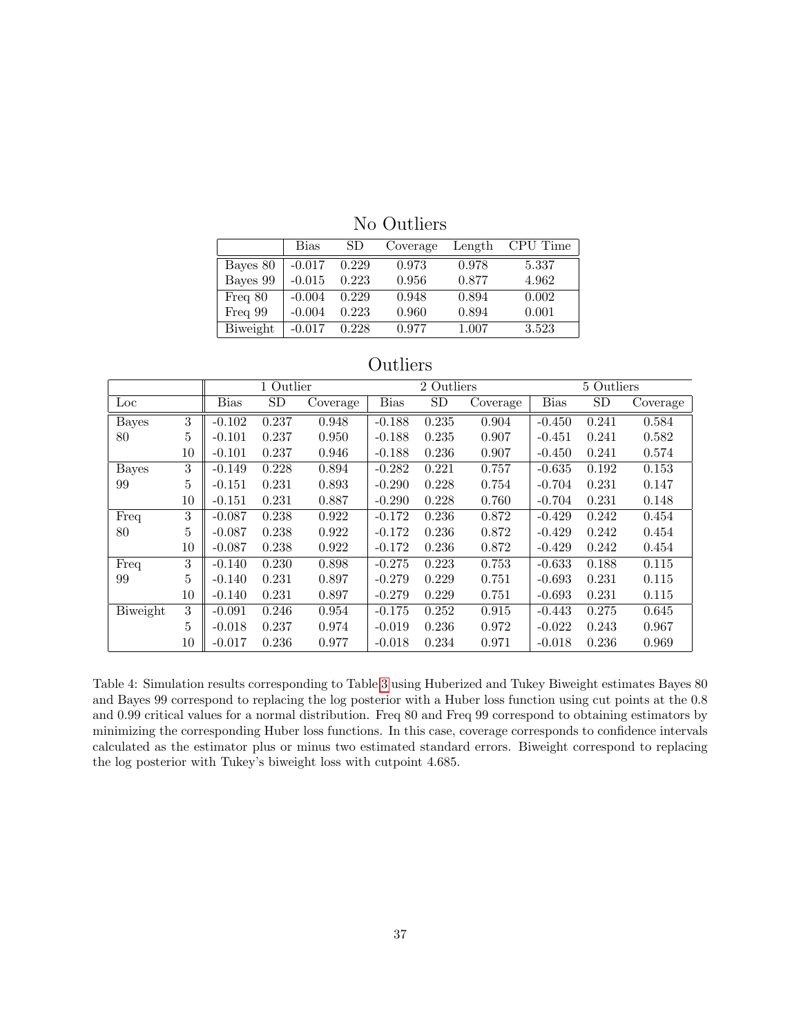## No Outliers

| | Bias | SD | Coverage | Length | CPU Time |
|---|---|---|---|---|---|
| Bayes 80 | -0.017 | 0.229 | 0.973 | 0.978 | 5.337 |
| Bayes 99 | -0.015 | 0.223 | 0.956 | 0.877 | 4.962 |
| Freq 80 | -0.004 | 0.229 | 0.948 | 0.894 | 0.002 |
| Freq 99 | -0.004 | 0.223 | 0.960 | 0.894 | 0.001 |
| Biweight | -0.017 | 0.228 | 0.977 | 1.007 | 3.523 |

## Outliers

| | | 1 Outlier | | | 2 Outliers | | | 5 Outliers | | |
|---|---|---|---|---|---|---|---|---|---|---|
| Loc | | Bias | SD | Coverage | Bias | SD | Coverage | Bias | SD | Coverage |
| Bayes | 3 | -0.102 | 0.237 | 0.948 | -0.188 | 0.235 | 0.904 | -0.450 | 0.241 | 0.584 |
| 80 | 5 | -0.101 | 0.237 | 0.950 | -0.188 | 0.235 | 0.907 | -0.451 | 0.241 | 0.582 |
| | 10 | -0.101 | 0.237 | 0.946 | -0.188 | 0.236 | 0.907 | -0.450 | 0.241 | 0.574 |
| Bayes | 3 | -0.149 | 0.228 | 0.894 | -0.282 | 0.221 | 0.757 | -0.635 | 0.192 | 0.153 |
| 99 | 5 | -0.151 | 0.231 | 0.893 | -0.290 | 0.228 | 0.754 | -0.704 | 0.231 | 0.147 |
| | 10 | -0.151 | 0.231 | 0.887 | -0.290 | 0.228 | 0.760 | -0.704 | 0.231 | 0.148 |
| Freq | 3 | -0.087 | 0.238 | 0.922 | -0.172 | 0.236 | 0.872 | -0.429 | 0.242 | 0.454 |
| 80 | 5 | -0.087 | 0.238 | 0.922 | -0.172 | 0.236 | 0.872 | -0.429 | 0.242 | 0.454 |
| | 10 | -0.087 | 0.238 | 0.922 | -0.172 | 0.236 | 0.872 | -0.429 | 0.242 | 0.454 |
| Freq | 3 | -0.140 | 0.230 | 0.898 | -0.275 | 0.223 | 0.753 | -0.633 | 0.188 | 0.115 |
| 99 | 5 | -0.140 | 0.231 | 0.897 | -0.279 | 0.229 | 0.751 | -0.693 | 0.231 | 0.115 |
| | 10 | -0.140 | 0.231 | 0.897 | -0.279 | 0.229 | 0.751 | -0.693 | 0.231 | 0.115 |
| Biweight | 3 | -0.091 | 0.246 | 0.954 | -0.175 | 0.252 | 0.915 | -0.443 | 0.275 | 0.645 |
| | 5 | -0.018 | 0.237 | 0.974 | -0.019 | 0.236 | 0.972 | -0.022 | 0.243 | 0.967 |
| | 10 | -0.017 | 0.236 | 0.977 | -0.018 | 0.234 | 0.971 | -0.018 | 0.236 | 0.969 |

Table 4: Simulation results corresponding to Table 3 using Huberized and Tukey Biweight estimates Bayes 80 and Bayes 99 correspond to replacing the log posterior with a Huber loss function using cut points at the 0.8 and 0.99 critical values for a normal distribution. Freq 80 and Freq 99 correspond to obtaining estimators by minimizing the corresponding Huber loss functions. In this case, coverage corresponds to confidence intervals calculated as the estimator plus or minus two estimated standard errors. Biweight correspond to replacing the log posterior with Tukey's biweight loss with cutpoint 4.685.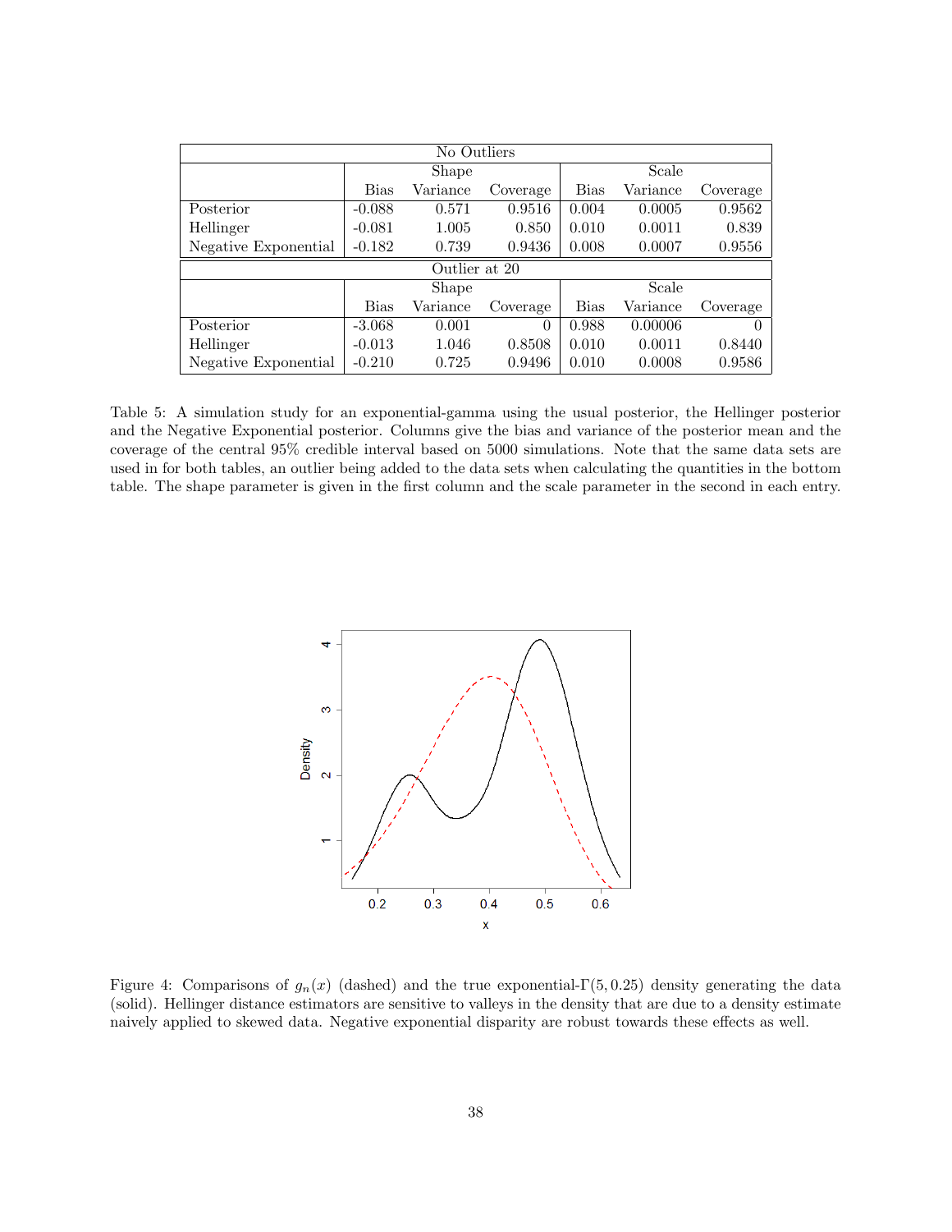| No Outliers | | | | | | |
|---|---|---|---|---|---|---|
| | Shape | | | Scale | | |
| | Bias | Variance | Coverage | Bias | Variance | Coverage |
| Posterior | -0.088 | 0.571 | 0.9516 | 0.004 | 0.0005 | 0.9562 |
| Hellinger | -0.081 | 1.005 | 0.850 | 0.010 | 0.0011 | 0.839 |
| Negative Exponential | -0.182 | 0.739 | 0.9436 | 0.008 | 0.0007 | 0.9556 |
| **Outlier at 20** | | | | | | |
| | Shape | | | Scale | | |
| | Bias | Variance | Coverage | Bias | Variance | Coverage |
| Posterior | -3.068 | 0.001 | 0 | 0.988 | 0.00006 | 0 |
| Hellinger | -0.013 | 1.046 | 0.8508 | 0.010 | 0.0011 | 0.8440 |
| Negative Exponential | -0.210 | 0.725 | 0.9496 | 0.010 | 0.0008 | 0.9586 |

Table 5: A simulation study for an exponential-gamma using the usual posterior, the Hellinger posterior and the Negative Exponential posterior. Columns give the bias and variance of the posterior mean and the coverage of the central 95% credible interval based on 5000 simulations. Note that the same data sets are used in for both tables, an outlier being added to the data sets when calculating the quantities in the bottom table. The shape parameter is given in the first column and the scale parameter in the second in each entry.

Figure 4: Comparisons of $g_n(x)$ (dashed) and the true exponential-$\Gamma(5, 0.25)$ density generating the data (solid). Hellinger distance estimators are sensitive to valleys in the density that are due to a density estimate naively applied to skewed data. Negative exponential disparity are robust towards these effects as well.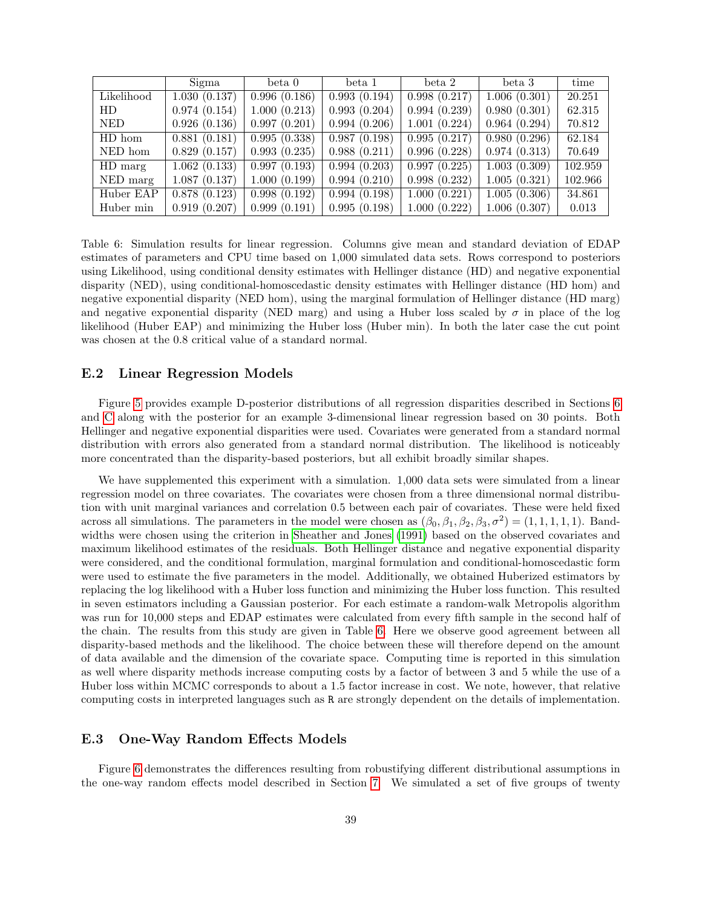|  | Sigma | beta 0 | beta 1 | beta 2 | beta 3 | time |
|---|---|---|---|---|---|---|
| Likelihood | 1.030 (0.137) | 0.996 (0.186) | 0.993 (0.194) | 0.998 (0.217) | 1.006 (0.301) | 20.251 |
| HD | 0.974 (0.154) | 1.000 (0.213) | 0.993 (0.204) | 0.994 (0.239) | 0.980 (0.301) | 62.315 |
| NED | 0.926 (0.136) | 0.997 (0.201) | 0.994 (0.206) | 1.001 (0.224) | 0.964 (0.294) | 70.812 |
| HD hom | 0.881 (0.181) | 0.995 (0.338) | 0.987 (0.198) | 0.995 (0.217) | 0.980 (0.296) | 62.184 |
| NED hom | 0.829 (0.157) | 0.993 (0.235) | 0.988 (0.211) | 0.996 (0.228) | 0.974 (0.313) | 70.649 |
| HD marg | 1.062 (0.133) | 0.997 (0.193) | 0.994 (0.203) | 0.997 (0.225) | 1.003 (0.309) | 102.959 |
| NED marg | 1.087 (0.137) | 1.000 (0.199) | 0.994 (0.210) | 0.998 (0.232) | 1.005 (0.321) | 102.966 |
| Huber EAP | 0.878 (0.123) | 0.998 (0.192) | 0.994 (0.198) | 1.000 (0.221) | 1.005 (0.306) | 34.861 |
| Huber min | 0.919 (0.207) | 0.999 (0.191) | 0.995 (0.198) | 1.000 (0.222) | 1.006 (0.307) | 0.013 |

Table 6: Simulation results for linear regression. Columns give mean and standard deviation of EDAP estimates of parameters and CPU time based on 1,000 simulated data sets. Rows correspond to posteriors using Likelihood, using conditional density estimates with Hellinger distance (HD) and negative exponential disparity (NED), using conditional-homoscedastic density estimates with Hellinger distance (HD hom) and negative exponential disparity (NED hom), using the marginal formulation of Hellinger distance (HD marg) and negative exponential disparity (NED marg) and using a Huber loss scaled by $\sigma$ in place of the log likelihood (Huber EAP) and minimizing the Huber loss (Huber min). In both the later case the cut point was chosen at the 0.8 critical value of a standard normal.

### E.2 Linear Regression Models

Figure 5 provides example D-posterior distributions of all regression disparities described in Sections 6 and C along with the posterior for an example 3-dimensional linear regression based on 30 points. Both Hellinger and negative exponential disparities were used. Covariates were generated from a standard normal distribution with errors also generated from a standard normal distribution. The likelihood is noticeably more concentrated than the disparity-based posteriors, but all exhibit broadly similar shapes.

We have supplemented this experiment with a simulation. 1,000 data sets were simulated from a linear regression model on three covariates. The covariates were chosen from a three dimensional normal distribution with unit marginal variances and correlation 0.5 between each pair of covariates. These were held fixed across all simulations. The parameters in the model were chosen as $(\beta_0, \beta_1, \beta_2, \beta_3, \sigma^2) = (1, 1, 1, 1, 1)$. Bandwidths were chosen using the criterion in Sheather and Jones (1991) based on the observed covariates and maximum likelihood estimates of the residuals. Both Hellinger distance and negative exponential disparity were considered, and the conditional formulation, marginal formulation and conditional-homoscedastic form were used to estimate the five parameters in the model. Additionally, we obtained Huberized estimators by replacing the log likelihood with a Huber loss function and minimizing the Huber loss function. This resulted in seven estimators including a Gaussian posterior. For each estimate a random-walk Metropolis algorithm was run for 10,000 steps and EDAP estimates were calculated from every fifth sample in the second half of the chain. The results from this study are given in Table 6. Here we observe good agreement between all disparity-based methods and the likelihood. The choice between these will therefore depend on the amount of data available and the dimension of the covariate space. Computing time is reported in this simulation as well where disparity methods increase computing costs by a factor of between 3 and 5 while the use of a Huber loss within MCMC corresponds to about a 1.5 factor increase in cost. We note, however, that relative computing costs in interpreted languages such as R are strongly dependent on the details of implementation.

### E.3 One-Way Random Effects Models

Figure 6 demonstrates the differences resulting from robustifying different distributional assumptions in the one-way random effects model described in Section 7. We simulated a set of five groups of twenty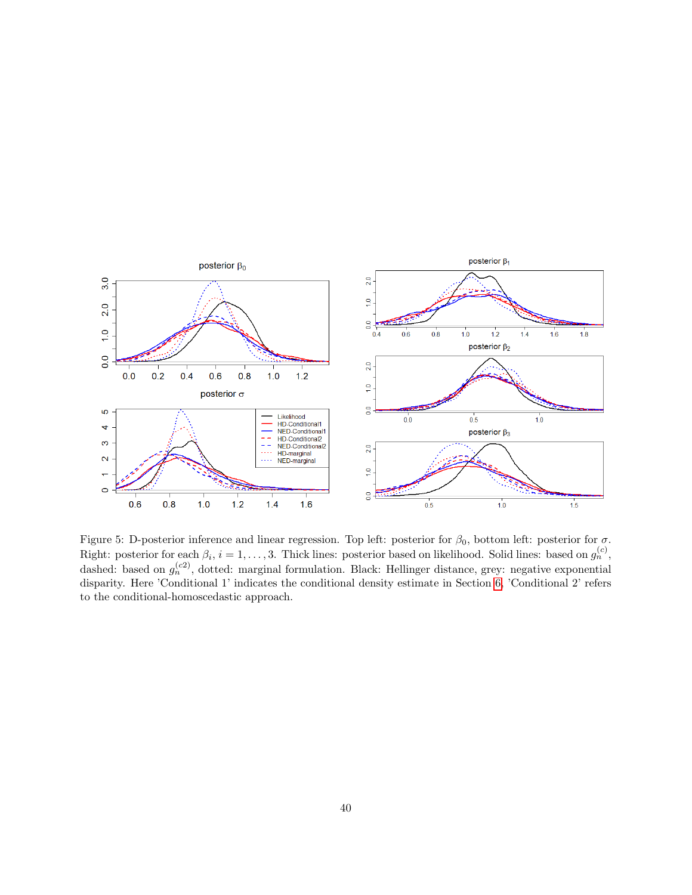Figure 5: D-posterior inference and linear regression. Top left: posterior for $\beta_0$, bottom left: posterior for $\sigma$. Right: posterior for each $\beta_i$, $i = 1, \ldots, 3$. Thick lines: posterior based on likelihood. Solid lines: based on $g_n^{(c)}$, dashed: based on $g_n^{(c2)}$, dotted: marginal formulation. Black: Hellinger distance, grey: negative exponential disparity. Here 'Conditional 1' indicates the conditional density estimate in Section 6. 'Conditional 2' refers to the conditional-homoscedastic approach.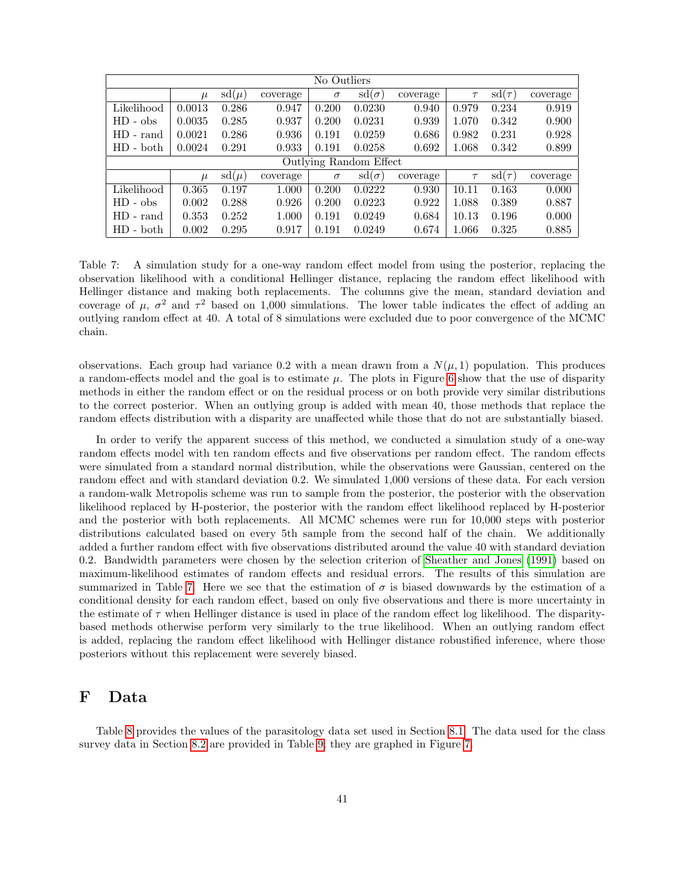| No Outliers | | | | | | | | | |
|---|---|---|---|---|---|---|---|---|---|
| | $\mu$ | sd($\mu$) | coverage | $\sigma$ | sd($\sigma$) | coverage | $\tau$ | sd($\tau$) | coverage |
| Likelihood | 0.0013 | 0.286 | 0.947 | 0.200 | 0.0230 | 0.940 | 0.979 | 0.234 | 0.919 |
| HD - obs | 0.0035 | 0.285 | 0.937 | 0.200 | 0.0231 | 0.939 | 1.070 | 0.342 | 0.900 |
| HD - rand | 0.0021 | 0.286 | 0.936 | 0.191 | 0.0259 | 0.686 | 0.982 | 0.231 | 0.928 |
| HD - both | 0.0024 | 0.291 | 0.933 | 0.191 | 0.0258 | 0.692 | 1.068 | 0.342 | 0.899 |
| **Outlying Random Effect** | | | | | | | | | |
| | $\mu$ | sd($\mu$) | coverage | $\sigma$ | sd($\sigma$) | coverage | $\tau$ | sd($\tau$) | coverage |
| Likelihood | 0.365 | 0.197 | 1.000 | 0.200 | 0.0222 | 0.930 | 10.11 | 0.163 | 0.000 |
| HD - obs | 0.002 | 0.288 | 0.926 | 0.200 | 0.0223 | 0.922 | 1.088 | 0.389 | 0.887 |
| HD - rand | 0.353 | 0.252 | 1.000 | 0.191 | 0.0249 | 0.684 | 10.13 | 0.196 | 0.000 |
| HD - both | 0.002 | 0.295 | 0.917 | 0.191 | 0.0249 | 0.674 | 1.066 | 0.325 | 0.885 |

Table 7: A simulation study for a one-way random effect model from using the posterior, replacing the observation likelihood with a conditional Hellinger distance, replacing the random effect likelihood with Hellinger distance and making both replacements. The columns give the mean, standard deviation and coverage of $\mu$, $\sigma^2$ and $\tau^2$ based on 1,000 simulations. The lower table indicates the effect of adding an outlying random effect at 40. A total of 8 simulations were excluded due to poor convergence of the MCMC chain.

observations. Each group had variance 0.2 with a mean drawn from a $N(\mu, 1)$ population. This produces a random-effects model and the goal is to estimate $\mu$. The plots in Figure 6 show that the use of disparity methods in either the random effect or on the residual process or on both provide very similar distributions to the correct posterior. When an outlying group is added with mean 40, those methods that replace the random effects distribution with a disparity are unaffected while those that do not are substantially biased.

In order to verify the apparent success of this method, we conducted a simulation study of a one-way random effects model with ten random effects and five observations per random effect. The random effects were simulated from a standard normal distribution, while the observations were Gaussian, centered on the random effect and with standard deviation 0.2. We simulated 1,000 versions of these data. For each version a random-walk Metropolis scheme was run to sample from the posterior, the posterior with the observation likelihood replaced by H-posterior, the posterior with the random effect likelihood replaced by H-posterior and the posterior with both replacements. All MCMC schemes were run for 10,000 steps with posterior distributions calculated based on every 5th sample from the second half of the chain. We additionally added a further random effect with five observations distributed around the value 40 with standard deviation 0.2. Bandwidth parameters were chosen by the selection criterion of Sheather and Jones (1991) based on maximum-likelihood estimates of random effects and residual errors. The results of this simulation are summarized in Table 7. Here we see that the estimation of $\sigma$ is biased downwards by the estimation of a conditional density for each random effect, based on only five observations and there is more uncertainty in the estimate of $\tau$ when Hellinger distance is used in place of the random effect log likelihood. The disparity-based methods otherwise perform very similarly to the true likelihood. When an outlying random effect is added, replacing the random effect likelihood with Hellinger distance robustified inference, where those posteriors without this replacement were severely biased.

# F Data

Table 8 provides the values of the parasitology data set used in Section 8.1. The data used for the class survey data in Section 8.2 are provided in Table 9; they are graphed in Figure 7.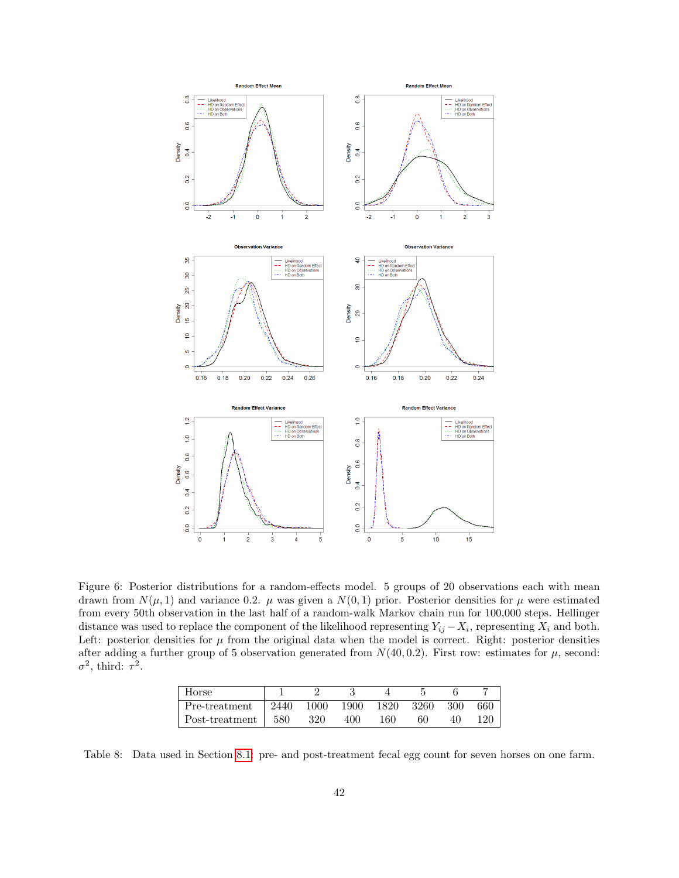Figure 6: Posterior distributions for a random-effects model. 5 groups of 20 observations each with mean drawn from $N(\mu, 1)$ and variance 0.2. $\mu$ was given a $N(0, 1)$ prior. Posterior densities for $\mu$ were estimated from every 50th observation in the last half of a random-walk Markov chain run for 100,000 steps. Hellinger distance was used to replace the component of the likelihood representing $Y_{ij} - X_i$, representing $X_i$ and both. Left: posterior densities for $\mu$ from the original data when the model is correct. Right: posterior densities after adding a further group of 5 observation generated from $N(40, 0.2)$. First row: estimates for $\mu$, second: $\sigma^2$, third: $\tau^2$.

| Horse | 1 | 2 | 3 | 4 | 5 | 6 | 7 |
|---|---|---|---|---|---|---|---|
| Pre-treatment | 2440 | 1000 | 1900 | 1820 | 3260 | 300 | 660 |
| Post-treatment | 580 | 320 | 400 | 160 | 60 | 40 | 120 |

Table 8: Data used in Section 8.1: pre- and post-treatment fecal egg count for seven horses on one farm.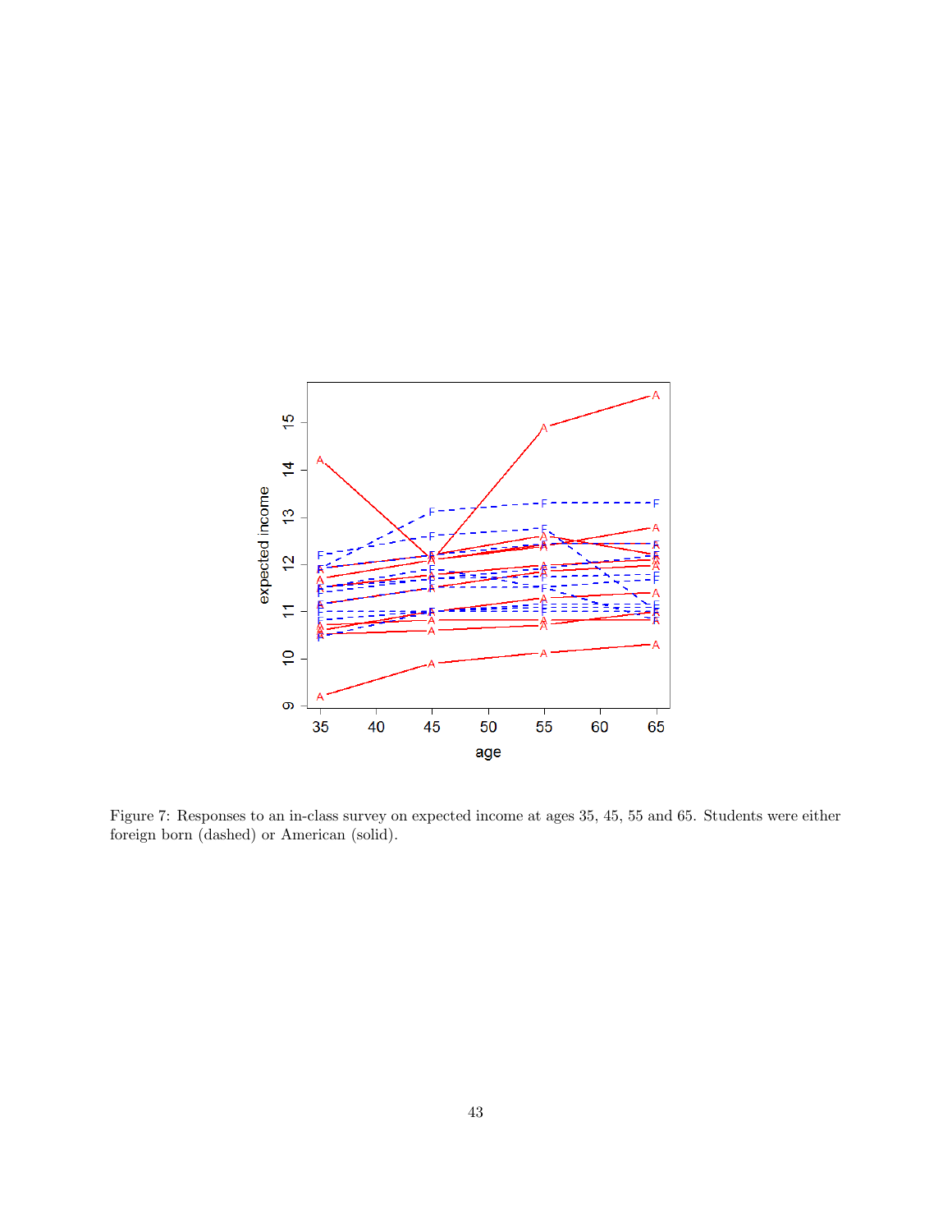Figure 7: Responses to an in-class survey on expected income at ages 35, 45, 55 and 65. Students were either foreign born (dashed) or American (solid).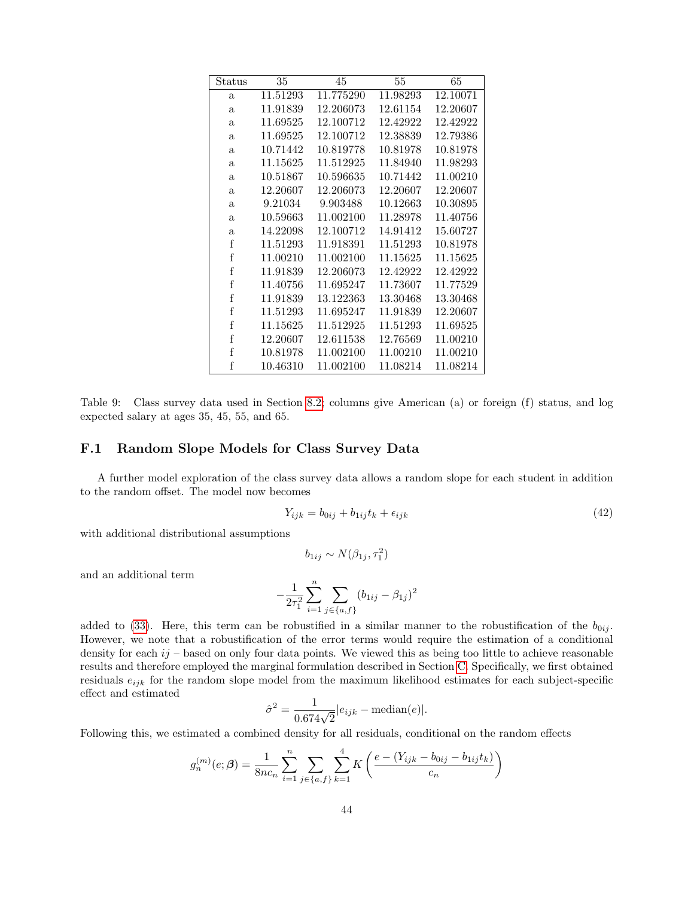| Status | 35 | 45 | 55 | 65 |
|---|---|---|---|---|
| a | 11.51293 | 11.775290 | 11.98293 | 12.10071 |
| a | 11.91839 | 12.206073 | 12.61154 | 12.20607 |
| a | 11.69525 | 12.100712 | 12.42922 | 12.42922 |
| a | 11.69525 | 12.100712 | 12.38839 | 12.79386 |
| a | 10.71442 | 10.819778 | 10.81978 | 10.81978 |
| a | 11.15625 | 11.512925 | 11.84940 | 11.98293 |
| a | 10.51867 | 10.596635 | 10.71442 | 11.00210 |
| a | 12.20607 | 12.206073 | 12.20607 | 12.20607 |
| a | 9.21034 | 9.903488 | 10.12663 | 10.30895 |
| a | 10.59663 | 11.002100 | 11.28978 | 11.40756 |
| a | 14.22098 | 12.100712 | 14.91412 | 15.60727 |
| f | 11.51293 | 11.918391 | 11.51293 | 10.81978 |
| f | 11.00210 | 11.002100 | 11.15625 | 11.15625 |
| f | 11.91839 | 12.206073 | 12.42922 | 12.42922 |
| f | 11.40756 | 11.695247 | 11.73607 | 11.77529 |
| f | 11.91839 | 13.122363 | 13.30468 | 13.30468 |
| f | 11.51293 | 11.695247 | 11.91839 | 12.20607 |
| f | 11.15625 | 11.512925 | 11.51293 | 11.69525 |
| f | 12.20607 | 12.611538 | 12.76569 | 11.00210 |
| f | 10.81978 | 11.002100 | 11.00210 | 11.00210 |
| f | 10.46310 | 11.002100 | 11.08214 | 11.08214 |

Table 9: Class survey data used in Section 8.2; columns give American (a) or foreign (f) status, and log expected salary at ages 35, 45, 55, and 65.

### F.1 Random Slope Models for Class Survey Data

A further model exploration of the class survey data allows a random slope for each student in addition to the random offset. The model now becomes

$$Y_{ijk} = b_{0ij} + b_{1ij} t_k + \epsilon_{ijk} \tag{42}$$

with additional distributional assumptions

$$b_{1ij} \sim N(\beta_{1j}, \tau_1^2)$$

and an additional term

$$-\frac{1}{2\tau_1^2} \sum_{i=1}^{n} \sum_{j \in \{a,f\}} (b_{1ij} - \beta_{1j})^2$$

added to (33). Here, this term can be robustified in a similar manner to the robustification of the $b_{0ij}$. However, we note that a robustification of the error terms would require the estimation of a conditional density for each $ij$ – based on only four data points. We viewed this as being too little to achieve reasonable results and therefore employed the marginal formulation described in Section C. Specifically, we first obtained residuals $e_{ijk}$ for the random slope model from the maximum likelihood estimates for each subject-specific effect and estimated

$$\hat{\sigma}^2 = \frac{1}{0.674\sqrt{2}} |e_{ijk} - \text{median}(e)|.$$

Following this, we estimated a combined density for all residuals, conditional on the random effects

$$g_n^{(m)}(e; \boldsymbol{\beta}) = \frac{1}{8nc_n} \sum_{i=1}^{n} \sum_{j \in \{a,f\}} \sum_{k=1}^{4} K\left( \frac{e - (Y_{ijk} - b_{0ij} - b_{1ij} t_k)}{c_n} \right)$$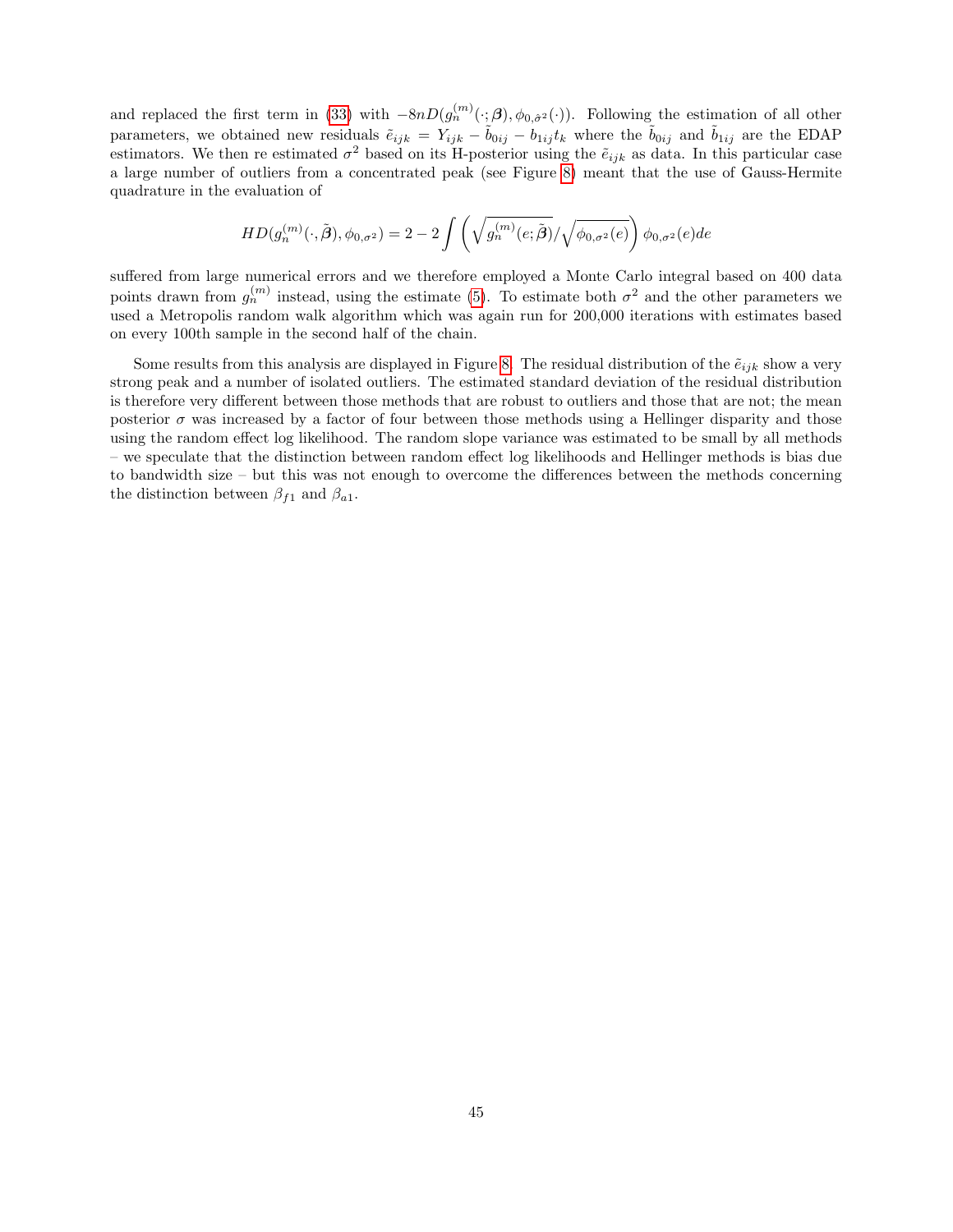and replaced the first term in (33) with $-8nD(g_n^{(m)}(\cdot;\boldsymbol{\beta}), \phi_{0,\hat{\sigma}^2}(\cdot))$. Following the estimation of all other parameters, we obtained new residuals $\tilde{e}_{ijk} = Y_{ijk} - \tilde{b}_{0ij} - b_{1ij}t_k$ where the $\tilde{b}_{0ij}$ and $\tilde{b}_{1ij}$ are the EDAP estimators. We then re estimated $\sigma^2$ based on its H-posterior using the $\tilde{e}_{ijk}$ as data. In this particular case a large number of outliers from a concentrated peak (see Figure 8) meant that the use of Gauss-Hermite quadrature in the evaluation of

$$HD(g_n^{(m)}(\cdot, \tilde{\boldsymbol{\beta}}), \phi_{0,\sigma^2}) = 2 - 2\int \left( \sqrt{g_n^{(m)}(e; \tilde{\boldsymbol{\beta}})} / \sqrt{\phi_{0,\sigma^2}(e)} \right) \phi_{0,\sigma^2}(e) de$$

suffered from large numerical errors and we therefore employed a Monte Carlo integral based on 400 data points drawn from $g_n^{(m)}$ instead, using the estimate (5). To estimate both $\sigma^2$ and the other parameters we used a Metropolis random walk algorithm which was again run for 200,000 iterations with estimates based on every 100th sample in the second half of the chain.

Some results from this analysis are displayed in Figure 8. The residual distribution of the $\tilde{e}_{ijk}$ show a very strong peak and a number of isolated outliers. The estimated standard deviation of the residual distribution is therefore very different between those methods that are robust to outliers and those that are not; the mean posterior $\sigma$ was increased by a factor of four between those methods using a Hellinger disparity and those using the random effect log likelihood. The random slope variance was estimated to be small by all methods – we speculate that the distinction between random effect log likelihoods and Hellinger methods is bias due to bandwidth size – but this was not enough to overcome the differences between the methods concerning the distinction between $\beta_{f1}$ and $\beta_{a1}$.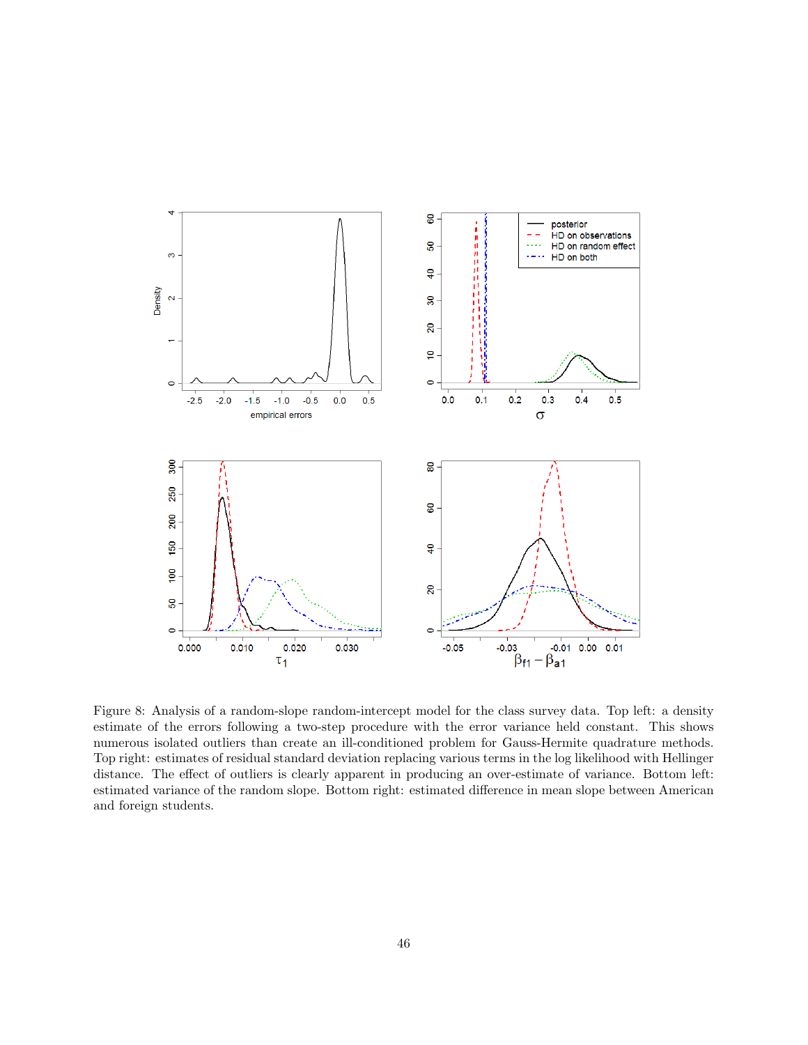Density

empirical errors

-2.5 -2.0 -1.5 -1.0 -0.5 0.0 0.5

0 1 2 3 4

posterior

HD on observations

HD on random effect

HD on both

$\sigma$

0.0 0.1 0.2 0.3 0.4 0.5

0 10 20 30 40 50 60

$\tau_1$

0.000 0.010 0.020 0.030

0 50 100 150 200 250 300

$\beta_{f1} - \beta_{a1}$

-0.05 -0.03 -0.01 0.00 0.01

0 20 40 60 80

Figure 8: Analysis of a random-slope random-intercept model for the class survey data. Top left: a density estimate of the errors following a two-step procedure with the error variance held constant. This shows numerous isolated outliers than create an ill-conditioned problem for Gauss-Hermite quadrature methods. Top right: estimates of residual standard deviation replacing various terms in the log likelihood with Hellinger distance. The effect of outliers is clearly apparent in producing an over-estimate of variance. Bottom left: estimated variance of the random slope. Bottom right: estimated difference in mean slope between American and foreign students.